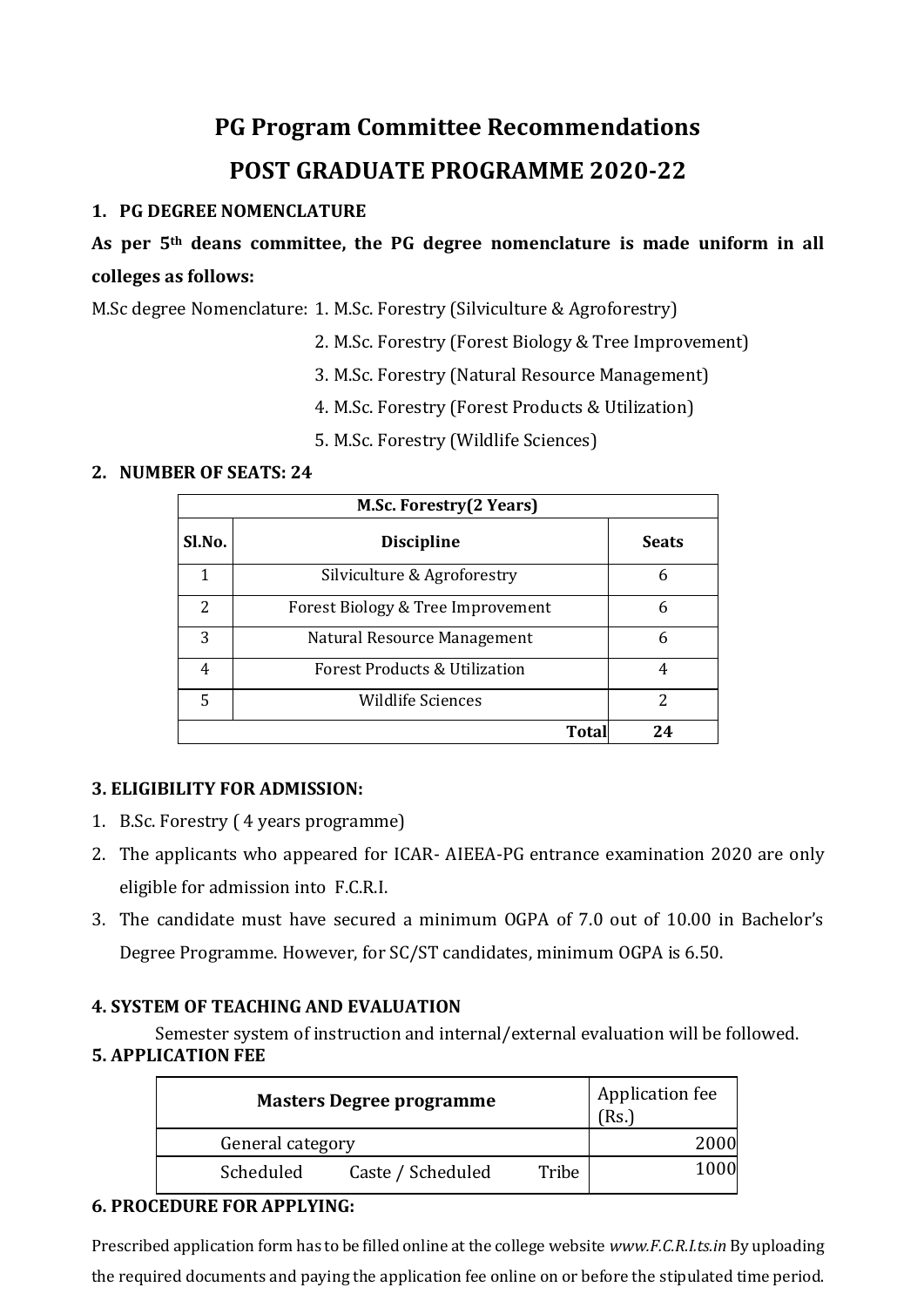# PG Program Committee Recommendations

# POST GRADUATE PROGRAMME 2020-22

## 1. PG DEGREE NOMENCLATURE

**As per 5th deans committee, the PG degree nomenclature is made uniform in all colleges as follows:**

M.Sc degree Nomenclature:
1. M.Sc. Forestry (Silviculture & Agroforestry)
2. M.Sc. Forestry (Forest Biology & Tree Improvement)
3. M.Sc. Forestry (Natural Resource Management)
4. M.Sc. Forestry (Forest Products & Utilization)
5. M.Sc. Forestry (Wildlife Sciences)

## 2. NUMBER OF SEATS: 24

| M.Sc. Forestry(2 Years) | | |
|---|---|---|
| **Sl.No.** | **Discipline** | **Seats** |
| 1 | Silviculture & Agroforestry | 6 |
| 2 | Forest Biology & Tree Improvement | 6 |
| 3 | Natural Resource Management | 6 |
| 4 | Forest Products & Utilization | 4 |
| 5 | Wildlife Sciences | 2 |
| | **Total** | **24** |

## 3. ELIGIBILITY FOR ADMISSION:

1. B.Sc. Forestry ( 4 years programme)
2. The applicants who appeared for ICAR- AIEEA-PG entrance examination 2020 are only eligible for admission into F.C.R.I.
3. The candidate must have secured a minimum OGPA of 7.0 out of 10.00 in Bachelor's Degree Programme. However, for SC/ST candidates, minimum OGPA is 6.50.

## 4. SYSTEM OF TEACHING AND EVALUATION

Semester system of instruction and internal/external evaluation will be followed.

## 5. APPLICATION FEE

| Masters Degree programme | Application fee (Rs.) |
|---|---|
| General category | 2000 |
| Scheduled Caste / Scheduled Tribe | 1000 |

## 6. PROCEDURE FOR APPLYING:

Prescribed application form has to be filled online at the college website *www.F.C.R.I.ts.in* By uploading the required documents and paying the application fee online on or before the stipulated time period.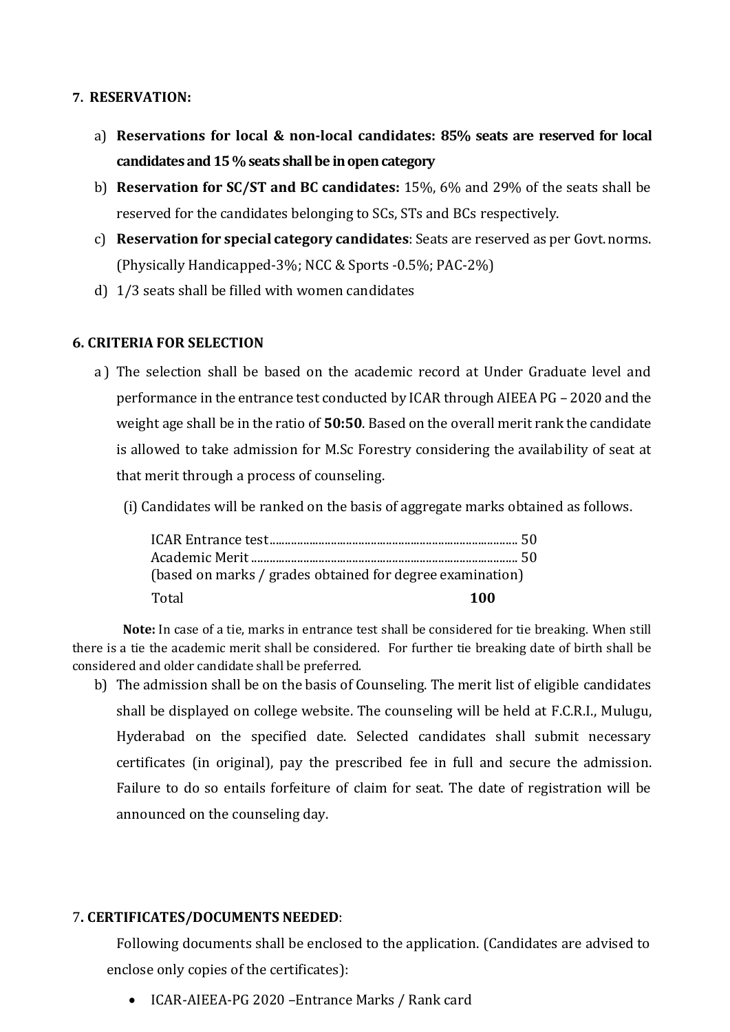**7. RESERVATION:**

a) **Reservations for local & non-local candidates: 85% seats are reserved for local candidates and 15 % seats shall be in open category**

b) **Reservation for SC/ST and BC candidates:** 15%, 6% and 29% of the seats shall be reserved for the candidates belonging to SCs, STs and BCs respectively.

c) **Reservation for special category candidates**: Seats are reserved as per Govt. norms. (Physically Handicapped-3%; NCC & Sports -0.5%; PAC-2%)

d) 1/3 seats shall be filled with women candidates

**6. CRITERIA FOR SELECTION**

a ) The selection shall be based on the academic record at Under Graduate level and performance in the entrance test conducted by ICAR through AIEEA PG – 2020 and the weight age shall be in the ratio of **50:50**. Based on the overall merit rank the candidate is allowed to take admission for M.Sc Forestry considering the availability of seat at that merit through a process of counseling.

(i) Candidates will be ranked on the basis of aggregate marks obtained as follows.

ICAR Entrance test............................................................................... 50
Academic Merit ...................................................................................... 50
(based on marks / grades obtained for degree examination)
Total **100**

**Note:** In case of a tie, marks in entrance test shall be considered for tie breaking. When still there is a tie the academic merit shall be considered. For further tie breaking date of birth shall be considered and older candidate shall be preferred.

b) The admission shall be on the basis of Counseling. The merit list of eligible candidates shall be displayed on college website. The counseling will be held at F.C.R.I., Mulugu, Hyderabad on the specified date. Selected candidates shall submit necessary certificates (in original), pay the prescribed fee in full and secure the admission. Failure to do so entails forfeiture of claim for seat. The date of registration will be announced on the counseling day.

7**. CERTIFICATES/DOCUMENTS NEEDED**:

Following documents shall be enclosed to the application. (Candidates are advised to enclose only copies of the certificates):

- ICAR-AIEEA-PG 2020 –Entrance Marks / Rank card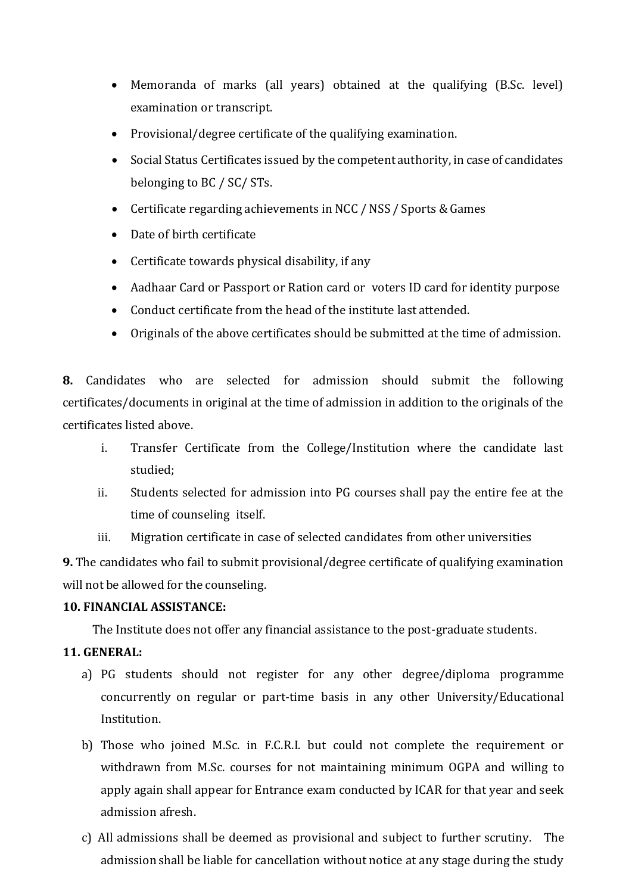- Memoranda of marks (all years) obtained at the qualifying (B.Sc. level) examination or transcript.
- Provisional/degree certificate of the qualifying examination.
- Social Status Certificates issued by the competent authority, in case of candidates belonging to BC / SC/ STs.
- Certificate regarding achievements in NCC / NSS / Sports & Games
- Date of birth certificate
- Certificate towards physical disability, if any
- Aadhaar Card or Passport or Ration card or voters ID card for identity purpose
- Conduct certificate from the head of the institute last attended.
- Originals of the above certificates should be submitted at the time of admission.

**8.** Candidates who are selected for admission should submit the following certificates/documents in original at the time of admission in addition to the originals of the certificates listed above.

i. Transfer Certificate from the College/Institution where the candidate last studied;

ii. Students selected for admission into PG courses shall pay the entire fee at the time of counseling itself.

iii. Migration certificate in case of selected candidates from other universities

**9.** The candidates who fail to submit provisional/degree certificate of qualifying examination will not be allowed for the counseling.

**10. FINANCIAL ASSISTANCE:**

The Institute does not offer any financial assistance to the post-graduate students.

**11. GENERAL:**

a) PG students should not register for any other degree/diploma programme concurrently on regular or part-time basis in any other University/Educational Institution.

b) Those who joined M.Sc. in F.C.R.I. but could not complete the requirement or withdrawn from M.Sc. courses for not maintaining minimum OGPA and willing to apply again shall appear for Entrance exam conducted by ICAR for that year and seek admission afresh.

c) All admissions shall be deemed as provisional and subject to further scrutiny. The admission shall be liable for cancellation without notice at any stage during the study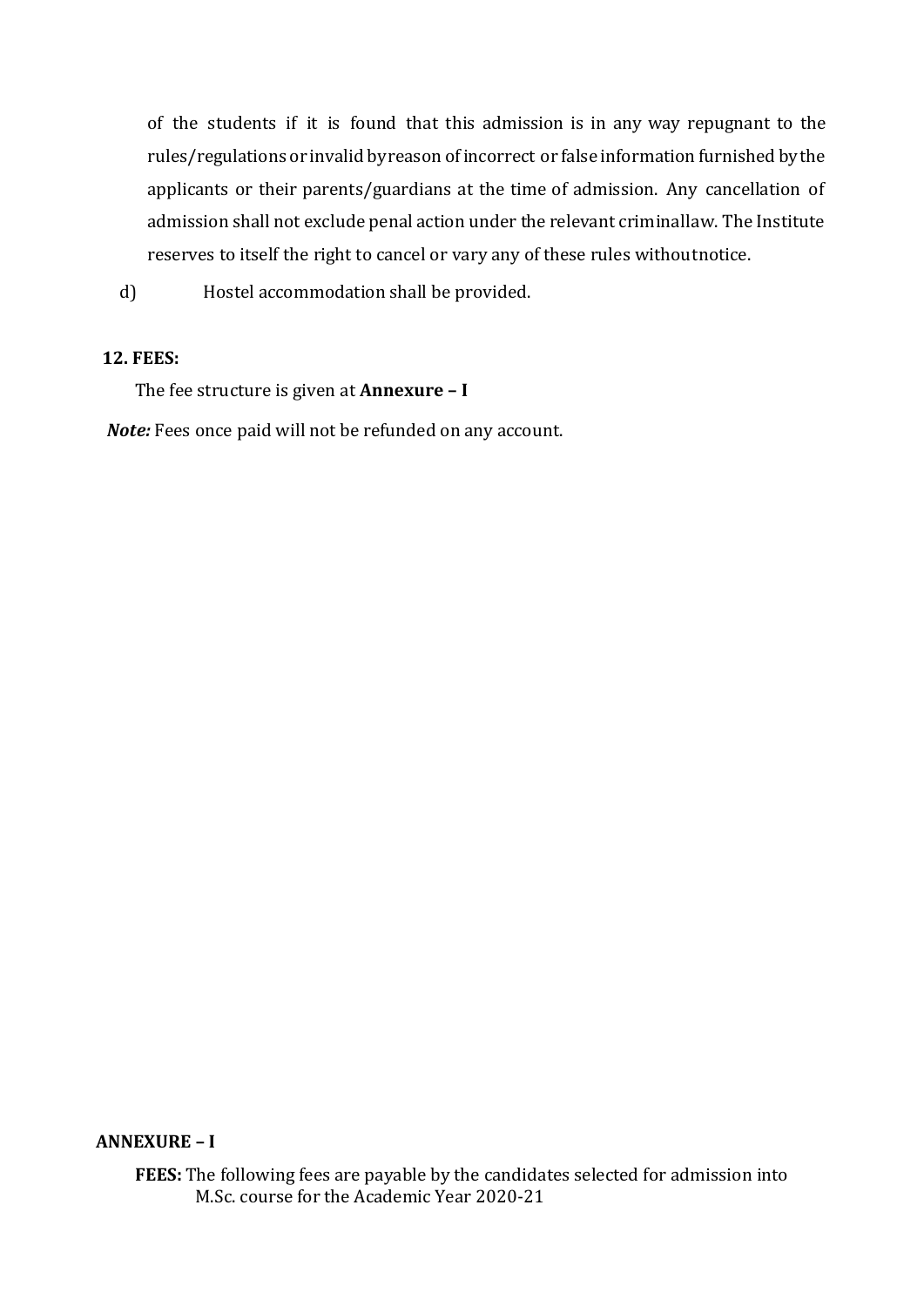of the students if it is found that this admission is in any way repugnant to the rules/regulations or invalid by reason of incorrect or false information furnished by the applicants or their parents/guardians at the time of admission. Any cancellation of admission shall not exclude penal action under the relevant criminal law. The Institute reserves to itself the right to cancel or vary any of these rules without notice.

d) Hostel accommodation shall be provided.

**12. FEES:**

The fee structure is given at **Annexure – I**

***Note:*** Fees once paid will not be refunded on any account.

**ANNEXURE – I**

**FEES:** The following fees are payable by the candidates selected for admission into M.Sc. course for the Academic Year 2020-21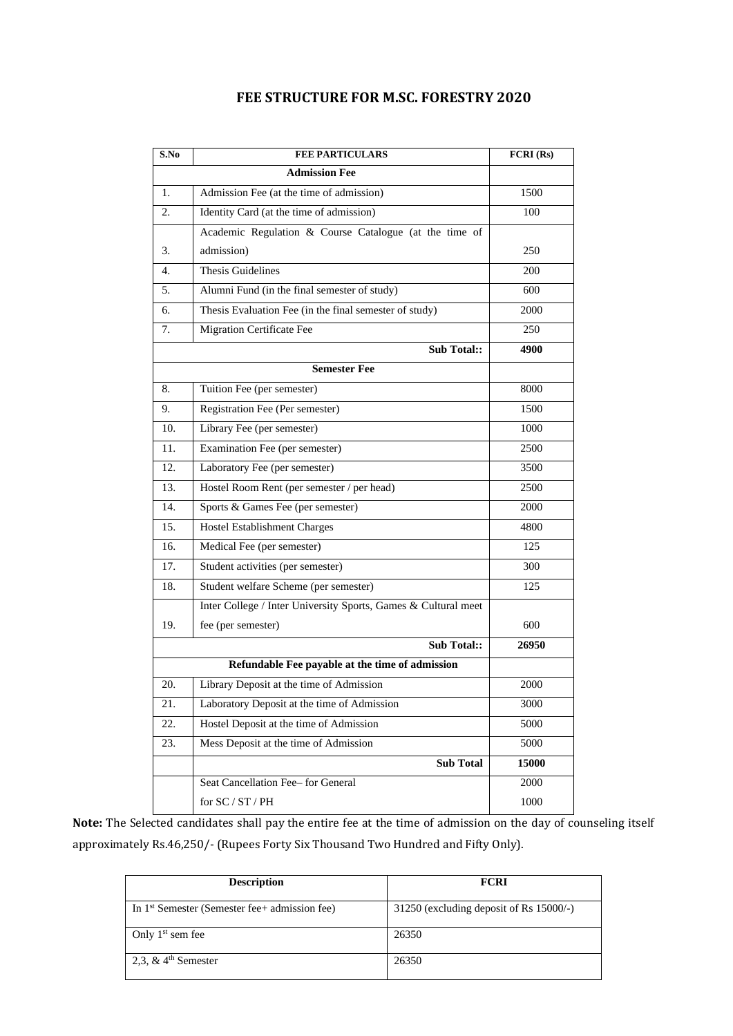# FEE STRUCTURE FOR M.SC. FORESTRY 2020

| S.No | FEE PARTICULARS | FCRI (Rs) |
|---|---|---|
| | **Admission Fee** | |
| 1. | Admission Fee (at the time of admission) | 1500 |
| 2. | Identity Card (at the time of admission) | 100 |
| 3. | Academic Regulation & Course Catalogue (at the time of admission) | 250 |
| 4. | Thesis Guidelines | 200 |
| 5. | Alumni Fund (in the final semester of study) | 600 |
| 6. | Thesis Evaluation Fee (in the final semester of study) | 2000 |
| 7. | Migration Certificate Fee | 250 |
| | **Sub Total::** | **4900** |
| | **Semester Fee** | |
| 8. | Tuition Fee (per semester) | 8000 |
| 9. | Registration Fee (Per semester) | 1500 |
| 10. | Library Fee (per semester) | 1000 |
| 11. | Examination Fee (per semester) | 2500 |
| 12. | Laboratory Fee (per semester) | 3500 |
| 13. | Hostel Room Rent (per semester / per head) | 2500 |
| 14. | Sports & Games Fee (per semester) | 2000 |
| 15. | Hostel Establishment Charges | 4800 |
| 16. | Medical Fee (per semester) | 125 |
| 17. | Student activities (per semester) | 300 |
| 18. | Student welfare Scheme (per semester) | 125 |
| 19. | Inter College / Inter University Sports, Games & Cultural meet fee (per semester) | 600 |
| | **Sub Total::** | **26950** |
| | **Refundable Fee payable at the time of admission** | |
| 20. | Library Deposit at the time of Admission | 2000 |
| 21. | Laboratory Deposit at the time of Admission | 3000 |
| 22. | Hostel Deposit at the time of Admission | 5000 |
| 23. | Mess Deposit at the time of Admission | 5000 |
| | **Sub Total** | **15000** |
| | Seat Cancellation Fee– for General | 2000 |
| | for SC / ST / PH | 1000 |

**Note:** The Selected candidates shall pay the entire fee at the time of admission on the day of counseling itself approximately Rs.46,250/- (Rupees Forty Six Thousand Two Hundred and Fifty Only).

| Description | FCRI |
|---|---|
| In 1st Semester (Semester fee+ admission fee) | 31250 (excluding deposit of Rs 15000/-) |
| Only 1st sem fee | 26350 |
| 2,3, & 4th Semester | 26350 |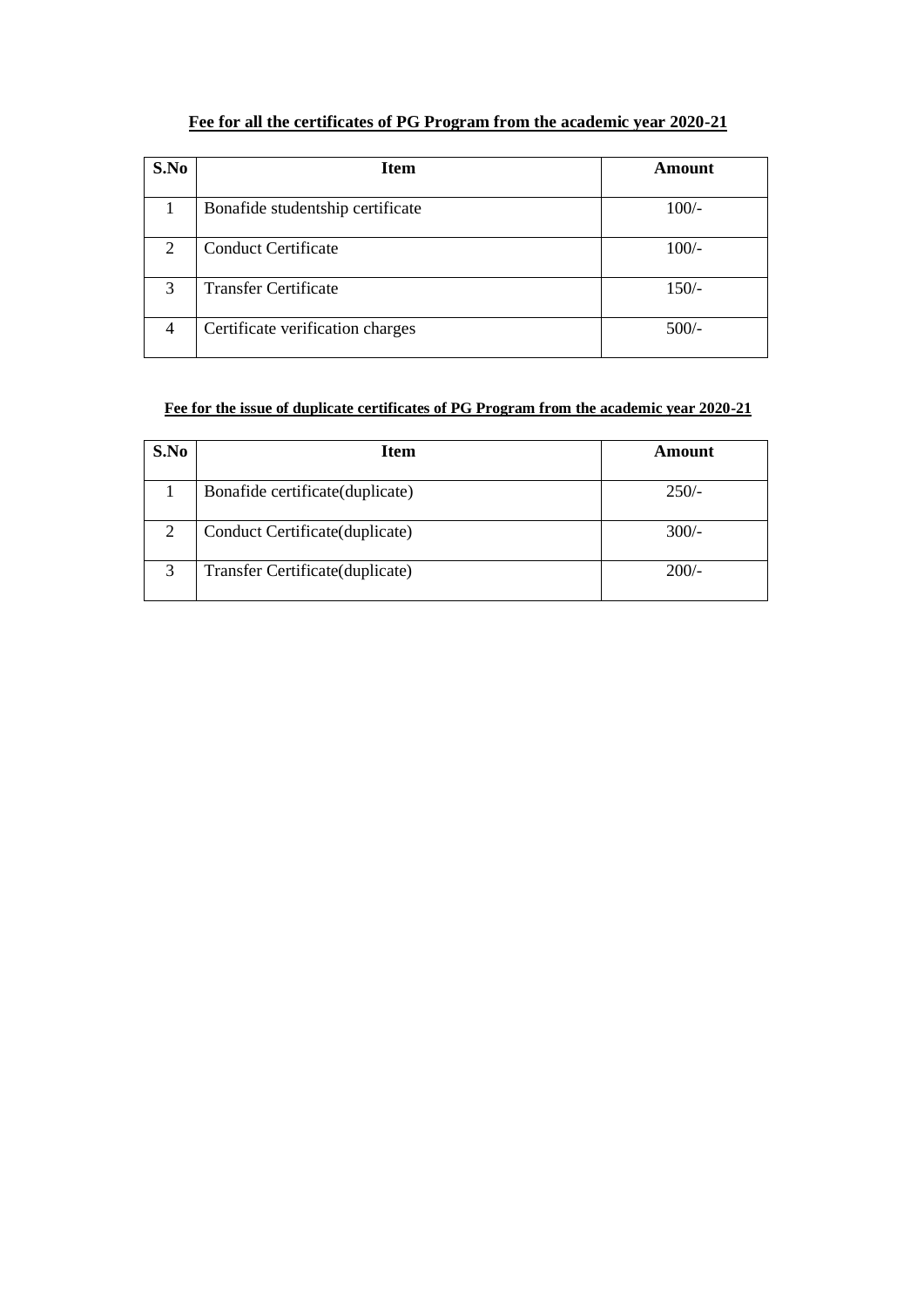**Fee for all the certificates of PG Program from the academic year 2020-21**

| S.No | Item | Amount |
|---|---|---|
| 1 | Bonafide studentship certificate | 100/- |
| 2 | Conduct Certificate | 100/- |
| 3 | Transfer Certificate | 150/- |
| 4 | Certificate verification charges | 500/- |

**Fee for the issue of duplicate certificates of PG Program from the academic year 2020-21**

| S.No | Item | Amount |
|---|---|---|
| 1 | Bonafide certificate(duplicate) | 250/- |
| 2 | Conduct Certificate(duplicate) | 300/- |
| 3 | Transfer Certificate(duplicate) | 200/- |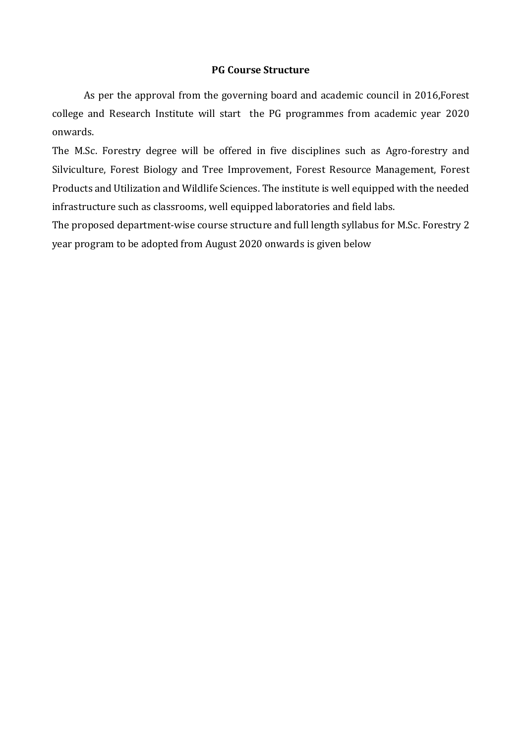## PG Course Structure

As per the approval from the governing board and academic council in 2016,Forest college and Research Institute will start the PG programmes from academic year 2020 onwards.

The M.Sc. Forestry degree will be offered in five disciplines such as Agro-forestry and Silviculture, Forest Biology and Tree Improvement, Forest Resource Management, Forest Products and Utilization and Wildlife Sciences. The institute is well equipped with the needed infrastructure such as classrooms, well equipped laboratories and field labs.

The proposed department-wise course structure and full length syllabus for M.Sc. Forestry 2 year program to be adopted from August 2020 onwards is given below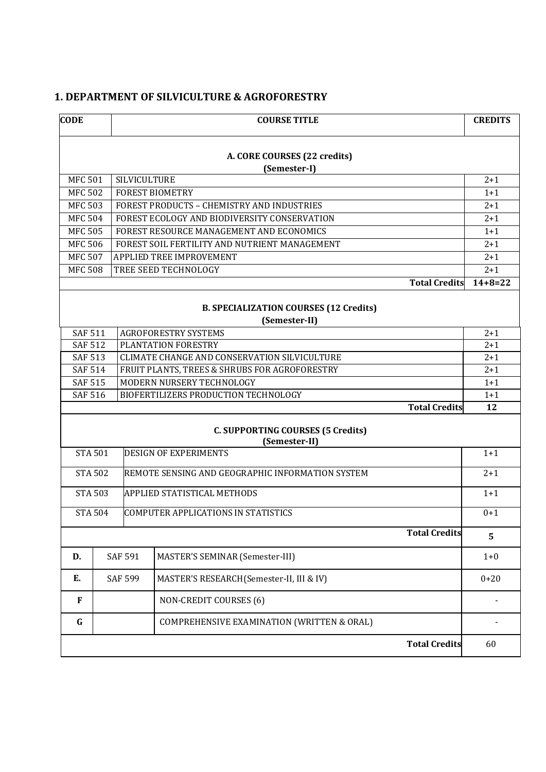## 1. DEPARTMENT OF SILVICULTURE & AGROFORESTRY

| CODE | COURSE TITLE | CREDITS |
|---|---|---|
| | **A. CORE COURSES (22 credits)** **(Semester-I)** | |
| MFC 501 | SILVICULTURE | 2+1 |
| MFC 502 | FOREST BIOMETRY | 1+1 |
| MFC 503 | FOREST PRODUCTS – CHEMISTRY AND INDUSTRIES | 2+1 |
| MFC 504 | FOREST ECOLOGY AND BIODIVERSITY CONSERVATION | 2+1 |
| MFC 505 | FOREST RESOURCE MANAGEMENT AND ECONOMICS | 1+1 |
| MFC 506 | FOREST SOIL FERTILITY AND NUTRIENT MANAGEMENT | 2+1 |
| MFC 507 | APPLIED TREE IMPROVEMENT | 2+1 |
| MFC 508 | TREE SEED TECHNOLOGY | 2+1 |
| | **Total Credits** | **14+8=22** |
| | **B. SPECIALIZATION COURSES (12 Credits)** **(Semester-II)** | |
| SAF 511 | AGROFORESTRY SYSTEMS | 2+1 |
| SAF 512 | PLANTATION FORESTRY | 2+1 |
| SAF 513 | CLIMATE CHANGE AND CONSERVATION SILVICULTURE | 2+1 |
| SAF 514 | FRUIT PLANTS, TREES & SHRUBS FOR AGROFORESTRY | 2+1 |
| SAF 515 | MODERN NURSERY TECHNOLOGY | 1+1 |
| SAF 516 | BIOFERTILIZERS PRODUCTION TECHNOLOGY | 1+1 |
| | **Total Credits** | **12** |
| | **C. SUPPORTING COURSES (5 Credits)** **(Semester-II)** | |
| STA 501 | DESIGN OF EXPERIMENTS | 1+1 |
| STA 502 | REMOTE SENSING AND GEOGRAPHIC INFORMATION SYSTEM | 2+1 |
| STA 503 | APPLIED STATISTICAL METHODS | 1+1 |
| STA 504 | COMPUTER APPLICATIONS IN STATISTICS | 0+1 |
| | **Total Credits** | **5** |
| **D.** SAF 591 | MASTER'S SEMINAR (Semester-III) | 1+0 |
| **E.** SAF 599 | MASTER'S RESEARCH (Semester-II, III & IV) | 0+20 |
| **F** | NON-CREDIT COURSES (6) | - |
| **G** | COMPREHENSIVE EXAMINATION (WRITTEN & ORAL) | - |
| | **Total Credits** | 60 |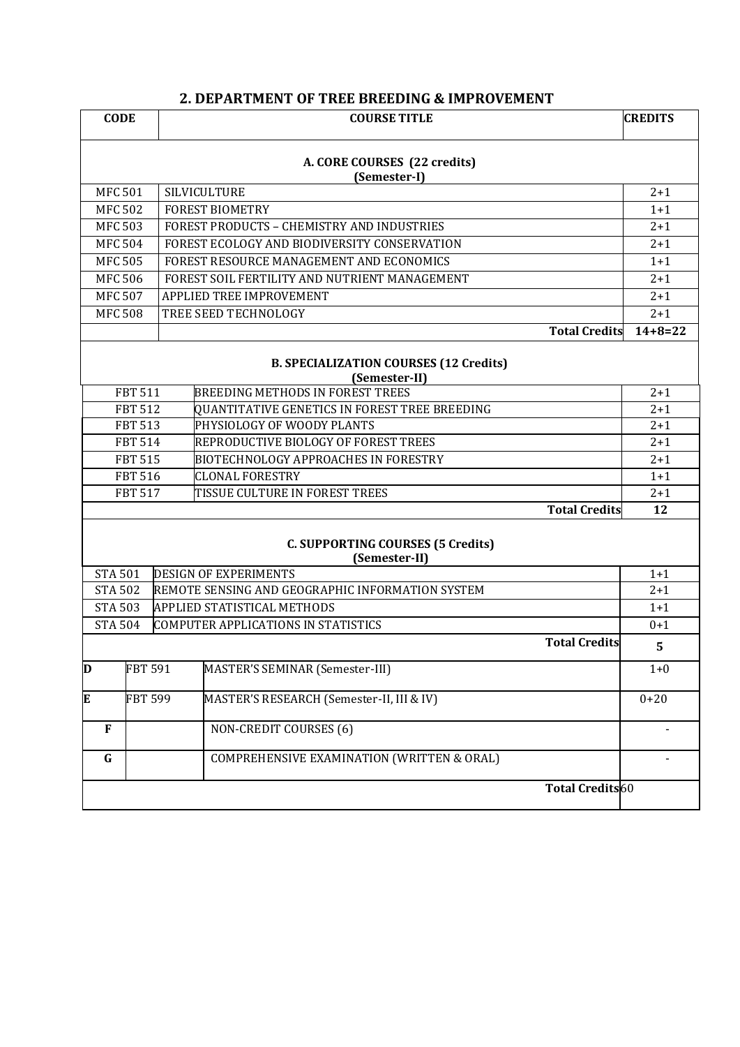## 2. DEPARTMENT OF TREE BREEDING & IMPROVEMENT

| CODE | COURSE TITLE | CREDITS |
|---|---|---|
| **A. CORE COURSES (22 credits)** **(Semester-I)** | | |
| MFC 501 | SILVICULTURE | 2+1 |
| MFC 502 | FOREST BIOMETRY | 1+1 |
| MFC 503 | FOREST PRODUCTS – CHEMISTRY AND INDUSTRIES | 2+1 |
| MFC 504 | FOREST ECOLOGY AND BIODIVERSITY CONSERVATION | 2+1 |
| MFC 505 | FOREST RESOURCE MANAGEMENT AND ECONOMICS | 1+1 |
| MFC 506 | FOREST SOIL FERTILITY AND NUTRIENT MANAGEMENT | 2+1 |
| MFC 507 | APPLIED TREE IMPROVEMENT | 2+1 |
| MFC 508 | TREE SEED TECHNOLOGY | 2+1 |
| | **Total Credits** | **14+8=22** |
| **B. SPECIALIZATION COURSES (12 Credits)** **(Semester-II)** | | |
| FBT 511 | BREEDING METHODS IN FOREST TREES | 2+1 |
| FBT 512 | QUANTITATIVE GENETICS IN FOREST TREE BREEDING | 2+1 |
| FBT 513 | PHYSIOLOGY OF WOODY PLANTS | 2+1 |
| FBT 514 | REPRODUCTIVE BIOLOGY OF FOREST TREES | 2+1 |
| FBT 515 | BIOTECHNOLOGY APPROACHES IN FORESTRY | 2+1 |
| FBT 516 | CLONAL FORESTRY | 1+1 |
| FBT 517 | TISSUE CULTURE IN FOREST TREES | 2+1 |
| | **Total Credits** | **12** |
| **C. SUPPORTING COURSES (5 Credits)** **(Semester-II)** | | |
| STA 501 | DESIGN OF EXPERIMENTS | 1+1 |
| STA 502 | REMOTE SENSING AND GEOGRAPHIC INFORMATION SYSTEM | 2+1 |
| STA 503 | APPLIED STATISTICAL METHODS | 1+1 |
| STA 504 | COMPUTER APPLICATIONS IN STATISTICS | 0+1 |
| | **Total Credits** | **5** |
| **D** FBT 591 | MASTER'S SEMINAR (Semester-III) | 1+0 |
| **E** FBT 599 | MASTER'S RESEARCH (Semester-II, III & IV) | 0+20 |
| **F** | NON-CREDIT COURSES (6) | - |
| **G** | COMPREHENSIVE EXAMINATION (WRITTEN & ORAL) | - |
| | **Total Credits** | 60 |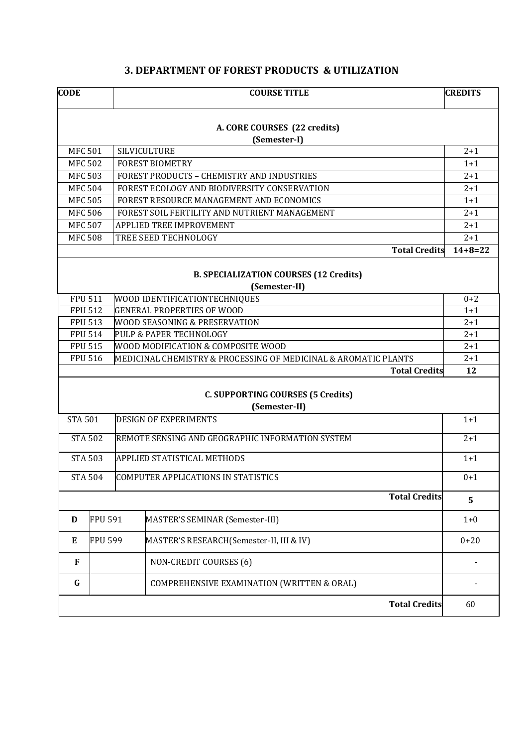## 3. DEPARTMENT OF FOREST PRODUCTS & UTILIZATION

| CODE | | COURSE TITLE | CREDITS |
|---|---|---|---|
| **A. CORE COURSES (22 credits) (Semester-I)** | | | |
| MFC 501 | | SILVICULTURE | 2+1 |
| MFC 502 | | FOREST BIOMETRY | 1+1 |
| MFC 503 | | FOREST PRODUCTS – CHEMISTRY AND INDUSTRIES | 2+1 |
| MFC 504 | | FOREST ECOLOGY AND BIODIVERSITY CONSERVATION | 2+1 |
| MFC 505 | | FOREST RESOURCE MANAGEMENT AND ECONOMICS | 1+1 |
| MFC 506 | | FOREST SOIL FERTILITY AND NUTRIENT MANAGEMENT | 2+1 |
| MFC 507 | | APPLIED TREE IMPROVEMENT | 2+1 |
| MFC 508 | | TREE SEED TECHNOLOGY | 2+1 |
| | | **Total Credits** | **14+8=22** |
| **B. SPECIALIZATION COURSES (12 Credits) (Semester-II)** | | | |
| FPU 511 | | WOOD IDENTIFICATIONTECHNIQUES | 0+2 |
| FPU 512 | | GENERAL PROPERTIES OF WOOD | 1+1 |
| FPU 513 | | WOOD SEASONING & PRESERVATION | 2+1 |
| FPU 514 | | PULP & PAPER TECHNOLOGY | 2+1 |
| FPU 515 | | WOOD MODIFICATION & COMPOSITE WOOD | 2+1 |
| FPU 516 | | MEDICINAL CHEMISTRY & PROCESSING OF MEDICINAL & AROMATIC PLANTS | 2+1 |
| | | **Total Credits** | **12** |
| **C. SUPPORTING COURSES (5 Credits) (Semester-II)** | | | |
| STA 501 | | DESIGN OF EXPERIMENTS | 1+1 |
| STA 502 | | REMOTE SENSING AND GEOGRAPHIC INFORMATION SYSTEM | 2+1 |
| STA 503 | | APPLIED STATISTICAL METHODS | 1+1 |
| STA 504 | | COMPUTER APPLICATIONS IN STATISTICS | 0+1 |
| | | **Total Credits** | **5** |
| **D** | FPU 591 | MASTER'S SEMINAR (Semester-III) | 1+0 |
| **E** | FPU 599 | MASTER'S RESEARCH(Semester-II, III & IV) | 0+20 |
| **F** | | NON-CREDIT COURSES (6) | - |
| **G** | | COMPREHENSIVE EXAMINATION (WRITTEN & ORAL) | - |
| | | **Total Credits** | 60 |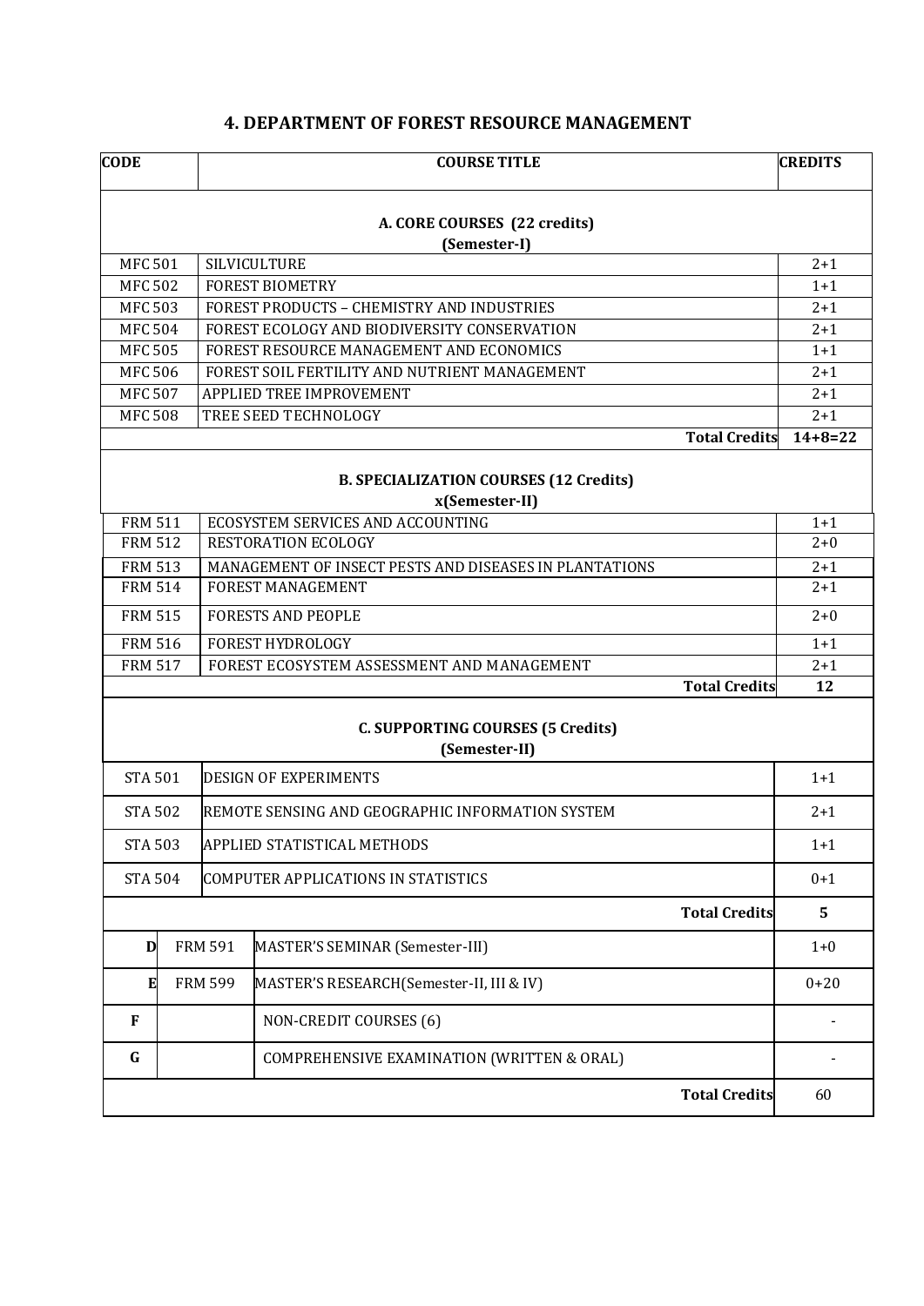## 4. DEPARTMENT OF FOREST RESOURCE MANAGEMENT

| CODE | COURSE TITLE | CREDITS |
|---|---|---|
| **A. CORE COURSES (22 credits) (Semester-I)** | | |
| MFC 501 | SILVICULTURE | 2+1 |
| MFC 502 | FOREST BIOMETRY | 1+1 |
| MFC 503 | FOREST PRODUCTS – CHEMISTRY AND INDUSTRIES | 2+1 |
| MFC 504 | FOREST ECOLOGY AND BIODIVERSITY CONSERVATION | 2+1 |
| MFC 505 | FOREST RESOURCE MANAGEMENT AND ECONOMICS | 1+1 |
| MFC 506 | FOREST SOIL FERTILITY AND NUTRIENT MANAGEMENT | 2+1 |
| MFC 507 | APPLIED TREE IMPROVEMENT | 2+1 |
| MFC 508 | TREE SEED TECHNOLOGY | 2+1 |
| | **Total Credits** | **14+8=22** |
| **B. SPECIALIZATION COURSES (12 Credits) x(Semester-II)** | | |
| FRM 511 | ECOSYSTEM SERVICES AND ACCOUNTING | 1+1 |
| FRM 512 | RESTORATION ECOLOGY | 2+0 |
| FRM 513 | MANAGEMENT OF INSECT PESTS AND DISEASES IN PLANTATIONS | 2+1 |
| FRM 514 | FOREST MANAGEMENT | 2+1 |
| FRM 515 | FORESTS AND PEOPLE | 2+0 |
| FRM 516 | FOREST HYDROLOGY | 1+1 |
| FRM 517 | FOREST ECOSYSTEM ASSESSMENT AND MANAGEMENT | 2+1 |
| | **Total Credits** | **12** |
| **C. SUPPORTING COURSES (5 Credits) (Semester-II)** | | |
| STA 501 | DESIGN OF EXPERIMENTS | 1+1 |
| STA 502 | REMOTE SENSING AND GEOGRAPHIC INFORMATION SYSTEM | 2+1 |
| STA 503 | APPLIED STATISTICAL METHODS | 1+1 |
| STA 504 | COMPUTER APPLICATIONS IN STATISTICS | 0+1 |
| | **Total Credits** | **5** |
| **D** FRM 591 | MASTER'S SEMINAR (Semester-III) | 1+0 |
| **E** FRM 599 | MASTER'S RESEARCH(Semester-II, III & IV) | 0+20 |
| **F** | NON-CREDIT COURSES (6) | - |
| **G** | COMPREHENSIVE EXAMINATION (WRITTEN & ORAL) | - |
| | **Total Credits** | 60 |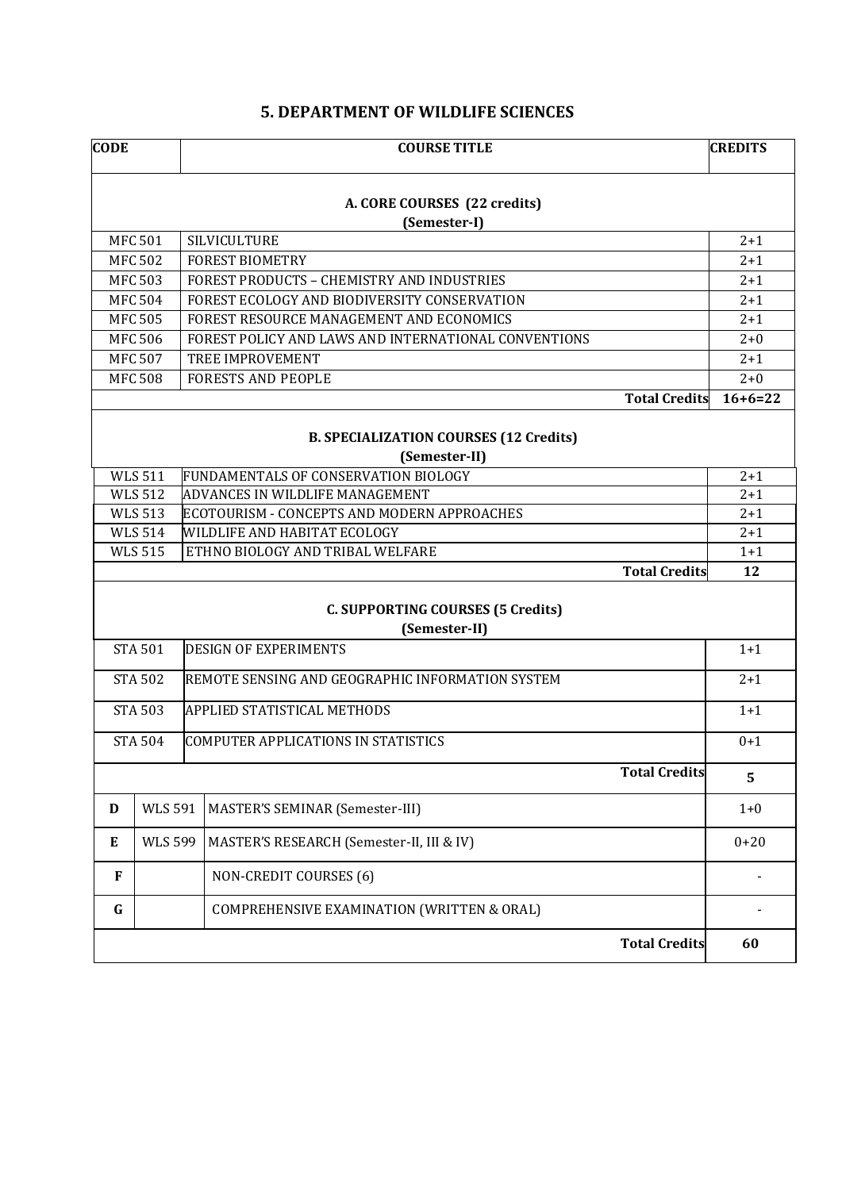## 5. DEPARTMENT OF WILDLIFE SCIENCES

| CODE | COURSE TITLE | CREDITS |
|---|---|---|
| **A. CORE COURSES (22 credits) (Semester-I)** | | |
| MFC 501 | SILVICULTURE | 2+1 |
| MFC 502 | FOREST BIOMETRY | 2+1 |
| MFC 503 | FOREST PRODUCTS – CHEMISTRY AND INDUSTRIES | 2+1 |
| MFC 504 | FOREST ECOLOGY AND BIODIVERSITY CONSERVATION | 2+1 |
| MFC 505 | FOREST RESOURCE MANAGEMENT AND ECONOMICS | 2+1 |
| MFC 506 | FOREST POLICY AND LAWS AND INTERNATIONAL CONVENTIONS | 2+0 |
| MFC 507 | TREE IMPROVEMENT | 2+1 |
| MFC 508 | FORESTS AND PEOPLE | 2+0 |
| | **Total Credits** | **16+6=22** |
| **B. SPECIALIZATION COURSES (12 Credits) (Semester-II)** | | |
| WLS 511 | FUNDAMENTALS OF CONSERVATION BIOLOGY | 2+1 |
| WLS 512 | ADVANCES IN WILDLIFE MANAGEMENT | 2+1 |
| WLS 513 | ECOTOURISM - CONCEPTS AND MODERN APPROACHES | 2+1 |
| WLS 514 | WILDLIFE AND HABITAT ECOLOGY | 2+1 |
| WLS 515 | ETHNO BIOLOGY AND TRIBAL WELFARE | 1+1 |
| | **Total Credits** | **12** |
| **C. SUPPORTING COURSES (5 Credits) (Semester-II)** | | |
| STA 501 | DESIGN OF EXPERIMENTS | 1+1 |
| STA 502 | REMOTE SENSING AND GEOGRAPHIC INFORMATION SYSTEM | 2+1 |
| STA 503 | APPLIED STATISTICAL METHODS | 1+1 |
| STA 504 | COMPUTER APPLICATIONS IN STATISTICS | 0+1 |
| | **Total Credits** | **5** |
| **D** WLS 591 | MASTER'S SEMINAR (Semester-III) | 1+0 |
| **E** WLS 599 | MASTER'S RESEARCH (Semester-II, III & IV) | 0+20 |
| **F** | NON-CREDIT COURSES (6) | - |
| **G** | COMPREHENSIVE EXAMINATION (WRITTEN & ORAL) | - |
| | **Total Credits** | **60** |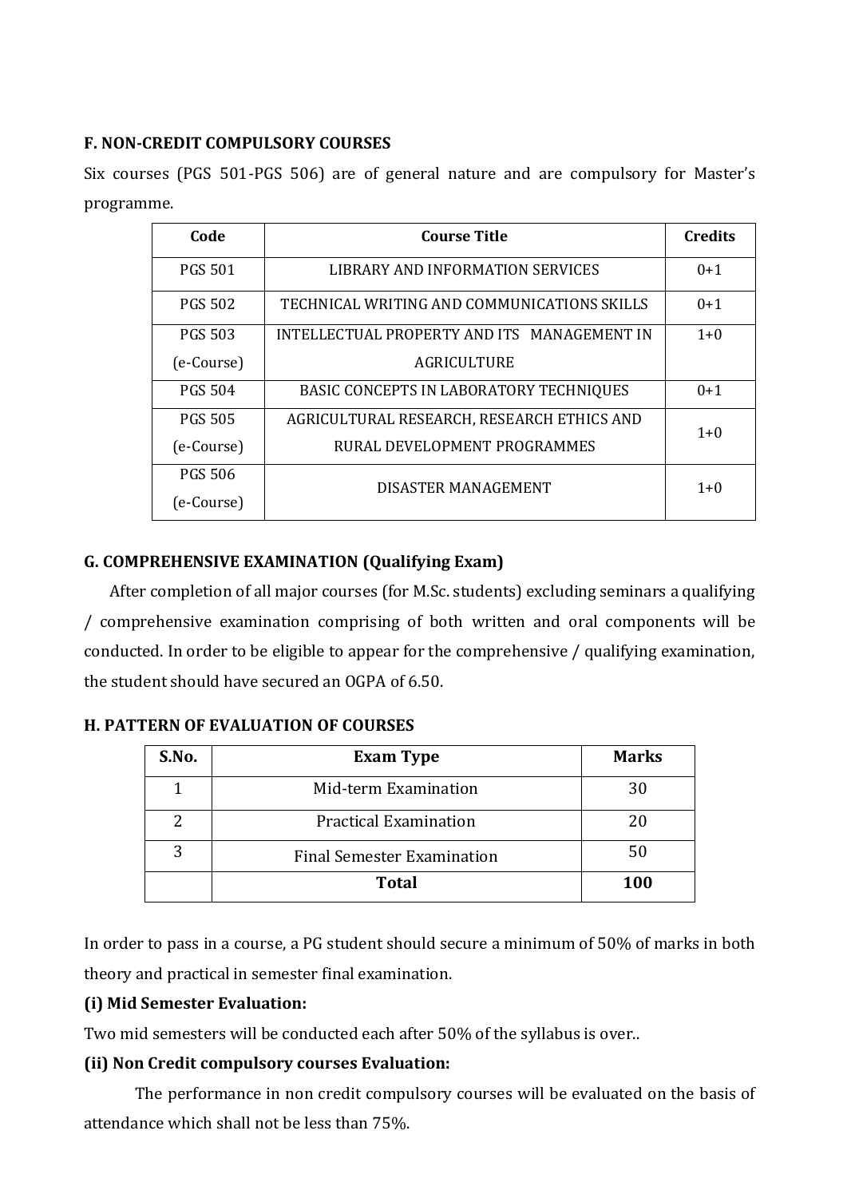## F. NON-CREDIT COMPULSORY COURSES

Six courses (PGS 501-PGS 506) are of general nature and are compulsory for Master's programme.

| Code | Course Title | Credits |
|---|---|---|
| PGS 501 | LIBRARY AND INFORMATION SERVICES | 0+1 |
| PGS 502 | TECHNICAL WRITING AND COMMUNICATIONS SKILLS | 0+1 |
| PGS 503 (e-Course) | INTELLECTUAL PROPERTY AND ITS MANAGEMENT IN AGRICULTURE | 1+0 |
| PGS 504 | BASIC CONCEPTS IN LABORATORY TECHNIQUES | 0+1 |
| PGS 505 (e-Course) | AGRICULTURAL RESEARCH, RESEARCH ETHICS AND RURAL DEVELOPMENT PROGRAMMES | 1+0 |
| PGS 506 (e-Course) | DISASTER MANAGEMENT | 1+0 |

## G. COMPREHENSIVE EXAMINATION (Qualifying Exam)

After completion of all major courses (for M.Sc. students) excluding seminars a qualifying / comprehensive examination comprising of both written and oral components will be conducted. In order to be eligible to appear for the comprehensive / qualifying examination, the student should have secured an OGPA of 6.50.

## H. PATTERN OF EVALUATION OF COURSES

| S.No. | Exam Type | Marks |
|---|---|---|
| 1 | Mid-term Examination | 30 |
| 2 | Practical Examination | 20 |
| 3 | Final Semester Examination | 50 |
| | **Total** | **100** |

In order to pass in a course, a PG student should secure a minimum of 50% of marks in both theory and practical in semester final examination.

**(i) Mid Semester Evaluation:**

Two mid semesters will be conducted each after 50% of the syllabus is over..

**(ii) Non Credit compulsory courses Evaluation:**

The performance in non credit compulsory courses will be evaluated on the basis of attendance which shall not be less than 75%.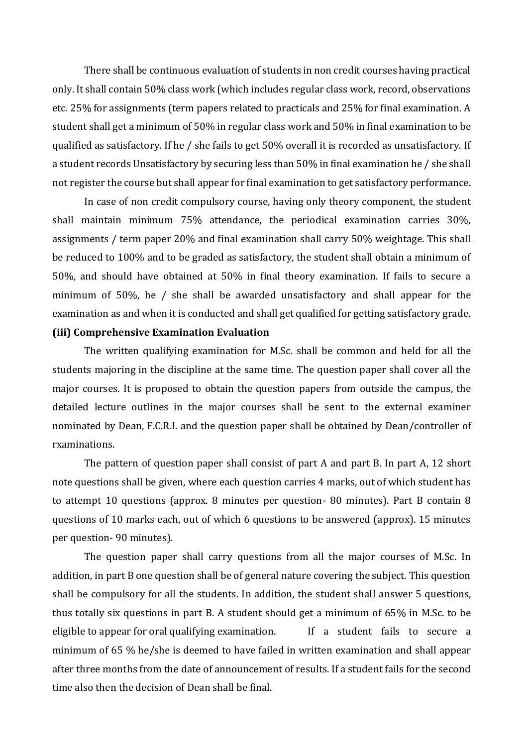There shall be continuous evaluation of students in non credit courses having practical only. It shall contain 50% class work (which includes regular class work, record, observations etc. 25% for assignments (term papers related to practicals and 25% for final examination. A student shall get a minimum of 50% in regular class work and 50% in final examination to be qualified as satisfactory. If he / she fails to get 50% overall it is recorded as unsatisfactory. If a student records Unsatisfactory by securing less than 50% in final examination he / she shall not register the course but shall appear for final examination to get satisfactory performance.

In case of non credit compulsory course, having only theory component, the student shall maintain minimum 75% attendance, the periodical examination carries 30%, assignments / term paper 20% and final examination shall carry 50% weightage. This shall be reduced to 100% and to be graded as satisfactory, the student shall obtain a minimum of 50%, and should have obtained at 50% in final theory examination. If fails to secure a minimum of 50%, he / she shall be awarded unsatisfactory and shall appear for the examination as and when it is conducted and shall get qualified for getting satisfactory grade.

**(iii) Comprehensive Examination Evaluation**

The written qualifying examination for M.Sc. shall be common and held for all the students majoring in the discipline at the same time. The question paper shall cover all the major courses. It is proposed to obtain the question papers from outside the campus, the detailed lecture outlines in the major courses shall be sent to the external examiner nominated by Dean, F.C.R.I. and the question paper shall be obtained by Dean/controller of rxaminations.

The pattern of question paper shall consist of part A and part B. In part A, 12 short note questions shall be given, where each question carries 4 marks, out of which student has to attempt 10 questions (approx. 8 minutes per question- 80 minutes). Part B contain 8 questions of 10 marks each, out of which 6 questions to be answered (approx). 15 minutes per question- 90 minutes).

The question paper shall carry questions from all the major courses of M.Sc. In addition, in part B one question shall be of general nature covering the subject. This question shall be compulsory for all the students. In addition, the student shall answer 5 questions, thus totally six questions in part B. A student should get a minimum of 65% in M.Sc. to be eligible to appear for oral qualifying examination. If a student fails to secure a minimum of 65 % he/she is deemed to have failed in written examination and shall appear after three months from the date of announcement of results. If a student fails for the second time also then the decision of Dean shall be final.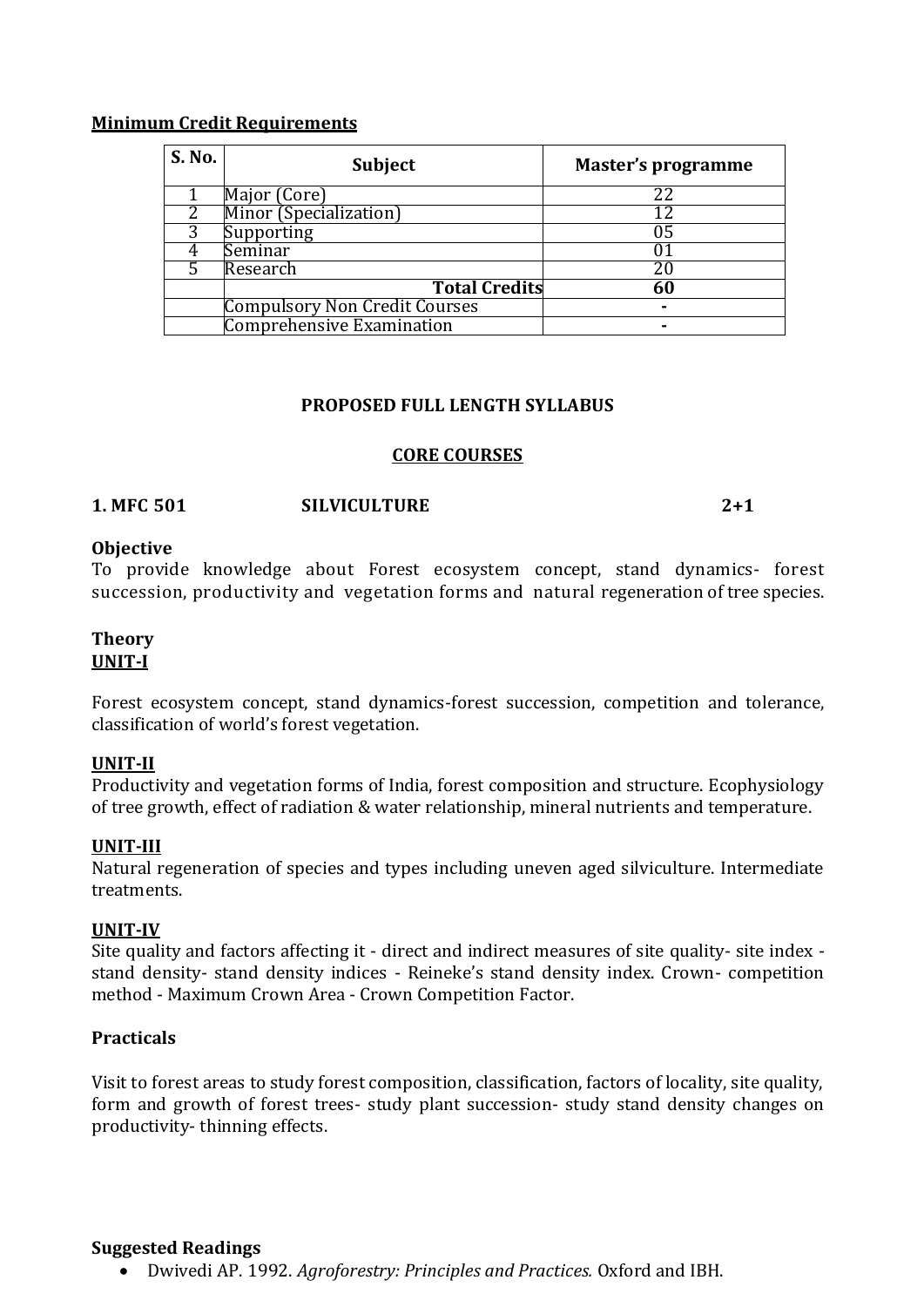**Minimum Credit Requirements**

| S. No. | Subject | Master's programme |
|---|---|---|
| 1 | Major (Core) | 22 |
| 2 | Minor (Specialization) | 12 |
| 3 | Supporting | 05 |
| 4 | Seminar | 01 |
| 5 | Research | 20 |
| | **Total Credits** | **60** |
| | Compulsory Non Credit Courses | - |
| | Comprehensive Examination | - |

## PROPOSED FULL LENGTH SYLLABUS

## CORE COURSES

### 1. MFC 501 SILVICULTURE 2+1

**Objective**

To provide knowledge about Forest ecosystem concept, stand dynamics- forest succession, productivity and vegetation forms and natural regeneration of tree species.

**Theory**

**UNIT-I**

Forest ecosystem concept, stand dynamics-forest succession, competition and tolerance, classification of world's forest vegetation.

**UNIT-II**

Productivity and vegetation forms of India, forest composition and structure. Ecophysiology of tree growth, effect of radiation & water relationship, mineral nutrients and temperature.

**UNIT-III**

Natural regeneration of species and types including uneven aged silviculture. Intermediate treatments.

**UNIT-IV**

Site quality and factors affecting it - direct and indirect measures of site quality- site index - stand density- stand density indices - Reineke's stand density index. Crown- competition method - Maximum Crown Area - Crown Competition Factor.

**Practicals**

Visit to forest areas to study forest composition, classification, factors of locality, site quality, form and growth of forest trees- study plant succession- study stand density changes on productivity- thinning effects.

**Suggested Readings**

- Dwivedi AP. 1992. *Agroforestry: Principles and Practices.* Oxford and IBH.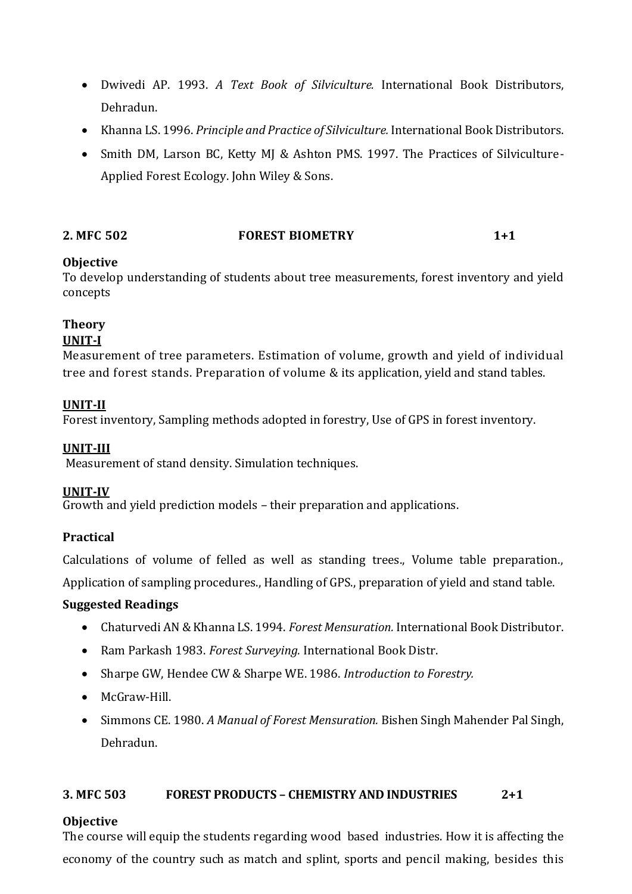- Dwivedi AP. 1993. *A Text Book of Silviculture.* International Book Distributors, Dehradun.
- Khanna LS. 1996. *Principle and Practice of Silviculture.* International Book Distributors.
- Smith DM, Larson BC, Ketty MJ & Ashton PMS. 1997. The Practices of Silviculture-Applied Forest Ecology. John Wiley & Sons.

## 2. MFC 502 FOREST BIOMETRY 1+1

**Objective**
To develop understanding of students about tree measurements, forest inventory and yield concepts

**Theory**

**UNIT-I**
Measurement of tree parameters. Estimation of volume, growth and yield of individual tree and forest stands. Preparation of volume & its application, yield and stand tables.

**UNIT-II**
Forest inventory, Sampling methods adopted in forestry, Use of GPS in forest inventory.

**UNIT-III**
Measurement of stand density. Simulation techniques.

**UNIT-IV**
Growth and yield prediction models – their preparation and applications.

**Practical**

Calculations of volume of felled as well as standing trees., Volume table preparation., Application of sampling procedures., Handling of GPS., preparation of yield and stand table.

**Suggested Readings**

- Chaturvedi AN & Khanna LS. 1994. *Forest Mensuration.* International Book Distributor.
- Ram Parkash 1983. *Forest Surveying.* International Book Distr.
- Sharpe GW, Hendee CW & Sharpe WE. 1986. *Introduction to Forestry.*
- McGraw-Hill.
- Simmons CE. 1980. *A Manual of Forest Mensuration.* Bishen Singh Mahender Pal Singh, Dehradun.

## 3. MFC 503 FOREST PRODUCTS – CHEMISTRY AND INDUSTRIES 2+1

**Objective**
The course will equip the students regarding wood based industries. How it is affecting the economy of the country such as match and splint, sports and pencil making, besides this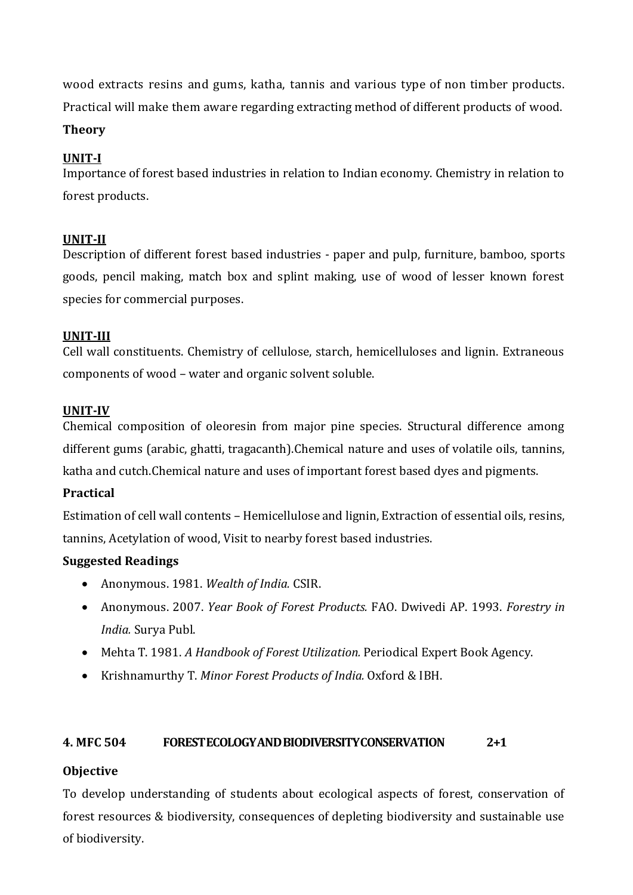wood extracts resins and gums, katha, tannis and various type of non timber products. Practical will make them aware regarding extracting method of different products of wood.

**Theory**

**UNIT-I**

Importance of forest based industries in relation to Indian economy. Chemistry in relation to forest products.

**UNIT-II**

Description of different forest based industries - paper and pulp, furniture, bamboo, sports goods, pencil making, match box and splint making, use of wood of lesser known forest species for commercial purposes.

**UNIT-III**

Cell wall constituents. Chemistry of cellulose, starch, hemicelluloses and lignin. Extraneous components of wood – water and organic solvent soluble.

**UNIT-IV**

Chemical composition of oleoresin from major pine species. Structural difference among different gums (arabic, ghatti, tragacanth).Chemical nature and uses of volatile oils, tannins, katha and cutch.Chemical nature and uses of important forest based dyes and pigments.

**Practical**

Estimation of cell wall contents – Hemicellulose and lignin, Extraction of essential oils, resins, tannins, Acetylation of wood, Visit to nearby forest based industries.

**Suggested Readings**

- Anonymous. 1981. *Wealth of India.* CSIR.
- Anonymous. 2007. *Year Book of Forest Products.* FAO. Dwivedi AP. 1993. *Forestry in India.* Surya Publ.
- Mehta T. 1981. *A Handbook of Forest Utilization.* Periodical Expert Book Agency.
- Krishnamurthy T. *Minor Forest Products of India.* Oxford & IBH.

**4. MFC 504 FOREST ECOLOGY AND BIODIVERSITY CONSERVATION 2+1**

**Objective**

To develop understanding of students about ecological aspects of forest, conservation of forest resources & biodiversity, consequences of depleting biodiversity and sustainable use of biodiversity.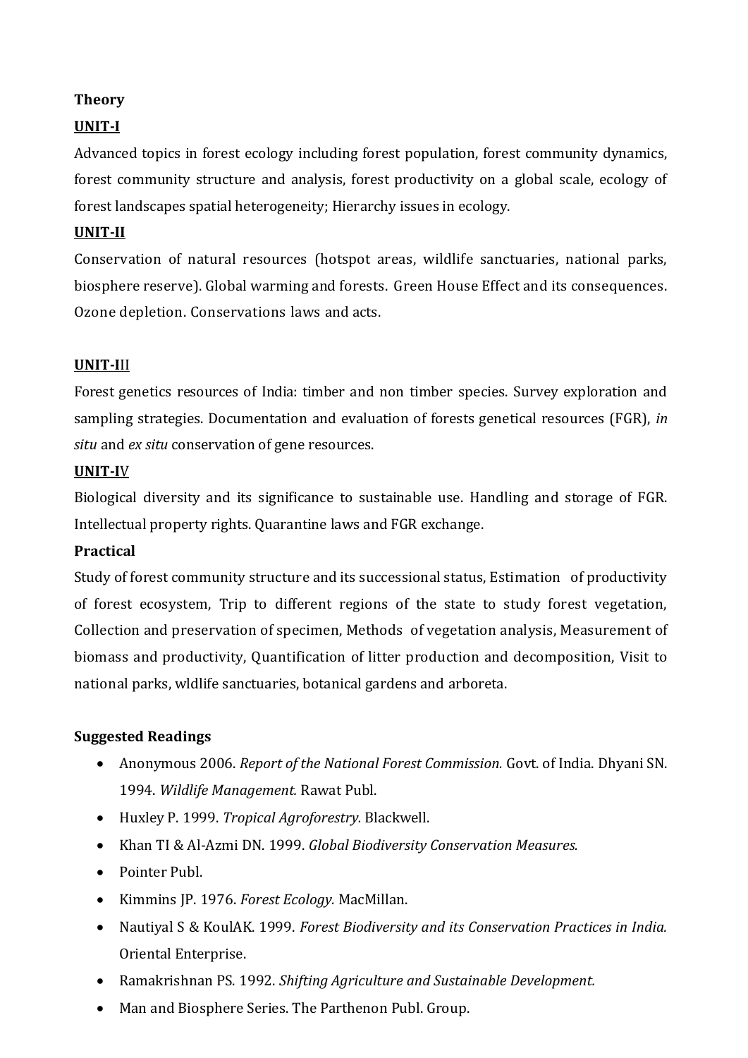**Theory**

**UNIT-I**

Advanced topics in forest ecology including forest population, forest community dynamics, forest community structure and analysis, forest productivity on a global scale, ecology of forest landscapes spatial heterogeneity; Hierarchy issues in ecology.

**UNIT-II**

Conservation of natural resources (hotspot areas, wildlife sanctuaries, national parks, biosphere reserve). Global warming and forests. Green House Effect and its consequences. Ozone depletion. Conservations laws and acts.

**UNIT-III**

Forest genetics resources of India: timber and non timber species. Survey exploration and sampling strategies. Documentation and evaluation of forests genetical resources (FGR), *in situ* and *ex situ* conservation of gene resources.

**UNIT-IV**

Biological diversity and its significance to sustainable use. Handling and storage of FGR. Intellectual property rights. Quarantine laws and FGR exchange.

**Practical**

Study of forest community structure and its successional status, Estimation of productivity of forest ecosystem, Trip to different regions of the state to study forest vegetation, Collection and preservation of specimen, Methods of vegetation analysis, Measurement of biomass and productivity, Quantification of litter production and decomposition, Visit to national parks, wldlife sanctuaries, botanical gardens and arboreta.

**Suggested Readings**

- Anonymous 2006. *Report of the National Forest Commission.* Govt. of India. Dhyani SN. 1994. *Wildlife Management.* Rawat Publ.
- Huxley P. 1999. *Tropical Agroforestry.* Blackwell.
- Khan TI & Al-Azmi DN. 1999. *Global Biodiversity Conservation Measures.*
- Pointer Publ.
- Kimmins JP. 1976. *Forest Ecology.* MacMillan.
- Nautiyal S & KoulAK. 1999. *Forest Biodiversity and its Conservation Practices in India.* Oriental Enterprise.
- Ramakrishnan PS. 1992. *Shifting Agriculture and Sustainable Development.*
- Man and Biosphere Series. The Parthenon Publ. Group.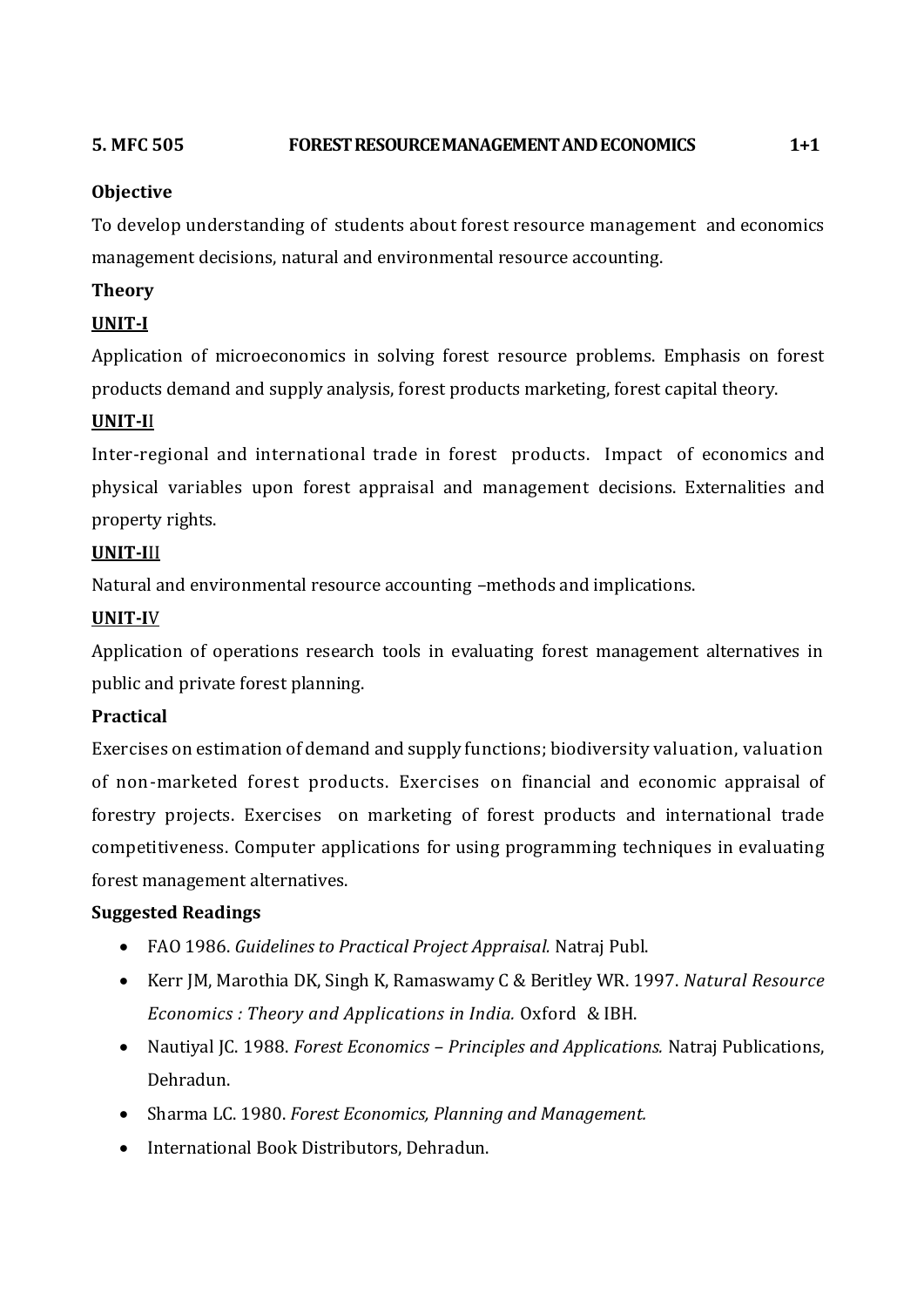**5. MFC 505 FOREST RESOURCE MANAGEMENT AND ECONOMICS 1+1**

**Objective**

To develop understanding of students about forest resource management and economics management decisions, natural and environmental resource accounting.

**Theory**

**UNIT-I**

Application of microeconomics in solving forest resource problems. Emphasis on forest products demand and supply analysis, forest products marketing, forest capital theory.

**UNIT-II**

Inter-regional and international trade in forest products. Impact of economics and physical variables upon forest appraisal and management decisions. Externalities and property rights.

**UNIT-III**

Natural and environmental resource accounting –methods and implications.

**UNIT-IV**

Application of operations research tools in evaluating forest management alternatives in public and private forest planning.

**Practical**

Exercises on estimation of demand and supply functions; biodiversity valuation, valuation of non-marketed forest products. Exercises on financial and economic appraisal of forestry projects. Exercises on marketing of forest products and international trade competitiveness. Computer applications for using programming techniques in evaluating forest management alternatives.

**Suggested Readings**

- FAO 1986. *Guidelines to Practical Project Appraisal.* Natraj Publ.
- Kerr JM, Marothia DK, Singh K, Ramaswamy C & Beritley WR. 1997. *Natural Resource Economics : Theory and Applications in India.* Oxford & IBH.
- Nautiyal JC. 1988. *Forest Economics – Principles and Applications.* Natraj Publications, Dehradun.
- Sharma LC. 1980. *Forest Economics, Planning and Management.*
- International Book Distributors, Dehradun.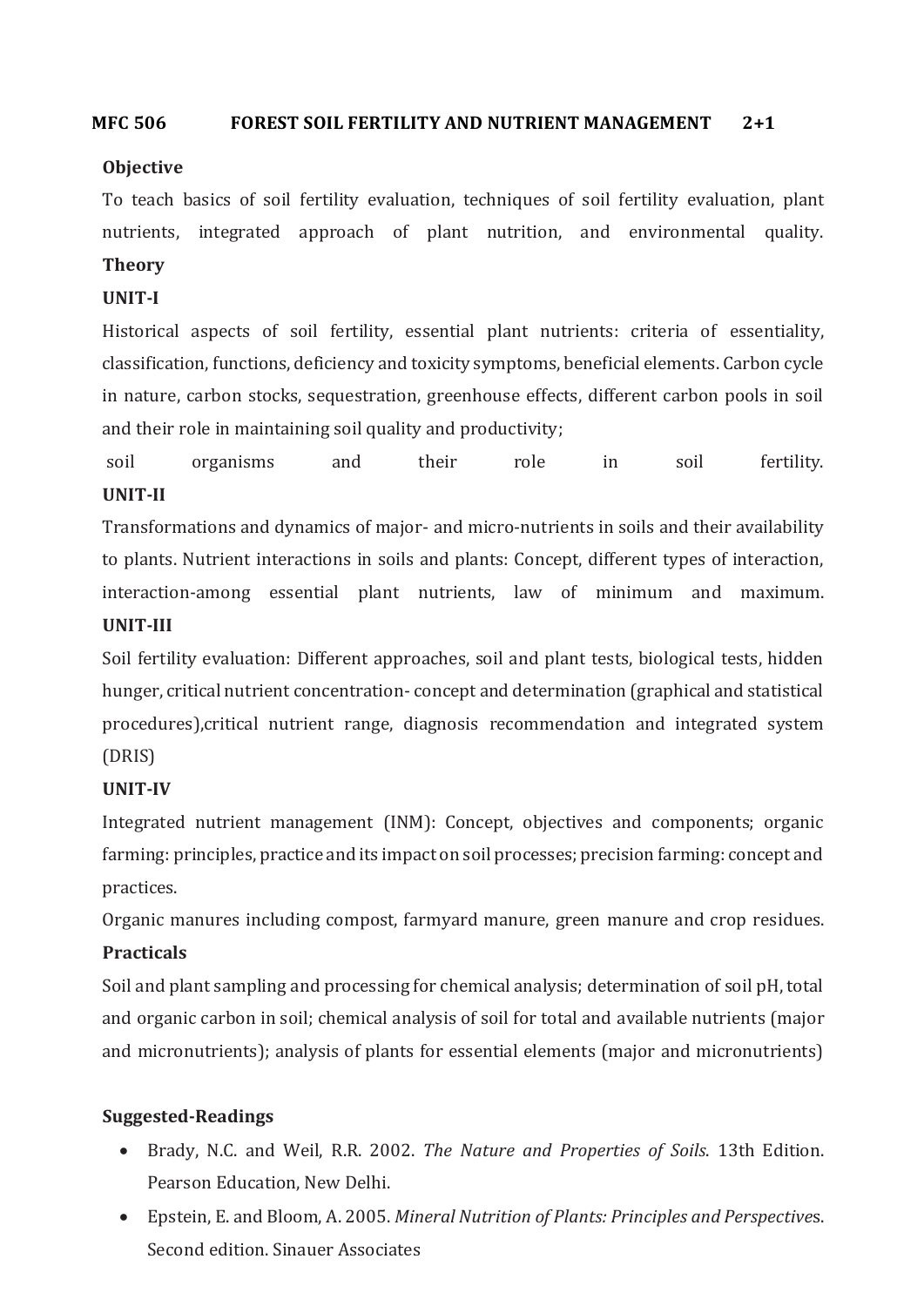## MFC 506 FOREST SOIL FERTILITY AND NUTRIENT MANAGEMENT 2+1

**Objective**

To teach basics of soil fertility evaluation, techniques of soil fertility evaluation, plant nutrients, integrated approach of plant nutrition, and environmental quality.

**Theory**

**UNIT-I**

Historical aspects of soil fertility, essential plant nutrients: criteria of essentiality, classification, functions, deficiency and toxicity symptoms, beneficial elements. Carbon cycle in nature, carbon stocks, sequestration, greenhouse effects, different carbon pools in soil and their role in maintaining soil quality and productivity;

soil organisms and their role in soil fertility.

**UNIT-II**

Transformations and dynamics of major- and micro-nutrients in soils and their availability to plants. Nutrient interactions in soils and plants: Concept, different types of interaction, interaction-among essential plant nutrients, law of minimum and maximum.

**UNIT-III**

Soil fertility evaluation: Different approaches, soil and plant tests, biological tests, hidden hunger, critical nutrient concentration- concept and determination (graphical and statistical procedures),critical nutrient range, diagnosis recommendation and integrated system (DRIS)

**UNIT-IV**

Integrated nutrient management (INM): Concept, objectives and components; organic farming: principles, practice and its impact on soil processes; precision farming: concept and practices.

Organic manures including compost, farmyard manure, green manure and crop residues.

**Practicals**

Soil and plant sampling and processing for chemical analysis; determination of soil pH, total and organic carbon in soil; chemical analysis of soil for total and available nutrients (major and micronutrients); analysis of plants for essential elements (major and micronutrients)

**Suggested-Readings**

- Brady, N.C. and Weil, R.R. 2002. *The Nature and Properties of Soils*. 13th Edition. Pearson Education, New Delhi.
- Epstein, E. and Bloom, A. 2005. *Mineral Nutrition of Plants: Principles and Perspective*s. Second edition. Sinauer Associates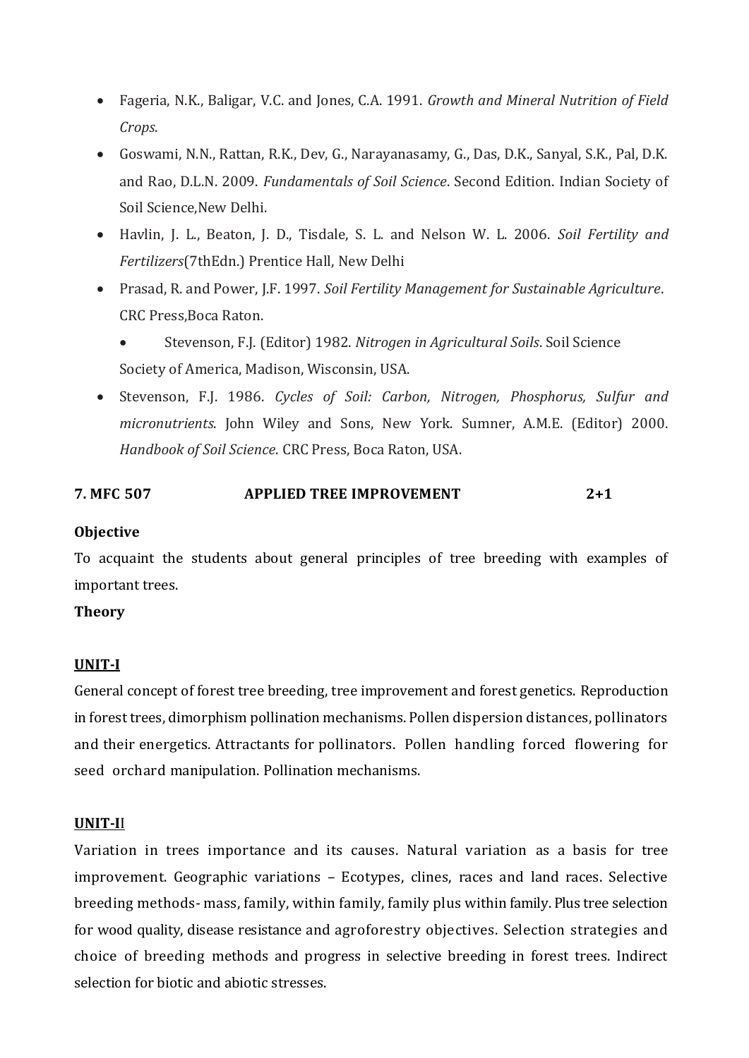- Fageria, N.K., Baligar, V.C. and Jones, C.A. 1991. *Growth and Mineral Nutrition of Field Crops*.
- Goswami, N.N., Rattan, R.K., Dev, G., Narayanasamy, G., Das, D.K., Sanyal, S.K., Pal, D.K. and Rao, D.L.N. 2009. *Fundamentals of Soil Science*. Second Edition. Indian Society of Soil Science,New Delhi.
- Havlin, J. L., Beaton, J. D., Tisdale, S. L. and Nelson W. L. 2006. *Soil Fertility and Fertilizers*(7thEdn.) Prentice Hall, New Delhi
- Prasad, R. and Power, J.F. 1997. *Soil Fertility Management for Sustainable Agriculture*. CRC Press,Boca Raton.
- Stevenson, F.J. (Editor) 1982. *Nitrogen in Agricultural Soils*. Soil Science Society of America, Madison, Wisconsin, USA.
- Stevenson, F.J. 1986. *Cycles of Soil: Carbon, Nitrogen, Phosphorus, Sulfur and micronutrients*. John Wiley and Sons, New York. Sumner, A.M.E. (Editor) 2000. *Handbook of Soil Science*. CRC Press, Boca Raton, USA.

**7. MFC 507 APPLIED TREE IMPROVEMENT 2+1**

**Objective**

To acquaint the students about general principles of tree breeding with examples of important trees.

**Theory**

**UNIT-I**

General concept of forest tree breeding, tree improvement and forest genetics. Reproduction in forest trees, dimorphism pollination mechanisms. Pollen dispersion distances, pollinators and their energetics. Attractants for pollinators. Pollen handling forced flowering for seed orchard manipulation. Pollination mechanisms.

**UNIT-II**

Variation in trees importance and its causes. Natural variation as a basis for tree improvement. Geographic variations – Ecotypes, clines, races and land races. Selective breeding methods- mass, family, within family, family plus within family. Plus tree selection for wood quality, disease resistance and agroforestry objectives. Selection strategies and choice of breeding methods and progress in selective breeding in forest trees. Indirect selection for biotic and abiotic stresses.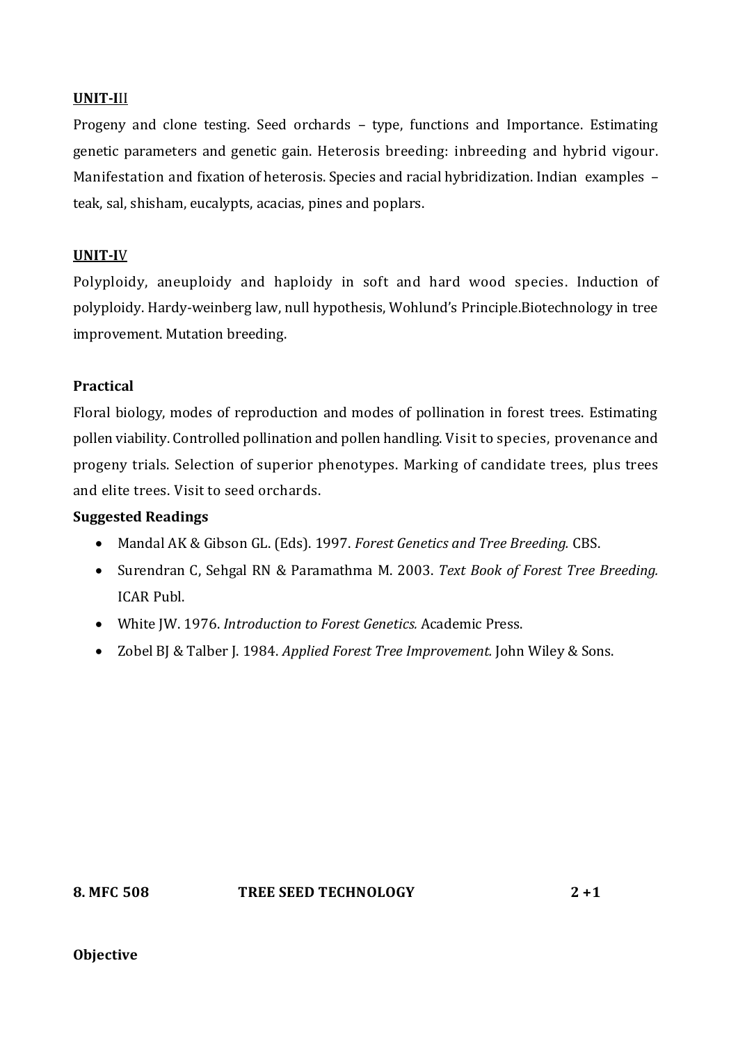**UNIT-III**

Progeny and clone testing. Seed orchards – type, functions and Importance. Estimating genetic parameters and genetic gain. Heterosis breeding: inbreeding and hybrid vigour. Manifestation and fixation of heterosis. Species and racial hybridization. Indian examples – teak, sal, shisham, eucalypts, acacias, pines and poplars.

**UNIT-IV**

Polyploidy, aneuploidy and haploidy in soft and hard wood species. Induction of polyploidy. Hardy-weinberg law, null hypothesis, Wohlund's Principle.Biotechnology in tree improvement. Mutation breeding.

**Practical**

Floral biology, modes of reproduction and modes of pollination in forest trees. Estimating pollen viability. Controlled pollination and pollen handling. Visit to species, provenance and progeny trials. Selection of superior phenotypes. Marking of candidate trees, plus trees and elite trees. Visit to seed orchards.

**Suggested Readings**

- Mandal AK & Gibson GL. (Eds). 1997. *Forest Genetics and Tree Breeding.* CBS.
- Surendran C, Sehgal RN & Paramathma M. 2003. *Text Book of Forest Tree Breeding.* ICAR Publ.
- White JW. 1976. *Introduction to Forest Genetics.* Academic Press.
- Zobel BJ & Talber J. 1984. *Applied Forest Tree Improvement.* John Wiley & Sons.

**8. MFC 508 TREE SEED TECHNOLOGY 2 +1**

**Objective**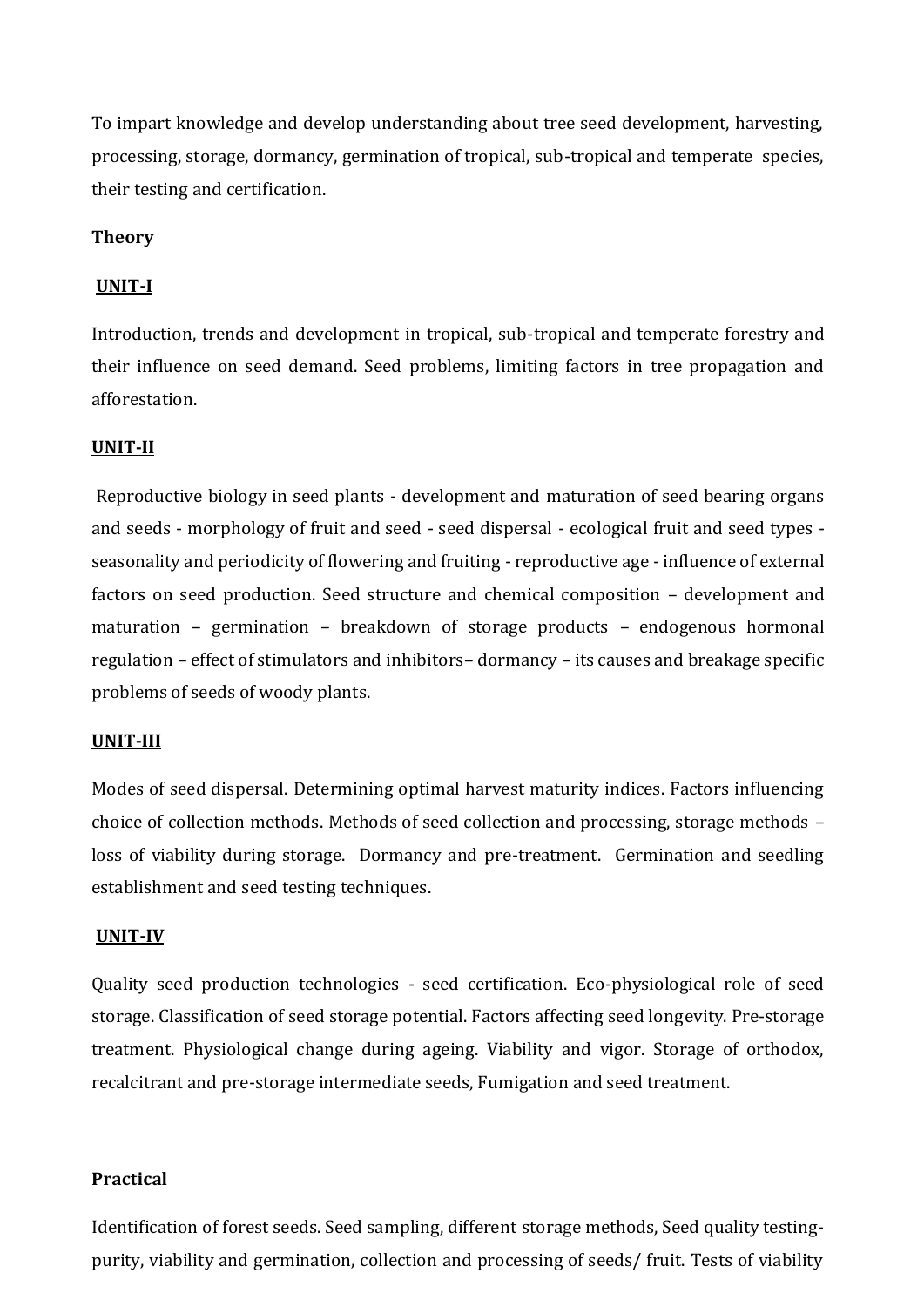To impart knowledge and develop understanding about tree seed development, harvesting, processing, storage, dormancy, germination of tropical, sub-tropical and temperate species, their testing and certification.

**Theory**

**UNIT-I**

Introduction, trends and development in tropical, sub-tropical and temperate forestry and their influence on seed demand. Seed problems, limiting factors in tree propagation and afforestation.

**UNIT-II**

Reproductive biology in seed plants - development and maturation of seed bearing organs and seeds - morphology of fruit and seed - seed dispersal - ecological fruit and seed types - seasonality and periodicity of flowering and fruiting - reproductive age - influence of external factors on seed production. Seed structure and chemical composition – development and maturation – germination – breakdown of storage products – endogenous hormonal regulation – effect of stimulators and inhibitors– dormancy – its causes and breakage specific problems of seeds of woody plants.

**UNIT-III**

Modes of seed dispersal. Determining optimal harvest maturity indices. Factors influencing choice of collection methods. Methods of seed collection and processing, storage methods – loss of viability during storage. Dormancy and pre-treatment. Germination and seedling establishment and seed testing techniques.

**UNIT-IV**

Quality seed production technologies - seed certification. Eco-physiological role of seed storage. Classification of seed storage potential. Factors affecting seed longevity. Pre-storage treatment. Physiological change during ageing. Viability and vigor. Storage of orthodox, recalcitrant and pre-storage intermediate seeds, Fumigation and seed treatment.

**Practical**

Identification of forest seeds. Seed sampling, different storage methods, Seed quality testing-purity, viability and germination, collection and processing of seeds/ fruit. Tests of viability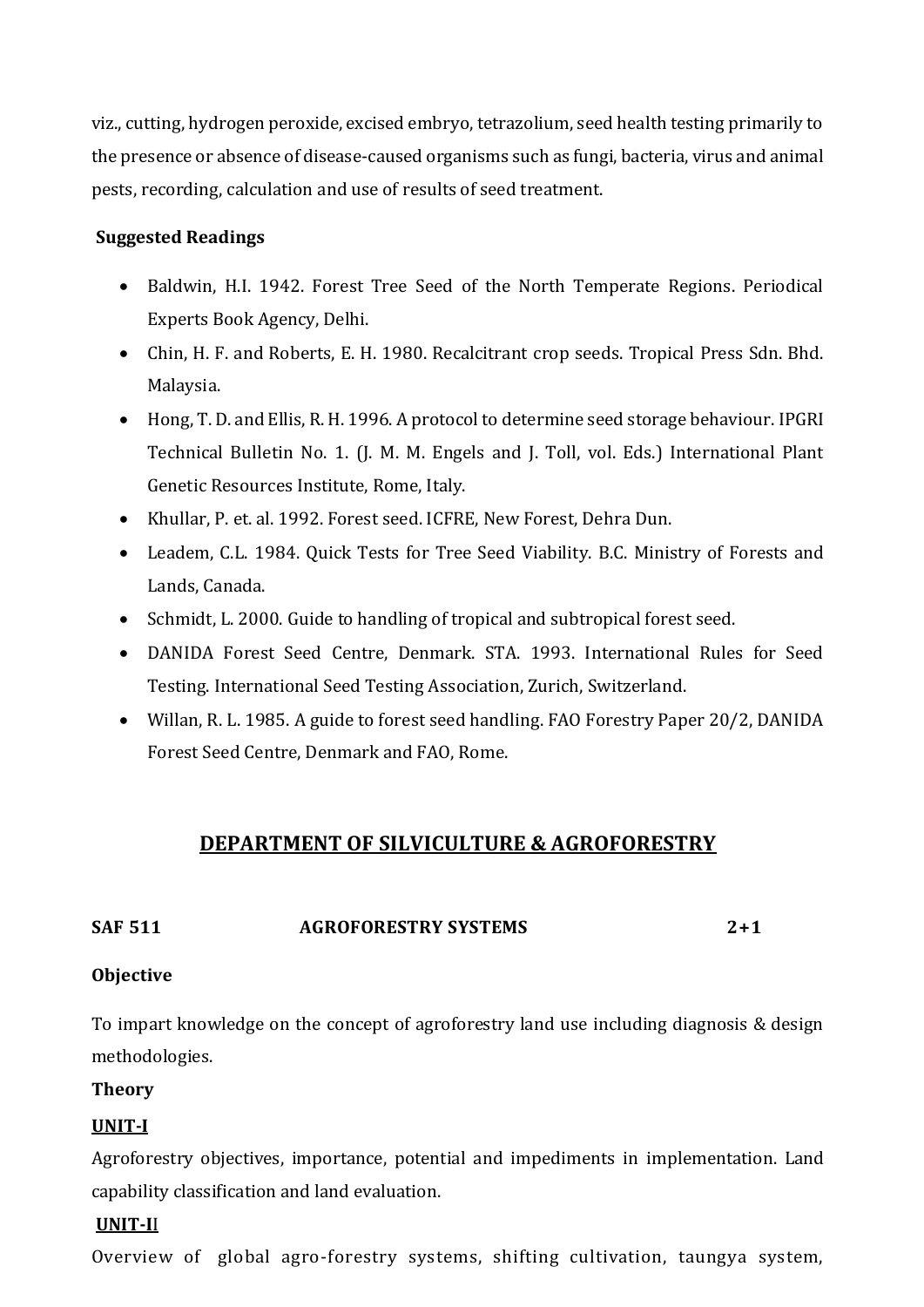viz., cutting, hydrogen peroxide, excised embryo, tetrazolium, seed health testing primarily to the presence or absence of disease-caused organisms such as fungi, bacteria, virus and animal pests, recording, calculation and use of results of seed treatment.

**Suggested Readings**

- Baldwin, H.I. 1942. Forest Tree Seed of the North Temperate Regions. Periodical Experts Book Agency, Delhi.
- Chin, H. F. and Roberts, E. H. 1980. Recalcitrant crop seeds. Tropical Press Sdn. Bhd. Malaysia.
- Hong, T. D. and Ellis, R. H. 1996. A protocol to determine seed storage behaviour. IPGRI Technical Bulletin No. 1. (J. M. M. Engels and J. Toll, vol. Eds.) International Plant Genetic Resources Institute, Rome, Italy.
- Khullar, P. et. al. 1992. Forest seed. ICFRE, New Forest, Dehra Dun.
- Leadem, C.L. 1984. Quick Tests for Tree Seed Viability. B.C. Ministry of Forests and Lands, Canada.
- Schmidt, L. 2000. Guide to handling of tropical and subtropical forest seed.
- DANIDA Forest Seed Centre, Denmark. STA. 1993. International Rules for Seed Testing. International Seed Testing Association, Zurich, Switzerland.
- Willan, R. L. 1985. A guide to forest seed handling. FAO Forestry Paper 20/2, DANIDA Forest Seed Centre, Denmark and FAO, Rome.

## DEPARTMENT OF SILVICULTURE & AGROFORESTRY

**SAF 511 AGROFORESTRY SYSTEMS 2+1**

**Objective**

To impart knowledge on the concept of agroforestry land use including diagnosis & design methodologies.

**Theory**

**UNIT-I**

Agroforestry objectives, importance, potential and impediments in implementation. Land capability classification and land evaluation.

**UNIT-II**

Overview of global agro-forestry systems, shifting cultivation, taungya system,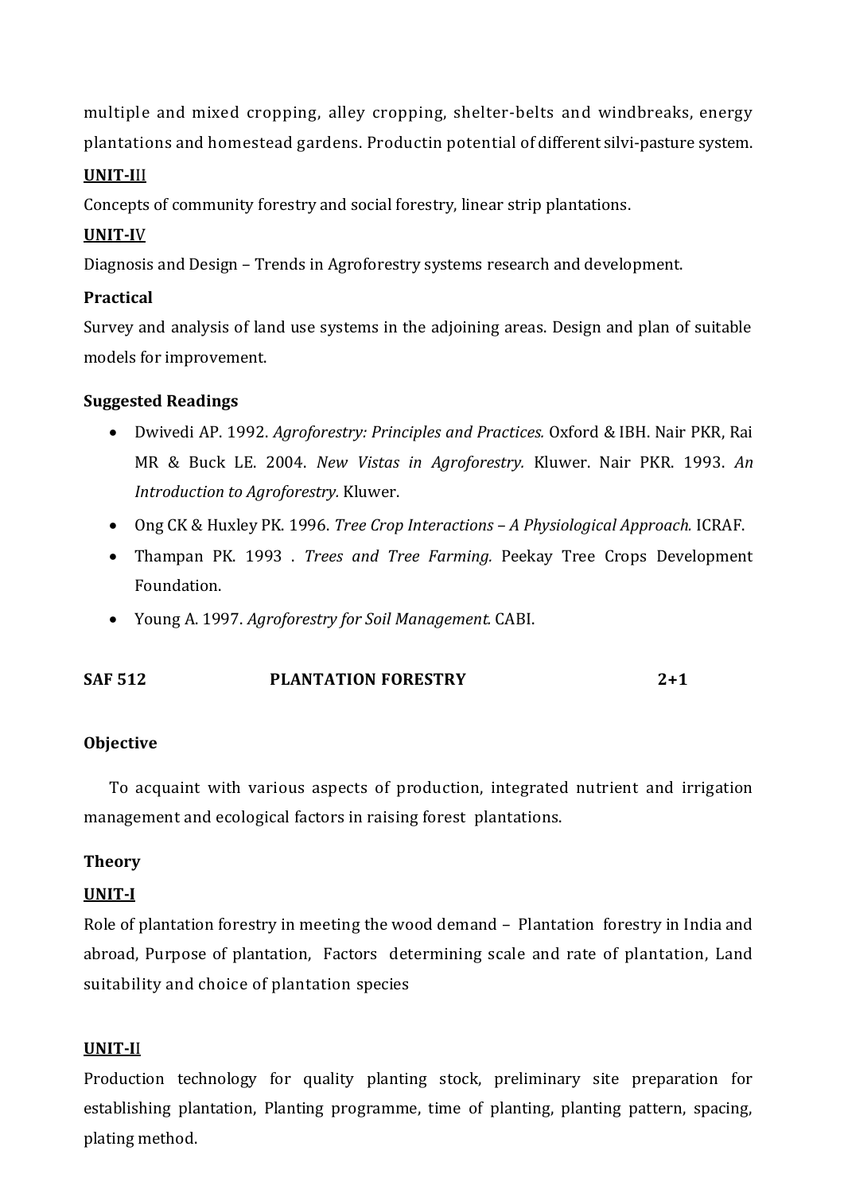multiple and mixed cropping, alley cropping, shelter-belts and windbreaks, energy plantations and homestead gardens. Productin potential of different silvi-pasture system.

**UNIT-III**

Concepts of community forestry and social forestry, linear strip plantations.

**UNIT-IV**

Diagnosis and Design – Trends in Agroforestry systems research and development.

**Practical**

Survey and analysis of land use systems in the adjoining areas. Design and plan of suitable models for improvement.

**Suggested Readings**

- Dwivedi AP. 1992. *Agroforestry: Principles and Practices.* Oxford & IBH. Nair PKR, Rai MR & Buck LE. 2004. *New Vistas in Agroforestry.* Kluwer. Nair PKR. 1993. *An Introduction to Agroforestry.* Kluwer.
- Ong CK & Huxley PK. 1996. *Tree Crop Interactions – A Physiological Approach.* ICRAF.
- Thampan PK. 1993 . *Trees and Tree Farming.* Peekay Tree Crops Development Foundation.
- Young A. 1997. *Agroforestry for Soil Management.* CABI.

**SAF 512 PLANTATION FORESTRY 2+1**

**Objective**

To acquaint with various aspects of production, integrated nutrient and irrigation management and ecological factors in raising forest plantations.

**Theory**

**UNIT-I**

Role of plantation forestry in meeting the wood demand – Plantation forestry in India and abroad, Purpose of plantation, Factors determining scale and rate of plantation, Land suitability and choice of plantation species

**UNIT-II**

Production technology for quality planting stock, preliminary site preparation for establishing plantation, Planting programme, time of planting, planting pattern, spacing, plating method.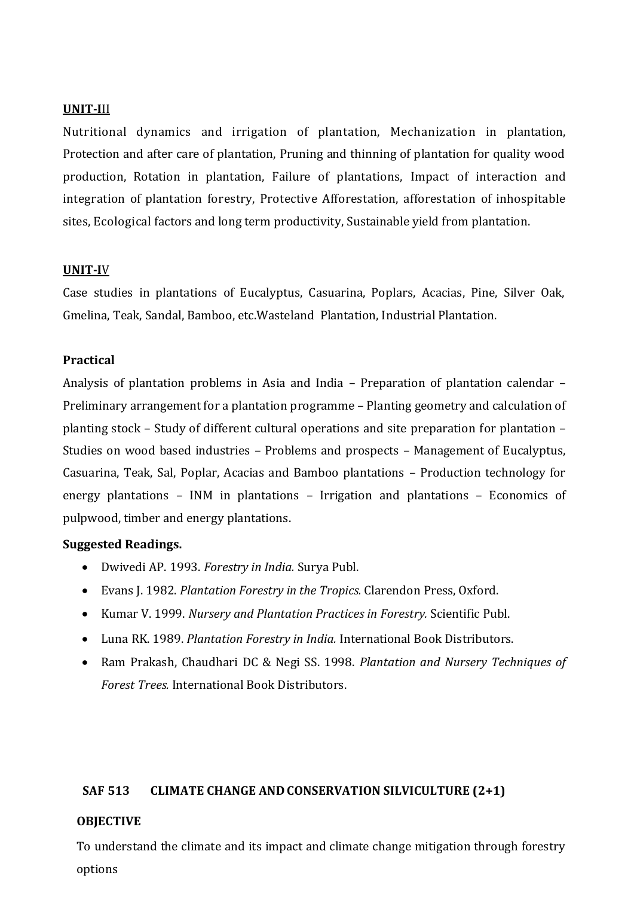**UNIT-III**

Nutritional dynamics and irrigation of plantation, Mechanization in plantation, Protection and after care of plantation, Pruning and thinning of plantation for quality wood production, Rotation in plantation, Failure of plantations, Impact of interaction and integration of plantation forestry, Protective Afforestation, afforestation of inhospitable sites, Ecological factors and long term productivity, Sustainable yield from plantation.

**UNIT-IV**

Case studies in plantations of Eucalyptus, Casuarina, Poplars, Acacias, Pine, Silver Oak, Gmelina, Teak, Sandal, Bamboo, etc.Wasteland Plantation, Industrial Plantation.

**Practical**

Analysis of plantation problems in Asia and India – Preparation of plantation calendar – Preliminary arrangement for a plantation programme – Planting geometry and calculation of planting stock – Study of different cultural operations and site preparation for plantation – Studies on wood based industries – Problems and prospects – Management of Eucalyptus, Casuarina, Teak, Sal, Poplar, Acacias and Bamboo plantations – Production technology for energy plantations – INM in plantations – Irrigation and plantations – Economics of pulpwood, timber and energy plantations.

**Suggested Readings.**

- Dwivedi AP. 1993. *Forestry in India.* Surya Publ.
- Evans J. 1982. *Plantation Forestry in the Tropics.* Clarendon Press, Oxford.
- Kumar V. 1999. *Nursery and Plantation Practices in Forestry.* Scientific Publ.
- Luna RK. 1989. *Plantation Forestry in India.* International Book Distributors.
- Ram Prakash, Chaudhari DC & Negi SS. 1998. *Plantation and Nursery Techniques of Forest Trees.* International Book Distributors.

**SAF 513 CLIMATE CHANGE AND CONSERVATION SILVICULTURE (2+1)**

**OBJECTIVE**

To understand the climate and its impact and climate change mitigation through forestry options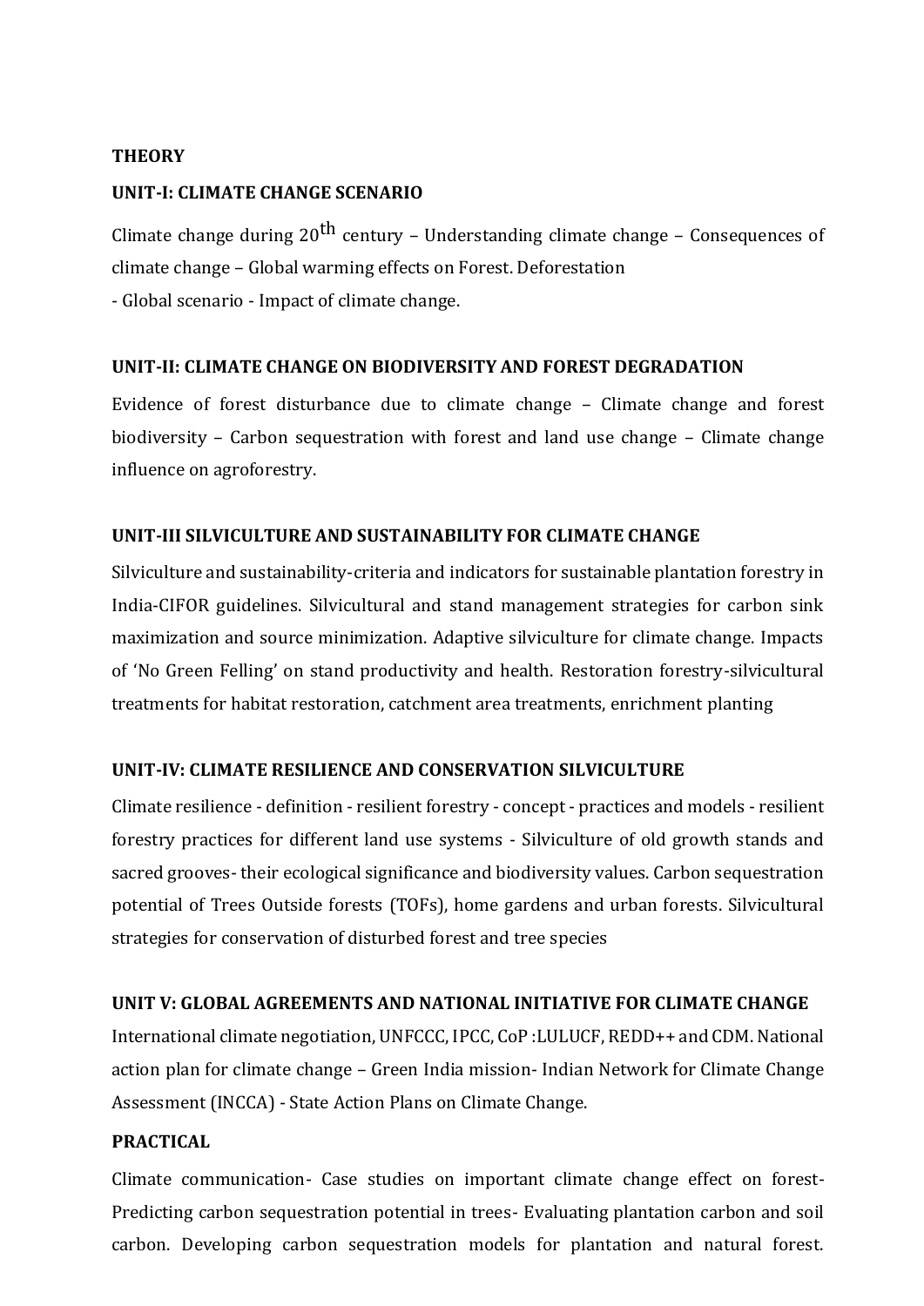**THEORY**

**UNIT-I: CLIMATE CHANGE SCENARIO**

Climate change during 20$^{th}$ century – Understanding climate change – Consequences of climate change – Global warming effects on Forest. Deforestation
- Global scenario - Impact of climate change.

**UNIT-II: CLIMATE CHANGE ON BIODIVERSITY AND FOREST DEGRADATION**

Evidence of forest disturbance due to climate change – Climate change and forest biodiversity – Carbon sequestration with forest and land use change – Climate change influence on agroforestry.

**UNIT-III SILVICULTURE AND SUSTAINABILITY FOR CLIMATE CHANGE**

Silviculture and sustainability-criteria and indicators for sustainable plantation forestry in India-CIFOR guidelines. Silvicultural and stand management strategies for carbon sink maximization and source minimization. Adaptive silviculture for climate change. Impacts of 'No Green Felling' on stand productivity and health. Restoration forestry-silvicultural treatments for habitat restoration, catchment area treatments, enrichment planting

**UNIT-IV: CLIMATE RESILIENCE AND CONSERVATION SILVICULTURE**

Climate resilience - definition - resilient forestry - concept - practices and models - resilient forestry practices for different land use systems - Silviculture of old growth stands and sacred grooves- their ecological significance and biodiversity values. Carbon sequestration potential of Trees Outside forests (TOFs), home gardens and urban forests. Silvicultural strategies for conservation of disturbed forest and tree species

**UNIT V: GLOBAL AGREEMENTS AND NATIONAL INITIATIVE FOR CLIMATE CHANGE**

International climate negotiation, UNFCCC, IPCC, CoP :LULUCF, REDD++ and CDM. National action plan for climate change – Green India mission- Indian Network for Climate Change Assessment (INCCA) - State Action Plans on Climate Change.

**PRACTICAL**

Climate communication- Case studies on important climate change effect on forest- Predicting carbon sequestration potential in trees- Evaluating plantation carbon and soil carbon. Developing carbon sequestration models for plantation and natural forest.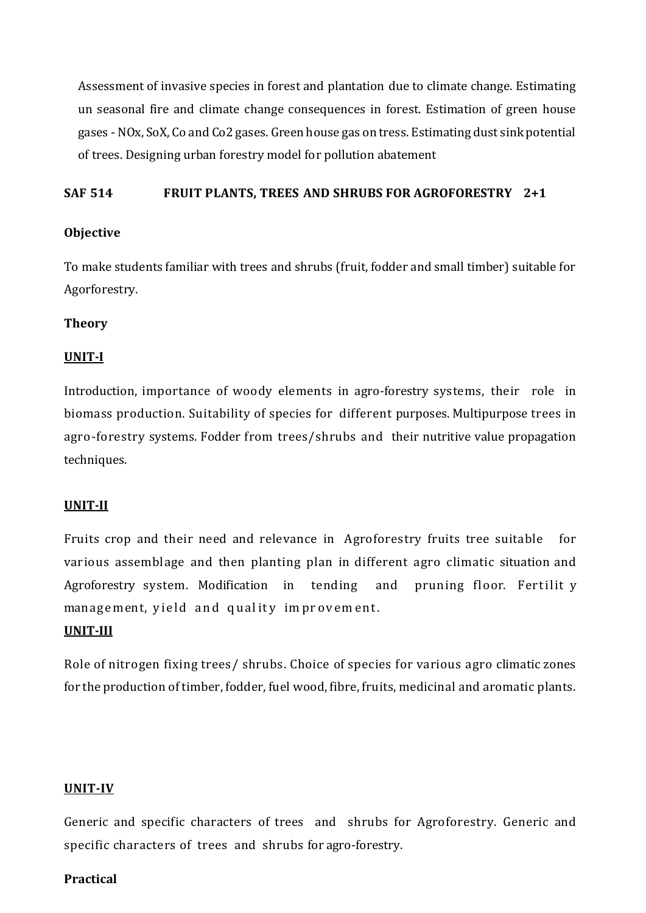Assessment of invasive species in forest and plantation due to climate change. Estimating un seasonal fire and climate change consequences in forest. Estimation of green house gases - NOx, SoX, Co and Co2 gases. Green house gas on tress. Estimating dust sink potential of trees. Designing urban forestry model for pollution abatement

## SAF 514 FRUIT PLANTS, TREES AND SHRUBS FOR AGROFORESTRY 2+1

**Objective**

To make students familiar with trees and shrubs (fruit, fodder and small timber) suitable for Agorforestry.

**Theory**

**UNIT-I**

Introduction, importance of woody elements in agro-forestry systems, their role in biomass production. Suitability of species for different purposes. Multipurpose trees in agro-forestry systems. Fodder from trees/shrubs and their nutritive value propagation techniques.

**UNIT-II**

Fruits crop and their need and relevance in Agroforestry fruits tree suitable for various assemblage and then planting plan in different agro climatic situation and Agroforestry system. Modification in tending and pruning floor. Fertilit y management, yield and quality improvement.

**UNIT-III**

Role of nitrogen fixing trees/ shrubs. Choice of species for various agro climatic zones for the production of timber, fodder, fuel wood, fibre, fruits, medicinal and aromatic plants.

**UNIT-IV**

Generic and specific characters of trees and shrubs for Agroforestry. Generic and specific characters of trees and shrubs for agro-forestry.

**Practical**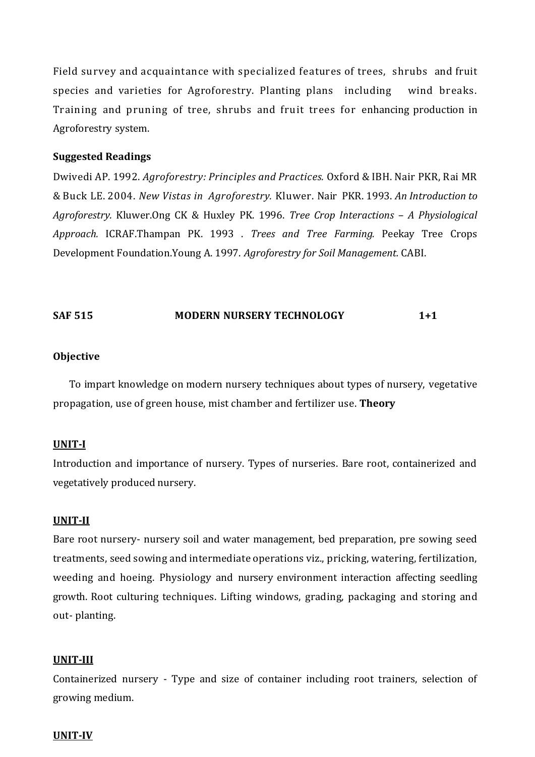Field survey and acquaintance with specialized features of trees, shrubs and fruit species and varieties for Agroforestry. Planting plans including wind breaks. Training and pruning of tree, shrubs and fruit trees for enhancing production in Agroforestry system.

**Suggested Readings**

Dwivedi AP. 1992. *Agroforestry: Principles and Practices.* Oxford & IBH. Nair PKR, Rai MR & Buck LE. 2004. *New Vistas in Agroforestry.* Kluwer. Nair PKR. 1993. *An Introduction to Agroforestry.* Kluwer.Ong CK & Huxley PK. 1996. *Tree Crop Interactions – A Physiological Approach.* ICRAF.Thampan PK. 1993 . *Trees and Tree Farming.* Peekay Tree Crops Development Foundation.Young A. 1997. *Agroforestry for Soil Management.* CABI.

**SAF 515 MODERN NURSERY TECHNOLOGY 1+1**

**Objective**

To impart knowledge on modern nursery techniques about types of nursery, vegetative propagation, use of green house, mist chamber and fertilizer use. **Theory**

**UNIT-I**

Introduction and importance of nursery. Types of nurseries. Bare root, containerized and vegetatively produced nursery.

**UNIT-II**

Bare root nursery- nursery soil and water management, bed preparation, pre sowing seed treatments, seed sowing and intermediate operations viz., pricking, watering, fertilization, weeding and hoeing. Physiology and nursery environment interaction affecting seedling growth. Root culturing techniques. Lifting windows, grading, packaging and storing and out- planting.

**UNIT-III**

Containerized nursery - Type and size of container including root trainers, selection of growing medium.

**UNIT-IV**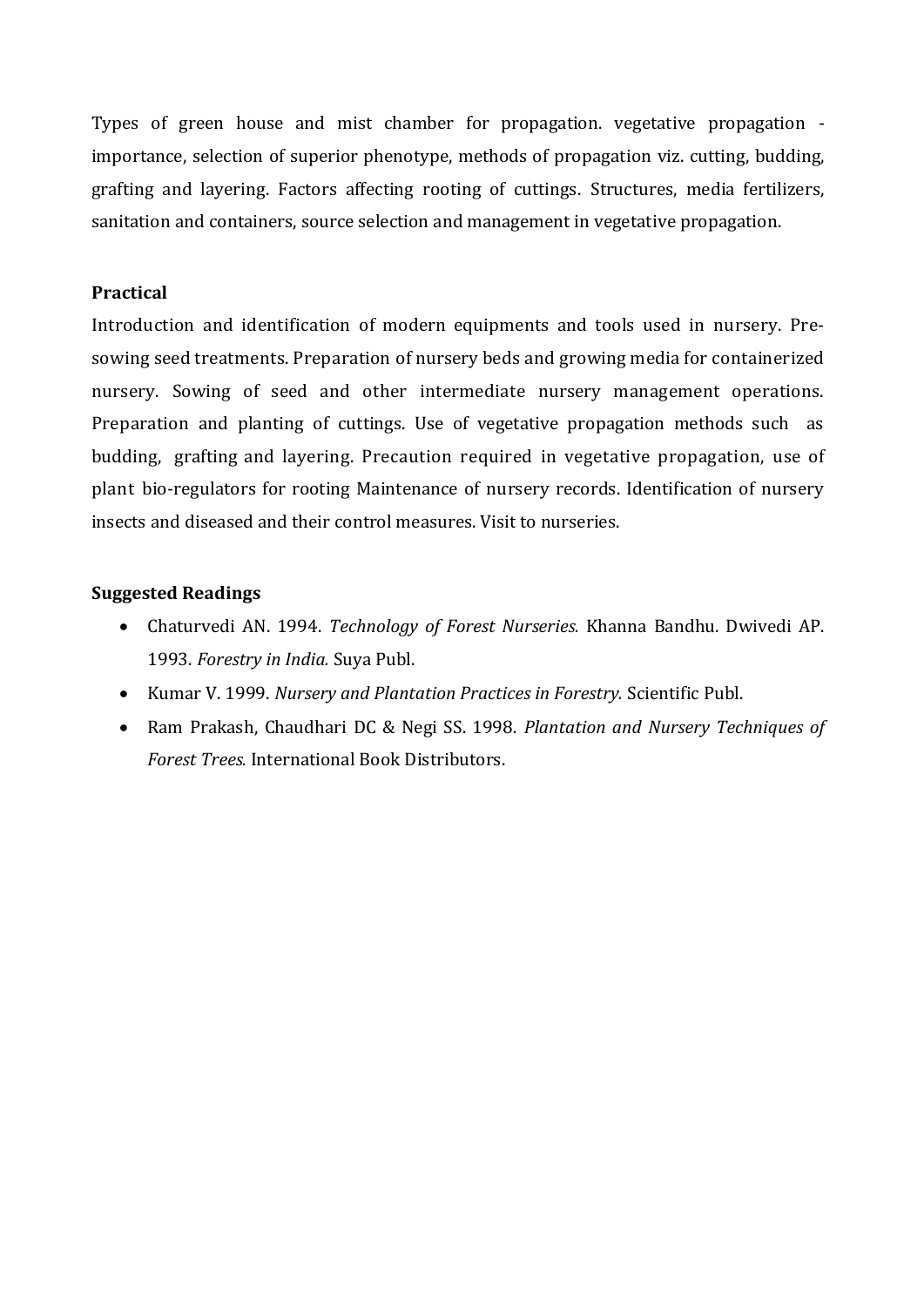Types of green house and mist chamber for propagation. vegetative propagation - importance, selection of superior phenotype, methods of propagation viz. cutting, budding, grafting and layering. Factors affecting rooting of cuttings. Structures, media fertilizers, sanitation and containers, source selection and management in vegetative propagation.

**Practical**

Introduction and identification of modern equipments and tools used in nursery. Pre-sowing seed treatments. Preparation of nursery beds and growing media for containerized nursery. Sowing of seed and other intermediate nursery management operations. Preparation and planting of cuttings. Use of vegetative propagation methods such as budding, grafting and layering. Precaution required in vegetative propagation, use of plant bio-regulators for rooting Maintenance of nursery records. Identification of nursery insects and diseased and their control measures. Visit to nurseries.

**Suggested Readings**

- Chaturvedi AN. 1994. *Technology of Forest Nurseries.* Khanna Bandhu. Dwivedi AP. 1993. *Forestry in India.* Suya Publ.
- Kumar V. 1999. *Nursery and Plantation Practices in Forestry.* Scientific Publ.
- Ram Prakash, Chaudhari DC & Negi SS. 1998. *Plantation and Nursery Techniques of Forest Trees.* International Book Distributors.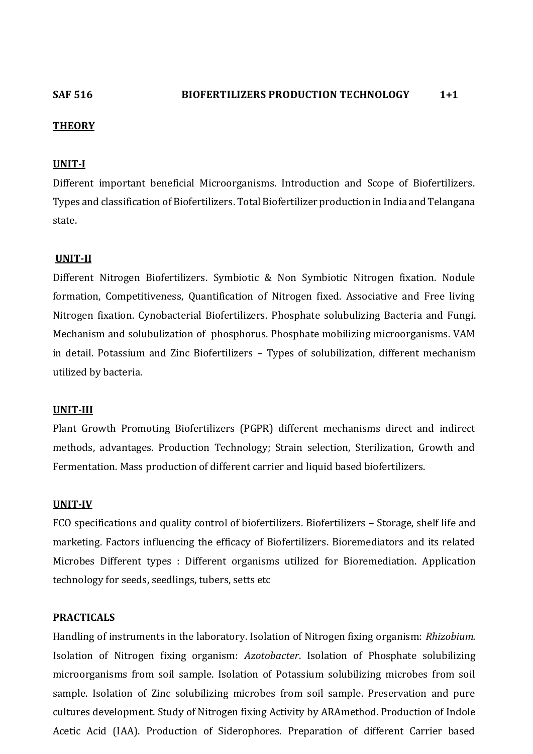**SAF 516 BIOFERTILIZERS PRODUCTION TECHNOLOGY 1+1**

**THEORY**

**UNIT-I**

Different important beneficial Microorganisms. Introduction and Scope of Biofertilizers. Types and classification of Biofertilizers. Total Biofertilizer production in India and Telangana state.

**UNIT-II**

Different Nitrogen Biofertilizers. Symbiotic & Non Symbiotic Nitrogen fixation. Nodule formation, Competitiveness, Quantification of Nitrogen fixed. Associative and Free living Nitrogen fixation. Cynobacterial Biofertilizers. Phosphate solubulizing Bacteria and Fungi. Mechanism and solubulization of phosphorus. Phosphate mobilizing microorganisms. VAM in detail. Potassium and Zinc Biofertilizers – Types of solubilization, different mechanism utilized by bacteria.

**UNIT-III**

Plant Growth Promoting Biofertilizers (PGPR) different mechanisms direct and indirect methods, advantages. Production Technology; Strain selection, Sterilization, Growth and Fermentation. Mass production of different carrier and liquid based biofertilizers.

**UNIT-IV**

FCO specifications and quality control of biofertilizers. Biofertilizers – Storage, shelf life and marketing. Factors influencing the efficacy of Biofertilizers. Bioremediators and its related Microbes Different types : Different organisms utilized for Bioremediation. Application technology for seeds, seedlings, tubers, setts etc

**PRACTICALS**

Handling of instruments in the laboratory. Isolation of Nitrogen fixing organism: *Rhizobium.* Isolation of Nitrogen fixing organism: *Azotobacter*. Isolation of Phosphate solubilizing microorganisms from soil sample. Isolation of Potassium solubilizing microbes from soil sample. Isolation of Zinc solubilizing microbes from soil sample. Preservation and pure cultures development. Study of Nitrogen fixing Activity by ARAmethod. Production of Indole Acetic Acid (IAA). Production of Siderophores. Preparation of different Carrier based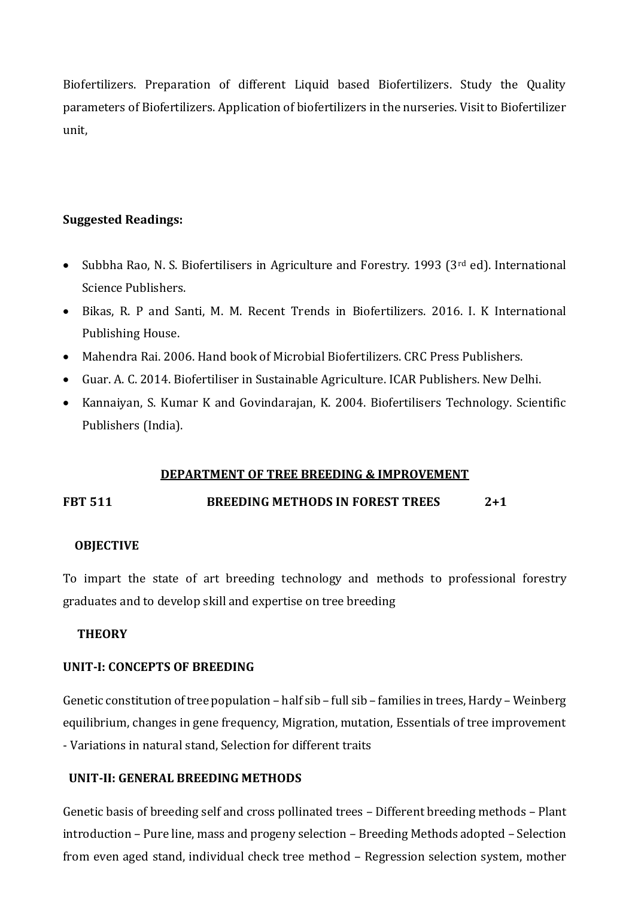Biofertilizers. Preparation of different Liquid based Biofertilizers. Study the Quality parameters of Biofertilizers. Application of biofertilizers in the nurseries. Visit to Biofertilizer unit,

**Suggested Readings:**

- Subbha Rao, N. S. Biofertilisers in Agriculture and Forestry. 1993 (3rd ed). International Science Publishers.
- Bikas, R. P and Santi, M. M. Recent Trends in Biofertilizers. 2016. I. K International Publishing House.
- Mahendra Rai. 2006. Hand book of Microbial Biofertilizers. CRC Press Publishers.
- Guar. A. C. 2014. Biofertiliser in Sustainable Agriculture. ICAR Publishers. New Delhi.
- Kannaiyan, S. Kumar K and Govindarajan, K. 2004. Biofertilisers Technology. Scientific Publishers (India).

## DEPARTMENT OF TREE BREEDING & IMPROVEMENT

**FBT 511 BREEDING METHODS IN FOREST TREES 2+1**

**OBJECTIVE**

To impart the state of art breeding technology and methods to professional forestry graduates and to develop skill and expertise on tree breeding

**THEORY**

**UNIT-I: CONCEPTS OF BREEDING**

Genetic constitution of tree population – half sib – full sib – families in trees, Hardy – Weinberg equilibrium, changes in gene frequency, Migration, mutation, Essentials of tree improvement - Variations in natural stand, Selection for different traits

**UNIT-II: GENERAL BREEDING METHODS**

Genetic basis of breeding self and cross pollinated trees – Different breeding methods – Plant introduction – Pure line, mass and progeny selection – Breeding Methods adopted – Selection from even aged stand, individual check tree method – Regression selection system, mother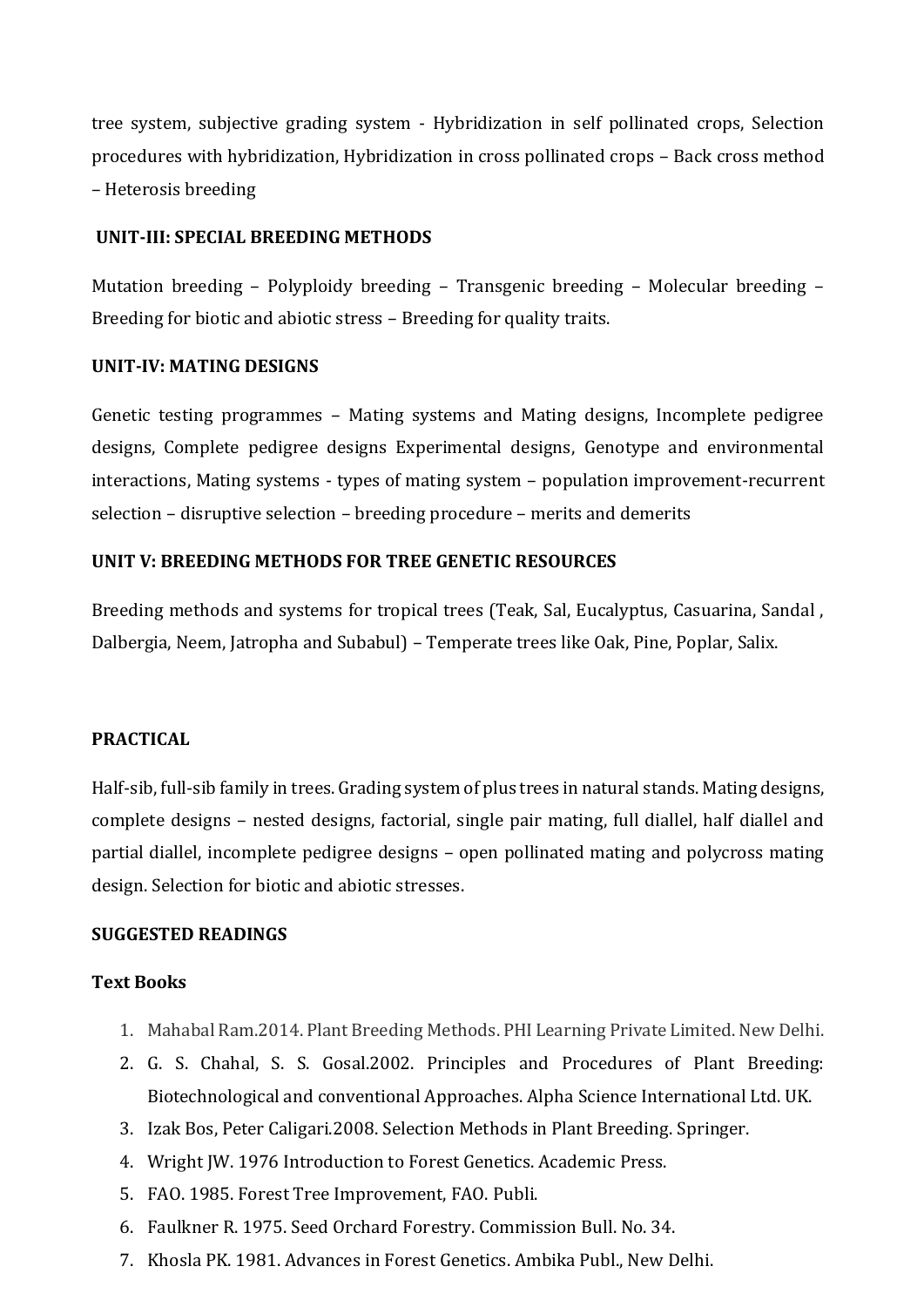tree system, subjective grading system - Hybridization in self pollinated crops, Selection procedures with hybridization, Hybridization in cross pollinated crops – Back cross method – Heterosis breeding

**UNIT-III: SPECIAL BREEDING METHODS**

Mutation breeding – Polyploidy breeding – Transgenic breeding – Molecular breeding – Breeding for biotic and abiotic stress – Breeding for quality traits.

**UNIT-IV: MATING DESIGNS**

Genetic testing programmes – Mating systems and Mating designs, Incomplete pedigree designs, Complete pedigree designs Experimental designs, Genotype and environmental interactions, Mating systems - types of mating system – population improvement-recurrent selection – disruptive selection – breeding procedure – merits and demerits

**UNIT V: BREEDING METHODS FOR TREE GENETIC RESOURCES**

Breeding methods and systems for tropical trees (Teak, Sal, Eucalyptus, Casuarina, Sandal , Dalbergia, Neem, Jatropha and Subabul) – Temperate trees like Oak, Pine, Poplar, Salix.

**PRACTICAL**

Half-sib, full-sib family in trees. Grading system of plus trees in natural stands. Mating designs, complete designs – nested designs, factorial, single pair mating, full diallel, half diallel and partial diallel, incomplete pedigree designs – open pollinated mating and polycross mating design. Selection for biotic and abiotic stresses.

**SUGGESTED READINGS**

**Text Books**

1. Mahabal Ram.2014. Plant Breeding Methods. PHI Learning Private Limited. New Delhi.
2. G. S. Chahal, S. S. Gosal.2002. Principles and Procedures of Plant Breeding: Biotechnological and conventional Approaches. Alpha Science International Ltd. UK.
3. Izak Bos, Peter Caligari.2008. Selection Methods in Plant Breeding. Springer.
4. Wright JW. 1976 Introduction to Forest Genetics. Academic Press.
5. FAO. 1985. Forest Tree Improvement, FAO. Publi.
6. Faulkner R. 1975. Seed Orchard Forestry. Commission Bull. No. 34.
7. Khosla PK. 1981. Advances in Forest Genetics. Ambika Publ., New Delhi.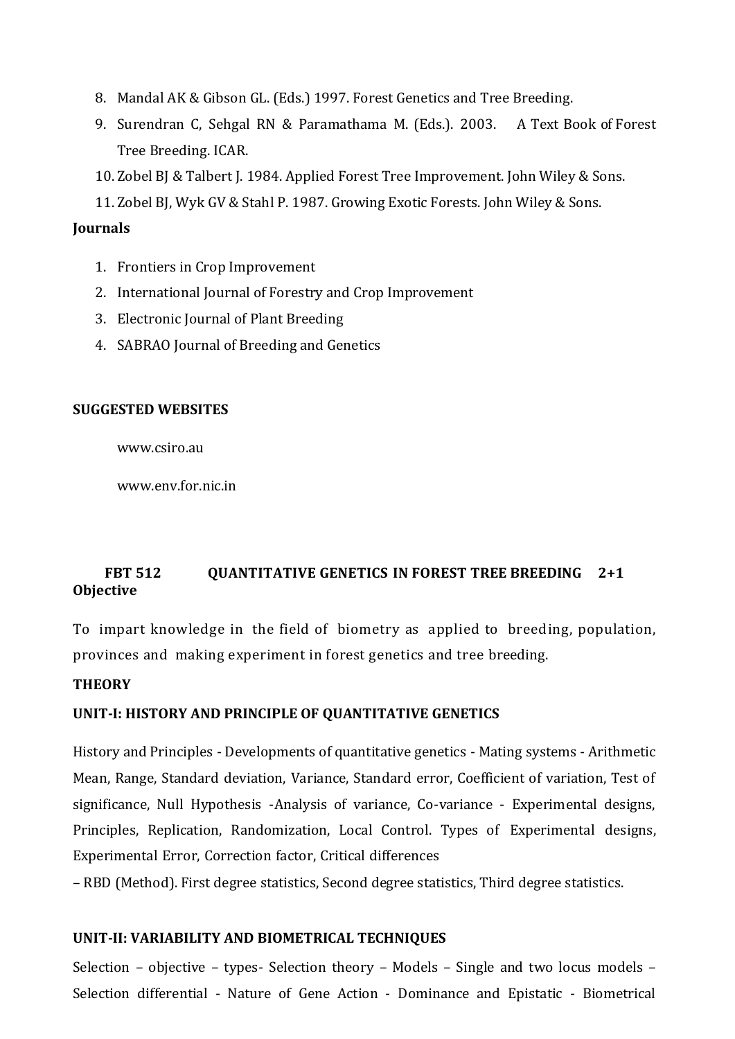8. Mandal AK & Gibson GL. (Eds.) 1997. Forest Genetics and Tree Breeding.
9. Surendran C, Sehgal RN & Paramathama M. (Eds.). 2003. A Text Book of Forest Tree Breeding. ICAR.
10. Zobel BJ & Talbert J. 1984. Applied Forest Tree Improvement. John Wiley & Sons.
11. Zobel BJ, Wyk GV & Stahl P. 1987. Growing Exotic Forests. John Wiley & Sons.

**Journals**

1. Frontiers in Crop Improvement
2. International Journal of Forestry and Crop Improvement
3. Electronic Journal of Plant Breeding
4. SABRAO Journal of Breeding and Genetics

**SUGGESTED WEBSITES**

www.csiro.au

www.env.for.nic.in

**FBT 512 QUANTITATIVE GENETICS IN FOREST TREE BREEDING 2+1**

**Objective**

To impart knowledge in the field of biometry as applied to breeding, population, provinces and making experiment in forest genetics and tree breeding.

**THEORY**

**UNIT-I: HISTORY AND PRINCIPLE OF QUANTITATIVE GENETICS**

History and Principles - Developments of quantitative genetics - Mating systems - Arithmetic Mean, Range, Standard deviation, Variance, Standard error, Coefficient of variation, Test of significance, Null Hypothesis -Analysis of variance, Co-variance - Experimental designs, Principles, Replication, Randomization, Local Control. Types of Experimental designs, Experimental Error, Correction factor, Critical differences

– RBD (Method). First degree statistics, Second degree statistics, Third degree statistics.

**UNIT-II: VARIABILITY AND BIOMETRICAL TECHNIQUES**

Selection – objective – types- Selection theory – Models – Single and two locus models – Selection differential - Nature of Gene Action - Dominance and Epistatic - Biometrical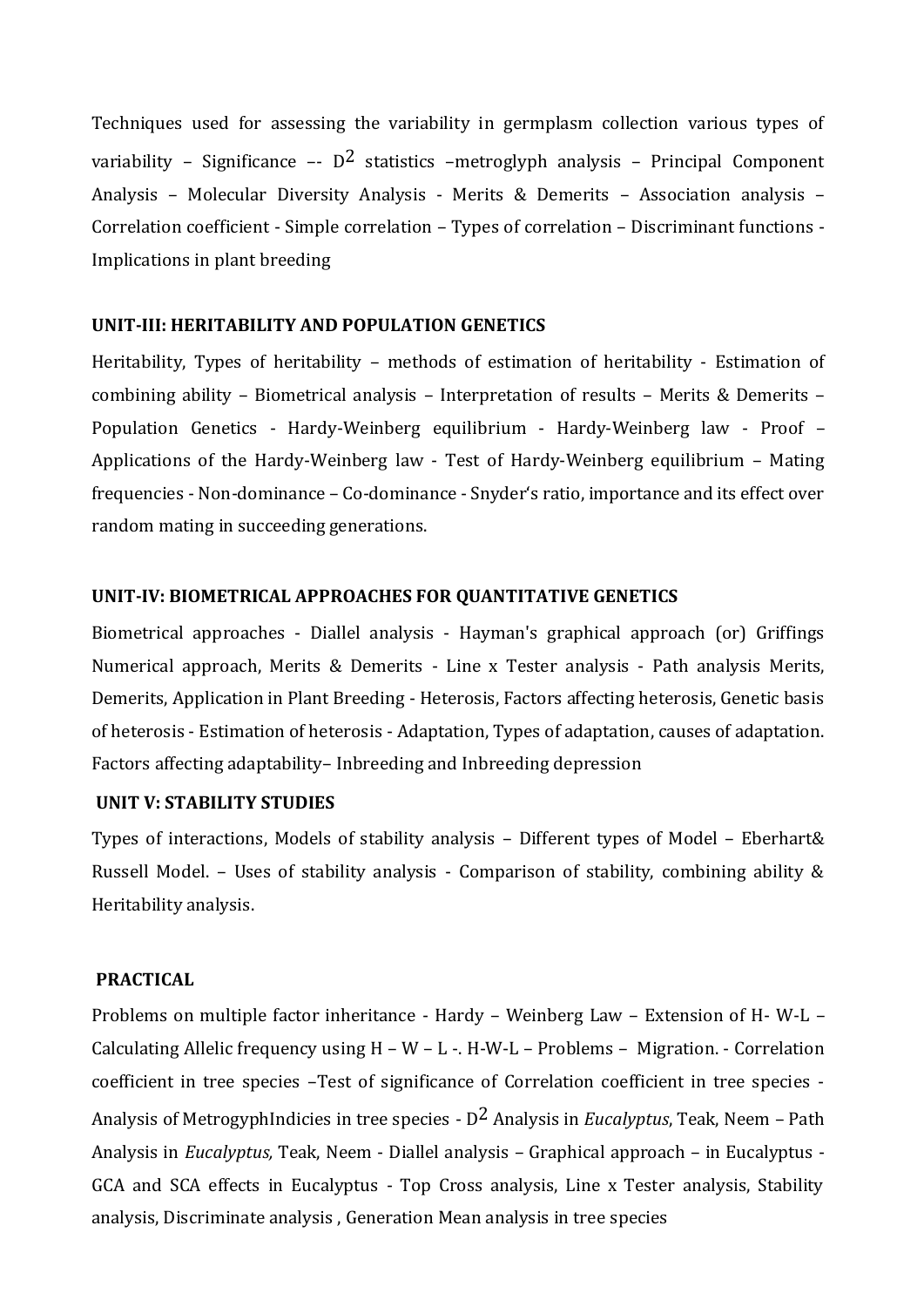Techniques used for assessing the variability in germplasm collection various types of variability – Significance –- $D^2$ statistics –metroglyph analysis – Principal Component Analysis – Molecular Diversity Analysis - Merits & Demerits – Association analysis – Correlation coefficient - Simple correlation – Types of correlation – Discriminant functions - Implications in plant breeding

**UNIT-III: HERITABILITY AND POPULATION GENETICS**

Heritability, Types of heritability – methods of estimation of heritability - Estimation of combining ability – Biometrical analysis – Interpretation of results – Merits & Demerits – Population Genetics - Hardy-Weinberg equilibrium - Hardy-Weinberg law - Proof – Applications of the Hardy-Weinberg law - Test of Hardy-Weinberg equilibrium – Mating frequencies - Non-dominance – Co-dominance - Snyder's ratio, importance and its effect over random mating in succeeding generations.

**UNIT-IV: BIOMETRICAL APPROACHES FOR QUANTITATIVE GENETICS**

Biometrical approaches - Diallel analysis - Hayman's graphical approach (or) Griffings Numerical approach, Merits & Demerits - Line x Tester analysis - Path analysis Merits, Demerits, Application in Plant Breeding - Heterosis, Factors affecting heterosis, Genetic basis of heterosis - Estimation of heterosis - Adaptation, Types of adaptation, causes of adaptation. Factors affecting adaptability– Inbreeding and Inbreeding depression

**UNIT V: STABILITY STUDIES**

Types of interactions, Models of stability analysis – Different types of Model – Eberhart& Russell Model. – Uses of stability analysis - Comparison of stability, combining ability & Heritability analysis.

**PRACTICAL**

Problems on multiple factor inheritance - Hardy – Weinberg Law – Extension of H- W-L – Calculating Allelic frequency using H – W – L -. H-W-L – Problems – Migration. - Correlation coefficient in tree species –Test of significance of Correlation coefficient in tree species - Analysis of MetrogyphIndicies in tree species - $D^2$ Analysis in *Eucalyptus*, Teak, Neem – Path Analysis in *Eucalyptus,* Teak, Neem - Diallel analysis – Graphical approach – in Eucalyptus - GCA and SCA effects in Eucalyptus - Top Cross analysis, Line x Tester analysis, Stability analysis, Discriminate analysis , Generation Mean analysis in tree species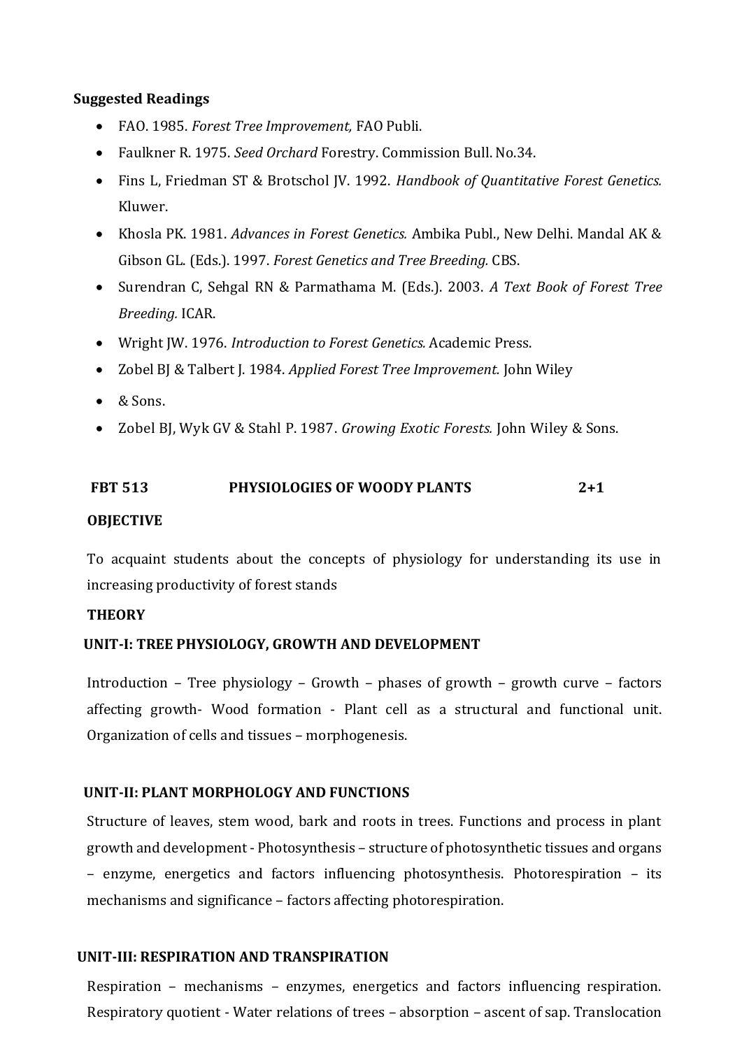**Suggested Readings**

- FAO. 1985. *Forest Tree Improvement,* FAO Publi.
- Faulkner R. 1975. *Seed Orchard* Forestry. Commission Bull. No.34.
- Fins L, Friedman ST & Brotschol JV. 1992. *Handbook of Quantitative Forest Genetics.* Kluwer.
- Khosla PK. 1981. *Advances in Forest Genetics.* Ambika Publ., New Delhi. Mandal AK & Gibson GL. (Eds.). 1997. *Forest Genetics and Tree Breeding.* CBS.
- Surendran C, Sehgal RN & Parmathama M. (Eds.). 2003. *A Text Book of Forest Tree Breeding.* ICAR.
- Wright JW. 1976. *Introduction to Forest Genetics.* Academic Press.
- Zobel BJ & Talbert J. 1984. *Applied Forest Tree Improvement.* John Wiley
- & Sons.
- Zobel BJ, Wyk GV & Stahl P. 1987. *Growing Exotic Forests.* John Wiley & Sons.

**FBT 513 PHYSIOLOGIES OF WOODY PLANTS 2+1**

**OBJECTIVE**

To acquaint students about the concepts of physiology for understanding its use in increasing productivity of forest stands

**THEORY**

**UNIT-I: TREE PHYSIOLOGY, GROWTH AND DEVELOPMENT**

Introduction – Tree physiology – Growth – phases of growth – growth curve – factors affecting growth- Wood formation - Plant cell as a structural and functional unit. Organization of cells and tissues – morphogenesis.

**UNIT-II: PLANT MORPHOLOGY AND FUNCTIONS**

Structure of leaves, stem wood, bark and roots in trees. Functions and process in plant growth and development - Photosynthesis – structure of photosynthetic tissues and organs – enzyme, energetics and factors influencing photosynthesis. Photorespiration – its mechanisms and significance – factors affecting photorespiration.

**UNIT-III: RESPIRATION AND TRANSPIRATION**

Respiration – mechanisms – enzymes, energetics and factors influencing respiration. Respiratory quotient - Water relations of trees – absorption – ascent of sap. Translocation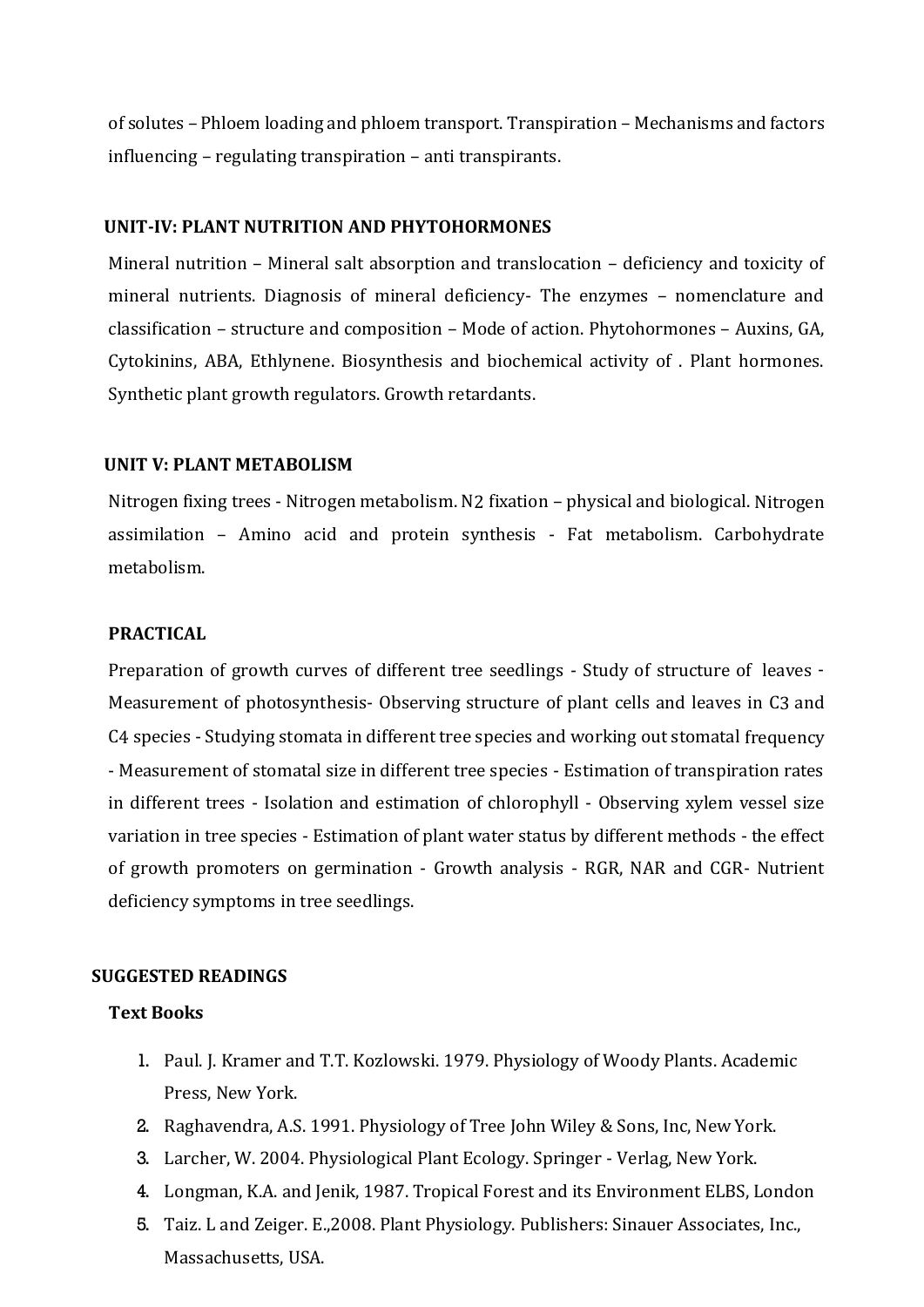of solutes – Phloem loading and phloem transport. Transpiration – Mechanisms and factors influencing – regulating transpiration – anti transpirants.

## UNIT-IV: PLANT NUTRITION AND PHYTOHORMONES

Mineral nutrition – Mineral salt absorption and translocation – deficiency and toxicity of mineral nutrients. Diagnosis of mineral deficiency- The enzymes – nomenclature and classification – structure and composition – Mode of action. Phytohormones – Auxins, GA, Cytokinins, ABA, Ethlynene. Biosynthesis and biochemical activity of . Plant hormones. Synthetic plant growth regulators. Growth retardants.

## UNIT V: PLANT METABOLISM

Nitrogen fixing trees - Nitrogen metabolism. $N_2$ fixation – physical and biological. Nitrogen assimilation – Amino acid and protein synthesis - Fat metabolism. Carbohydrate metabolism.

## PRACTICAL

Preparation of growth curves of different tree seedlings - Study of structure of leaves - Measurement of photosynthesis- Observing structure of plant cells and leaves in C3 and C4 species - Studying stomata in different tree species and working out stomatal frequency - Measurement of stomatal size in different tree species - Estimation of transpiration rates in different trees - Isolation and estimation of chlorophyll - Observing xylem vessel size variation in tree species - Estimation of plant water status by different methods - the effect of growth promoters on germination - Growth analysis - RGR, NAR and CGR- Nutrient deficiency symptoms in tree seedlings.

## SUGGESTED READINGS

### Text Books

1. Paul. J. Kramer and T.T. Kozlowski. 1979. Physiology of Woody Plants. Academic Press, New York.
2. Raghavendra, A.S. 1991. Physiology of Tree John Wiley & Sons, Inc, New York.
3. Larcher, W. 2004. Physiological Plant Ecology. Springer - Verlag, New York.
4. Longman, K.A. and Jenik, 1987. Tropical Forest and its Environment ELBS, London
5. Taiz. L and Zeiger. E.,2008. Plant Physiology. Publishers: Sinauer Associates, Inc., Massachusetts, USA.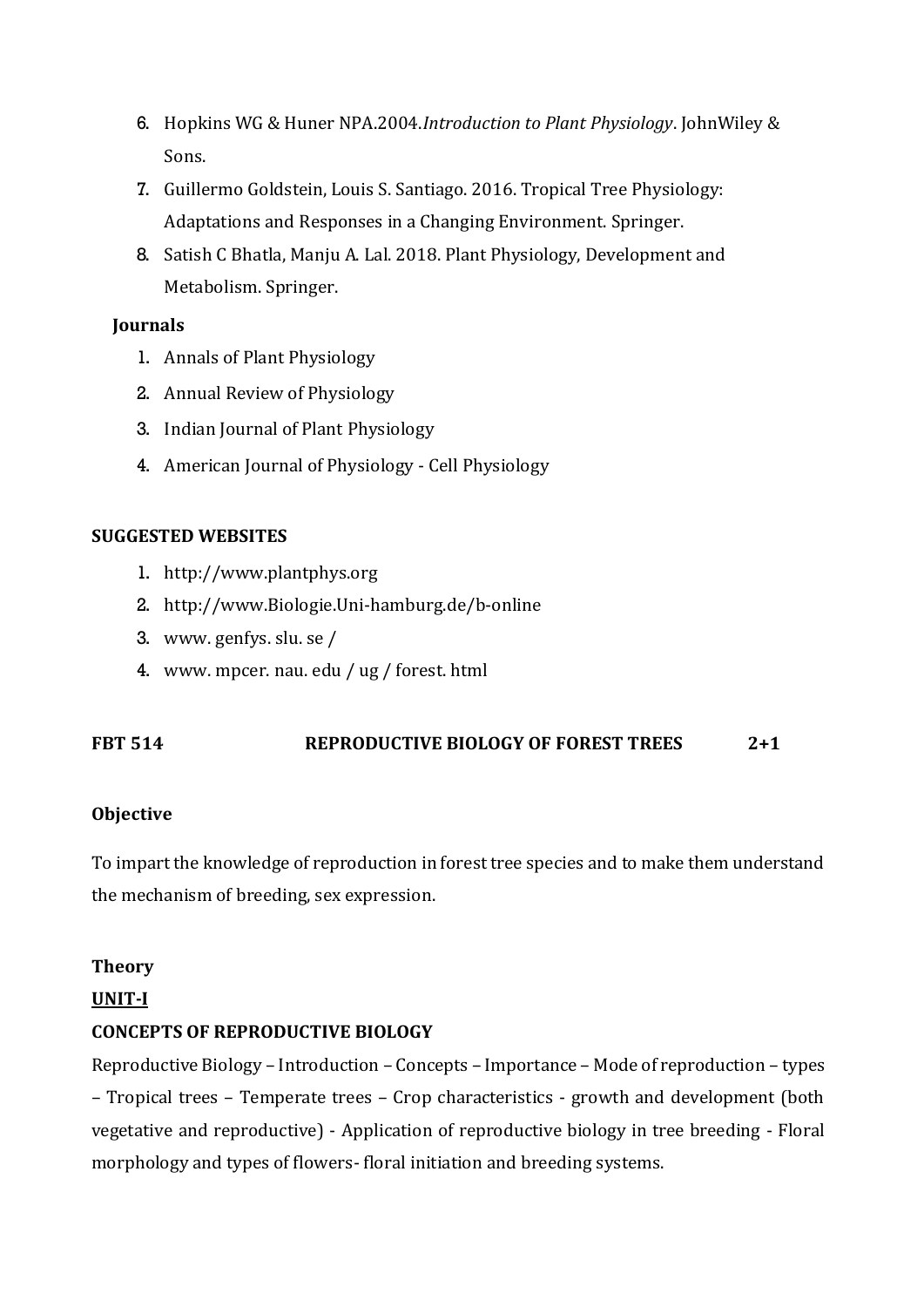6. Hopkins WG & Huner NPA.2004.*Introduction to Plant Physiology*. JohnWiley & Sons.
7. Guillermo Goldstein, Louis S. Santiago. 2016. Tropical Tree Physiology: Adaptations and Responses in a Changing Environment. Springer.
8. Satish C Bhatla, Manju A. Lal. 2018. Plant Physiology, Development and Metabolism. Springer.

**Journals**

1. Annals of Plant Physiology
2. Annual Review of Physiology
3. Indian Journal of Plant Physiology
4. American Journal of Physiology - Cell Physiology

**SUGGESTED WEBSITES**

1. http://www.plantphys.org
2. http://www.Biologie.Uni-hamburg.de/b-online
3. www. genfys. slu. se /
4. www. mpcer. nau. edu / ug / forest. html

**FBT 514 REPRODUCTIVE BIOLOGY OF FOREST TREES 2+1**

**Objective**

To impart the knowledge of reproduction in forest tree species and to make them understand the mechanism of breeding, sex expression.

**Theory**

**UNIT-I**

**CONCEPTS OF REPRODUCTIVE BIOLOGY**

Reproductive Biology – Introduction – Concepts – Importance – Mode of reproduction – types – Tropical trees – Temperate trees – Crop characteristics - growth and development (both vegetative and reproductive) - Application of reproductive biology in tree breeding - Floral morphology and types of flowers- floral initiation and breeding systems.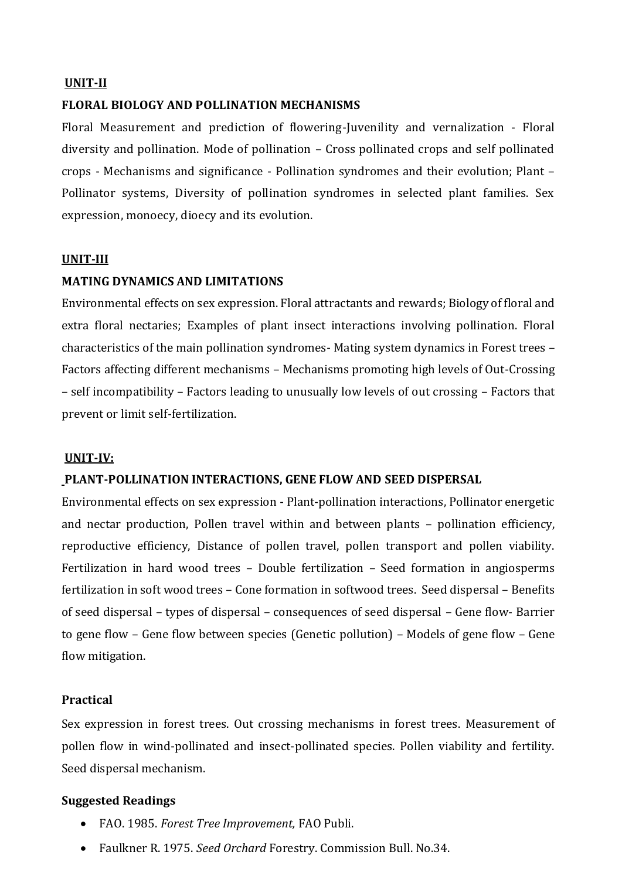## UNIT-II

### FLORAL BIOLOGY AND POLLINATION MECHANISMS

Floral Measurement and prediction of flowering-Juvenility and vernalization - Floral diversity and pollination. Mode of pollination – Cross pollinated crops and self pollinated crops - Mechanisms and significance - Pollination syndromes and their evolution; Plant – Pollinator systems, Diversity of pollination syndromes in selected plant families. Sex expression, monoecy, dioecy and its evolution.

## UNIT-III

### MATING DYNAMICS AND LIMITATIONS

Environmental effects on sex expression. Floral attractants and rewards; Biology of floral and extra floral nectaries; Examples of plant insect interactions involving pollination. Floral characteristics of the main pollination syndromes- Mating system dynamics in Forest trees – Factors affecting different mechanisms – Mechanisms promoting high levels of Out-Crossing – self incompatibility – Factors leading to unusually low levels of out crossing – Factors that prevent or limit self-fertilization.

## UNIT-IV:

### PLANT-POLLINATION INTERACTIONS, GENE FLOW AND SEED DISPERSAL

Environmental effects on sex expression - Plant-pollination interactions, Pollinator energetic and nectar production, Pollen travel within and between plants – pollination efficiency, reproductive efficiency, Distance of pollen travel, pollen transport and pollen viability. Fertilization in hard wood trees – Double fertilization – Seed formation in angiosperms fertilization in soft wood trees – Cone formation in softwood trees. Seed dispersal – Benefits of seed dispersal – types of dispersal – consequences of seed dispersal – Gene flow- Barrier to gene flow – Gene flow between species (Genetic pollution) – Models of gene flow – Gene flow mitigation.

### Practical

Sex expression in forest trees. Out crossing mechanisms in forest trees. Measurement of pollen flow in wind-pollinated and insect-pollinated species. Pollen viability and fertility. Seed dispersal mechanism.

### Suggested Readings

- FAO. 1985. *Forest Tree Improvement,* FAO Publi.
- Faulkner R. 1975. *Seed Orchard* Forestry. Commission Bull. No.34.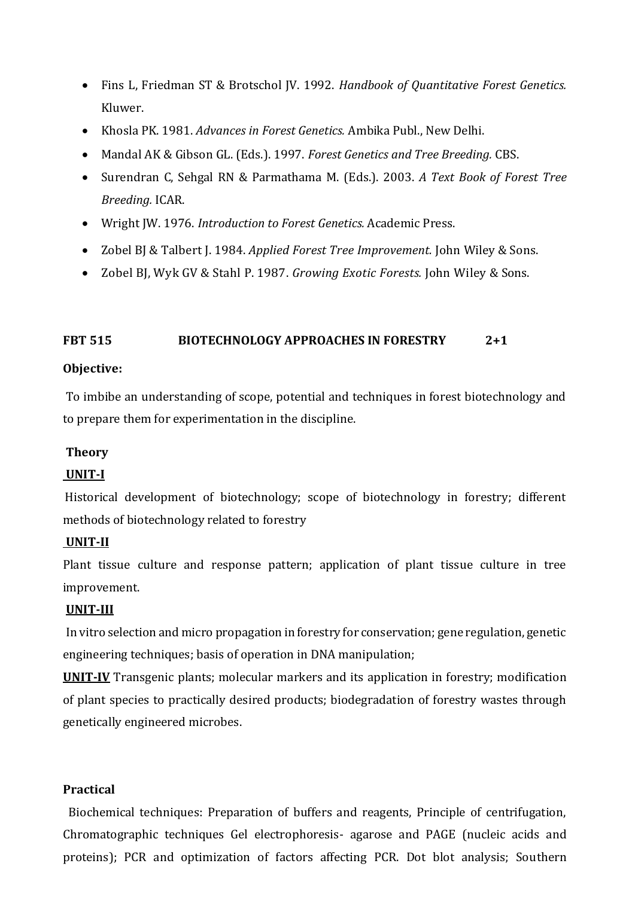- Fins L, Friedman ST & Brotschol JV. 1992. *Handbook of Quantitative Forest Genetics.* Kluwer.
- Khosla PK. 1981. *Advances in Forest Genetics.* Ambika Publ., New Delhi.
- Mandal AK & Gibson GL. (Eds.). 1997. *Forest Genetics and Tree Breeding.* CBS.
- Surendran C, Sehgal RN & Parmathama M. (Eds.). 2003. *A Text Book of Forest Tree Breeding.* ICAR.
- Wright JW. 1976. *Introduction to Forest Genetics.* Academic Press.
- Zobel BJ & Talbert J. 1984. *Applied Forest Tree Improvement.* John Wiley & Sons.
- Zobel BJ, Wyk GV & Stahl P. 1987. *Growing Exotic Forests.* John Wiley & Sons.

**FBT 515 BIOTECHNOLOGY APPROACHES IN FORESTRY 2+1**

**Objective:**

To imbibe an understanding of scope, potential and techniques in forest biotechnology and to prepare them for experimentation in the discipline.

**Theory**

**UNIT-I**

Historical development of biotechnology; scope of biotechnology in forestry; different methods of biotechnology related to forestry

**UNIT-II**

Plant tissue culture and response pattern; application of plant tissue culture in tree improvement.

**UNIT-III**

In vitro selection and micro propagation in forestry for conservation; gene regulation, genetic engineering techniques; basis of operation in DNA manipulation;

**UNIT-IV** Transgenic plants; molecular markers and its application in forestry; modification of plant species to practically desired products; biodegradation of forestry wastes through genetically engineered microbes.

**Practical**

Biochemical techniques: Preparation of buffers and reagents, Principle of centrifugation, Chromatographic techniques Gel electrophoresis- agarose and PAGE (nucleic acids and proteins); PCR and optimization of factors affecting PCR. Dot blot analysis; Southern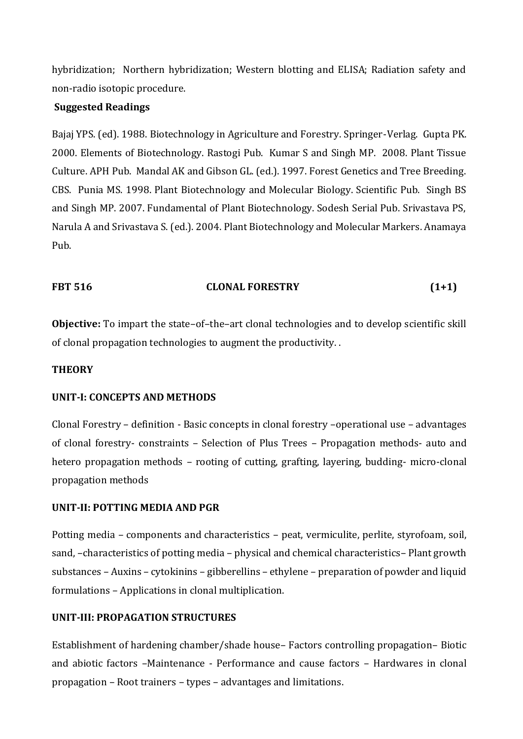hybridization; Northern hybridization; Western blotting and ELISA; Radiation safety and non-radio isotopic procedure.

**Suggested Readings**

Bajaj YPS. (ed). 1988. Biotechnology in Agriculture and Forestry. Springer-Verlag. Gupta PK. 2000. Elements of Biotechnology. Rastogi Pub. Kumar S and Singh MP. 2008. Plant Tissue Culture. APH Pub. Mandal AK and Gibson GL. (ed.). 1997. Forest Genetics and Tree Breeding. CBS. Punia MS. 1998. Plant Biotechnology and Molecular Biology. Scientific Pub. Singh BS and Singh MP. 2007. Fundamental of Plant Biotechnology. Sodesh Serial Pub. Srivastava PS, Narula A and Srivastava S. (ed.). 2004. Plant Biotechnology and Molecular Markers. Anamaya Pub.

## FBT 516 CLONAL FORESTRY (1+1)

**Objective:** To impart the state–of–the–art clonal technologies and to develop scientific skill of clonal propagation technologies to augment the productivity. .

### THEORY

#### UNIT-I: CONCEPTS AND METHODS

Clonal Forestry – definition - Basic concepts in clonal forestry –operational use – advantages of clonal forestry- constraints – Selection of Plus Trees – Propagation methods- auto and hetero propagation methods – rooting of cutting, grafting, layering, budding- micro-clonal propagation methods

#### UNIT-II: POTTING MEDIA AND PGR

Potting media – components and characteristics – peat, vermiculite, perlite, styrofoam, soil, sand, –characteristics of potting media – physical and chemical characteristics– Plant growth substances – Auxins – cytokinins – gibberellins – ethylene – preparation of powder and liquid formulations – Applications in clonal multiplication.

#### UNIT-III: PROPAGATION STRUCTURES

Establishment of hardening chamber/shade house– Factors controlling propagation– Biotic and abiotic factors –Maintenance - Performance and cause factors – Hardwares in clonal propagation – Root trainers – types – advantages and limitations.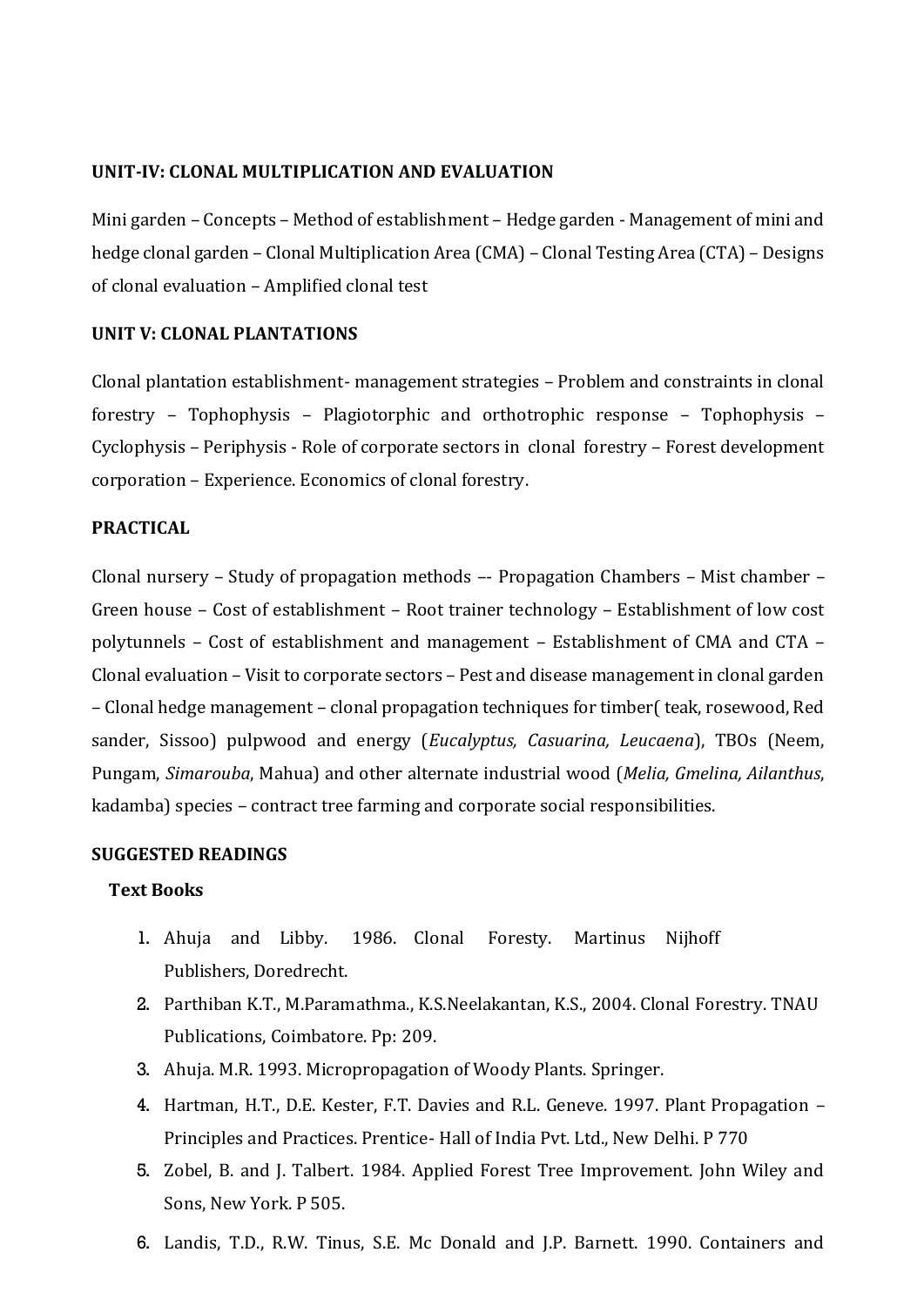**UNIT-IV: CLONAL MULTIPLICATION AND EVALUATION**

Mini garden – Concepts – Method of establishment – Hedge garden - Management of mini and hedge clonal garden – Clonal Multiplication Area (CMA) – Clonal Testing Area (CTA) – Designs of clonal evaluation – Amplified clonal test

**UNIT V: CLONAL PLANTATIONS**

Clonal plantation establishment- management strategies – Problem and constraints in clonal forestry – Tophophysis – Plagiotorphic and orthotrophic response – Tophophysis – Cyclophysis – Periphysis - Role of corporate sectors in clonal forestry – Forest development corporation – Experience. Economics of clonal forestry.

**PRACTICAL**

Clonal nursery – Study of propagation methods –- Propagation Chambers – Mist chamber – Green house – Cost of establishment – Root trainer technology – Establishment of low cost polytunnels – Cost of establishment and management – Establishment of CMA and CTA – Clonal evaluation – Visit to corporate sectors – Pest and disease management in clonal garden – Clonal hedge management – clonal propagation techniques for timber( teak, rosewood, Red sander, Sissoo) pulpwood and energy (*Eucalyptus, Casuarina, Leucaena*), TBOs (Neem, Pungam, *Simarouba*, Mahua) and other alternate industrial wood (*Melia, Gmelina, Ailanthus*, kadamba) species – contract tree farming and corporate social responsibilities.

**SUGGESTED READINGS**

**Text Books**

1. Ahuja and Libby. 1986. Clonal Foresty. Martinus Nijhoff Publishers, Doredrecht.
2. Parthiban K.T., M.Paramathma., K.S.Neelakantan, K.S., 2004. Clonal Forestry. TNAU Publications, Coimbatore. Pp: 209.
3. Ahuja. M.R. 1993. Micropropagation of Woody Plants. Springer.
4. Hartman, H.T., D.E. Kester, F.T. Davies and R.L. Geneve. 1997. Plant Propagation – Principles and Practices. Prentice- Hall of India Pvt. Ltd., New Delhi. P 770
5. Zobel, B. and J. Talbert. 1984. Applied Forest Tree Improvement. John Wiley and Sons, New York. P 505.
6. Landis, T.D., R.W. Tinus, S.E. Mc Donald and J.P. Barnett. 1990. Containers and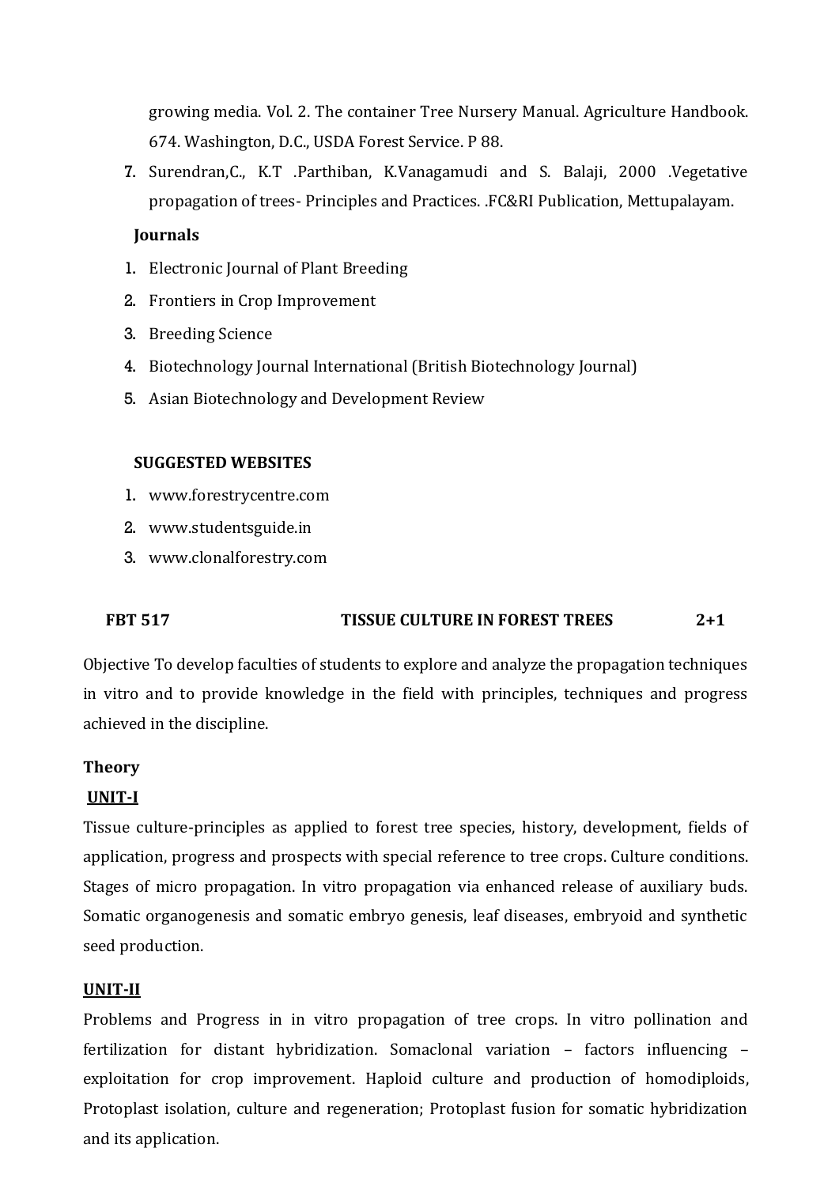growing media. Vol. 2. The container Tree Nursery Manual. Agriculture Handbook. 674. Washington, D.C., USDA Forest Service. P 88.

7. Surendran,C., K.T .Parthiban, K.Vanagamudi and S. Balaji, 2000 .Vegetative propagation of trees- Principles and Practices. .FC&RI Publication, Mettupalayam.

**Journals**

1. Electronic Journal of Plant Breeding
2. Frontiers in Crop Improvement
3. Breeding Science
4. Biotechnology Journal International (British Biotechnology Journal)
5. Asian Biotechnology and Development Review

**SUGGESTED WEBSITES**

1. www.forestrycentre.com
2. www.studentsguide.in
3. www.clonalforestry.com

**FBT 517 TISSUE CULTURE IN FOREST TREES 2+1**

Objective To develop faculties of students to explore and analyze the propagation techniques in vitro and to provide knowledge in the field with principles, techniques and progress achieved in the discipline.

**Theory**

**UNIT-I**

Tissue culture-principles as applied to forest tree species, history, development, fields of application, progress and prospects with special reference to tree crops. Culture conditions. Stages of micro propagation. In vitro propagation via enhanced release of auxiliary buds. Somatic organogenesis and somatic embryo genesis, leaf diseases, embryoid and synthetic seed production.

**UNIT-II**

Problems and Progress in in vitro propagation of tree crops. In vitro pollination and fertilization for distant hybridization. Somaclonal variation – factors influencing – exploitation for crop improvement. Haploid culture and production of homodiploids, Protoplast isolation, culture and regeneration; Protoplast fusion for somatic hybridization and its application.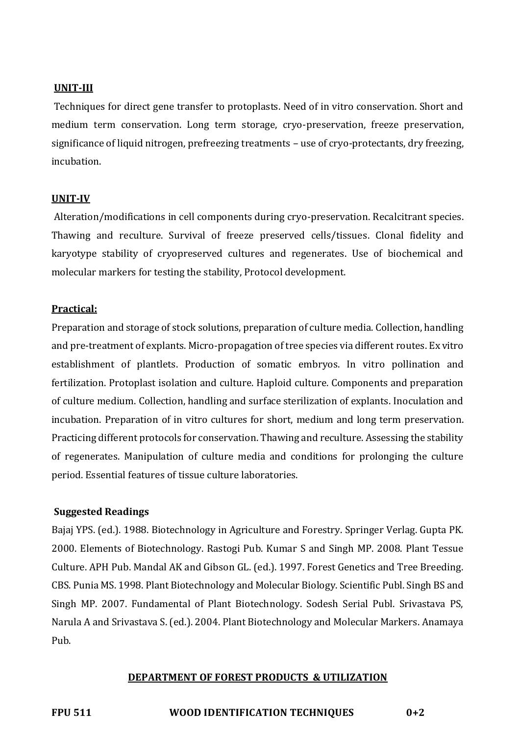**UNIT-III**

Techniques for direct gene transfer to protoplasts. Need of in vitro conservation. Short and medium term conservation. Long term storage, cryo-preservation, freeze preservation, significance of liquid nitrogen, prefreezing treatments – use of cryo-protectants, dry freezing, incubation.

**UNIT-IV**

Alteration/modifications in cell components during cryo-preservation. Recalcitrant species. Thawing and reculture. Survival of freeze preserved cells/tissues. Clonal fidelity and karyotype stability of cryopreserved cultures and regenerates. Use of biochemical and molecular markers for testing the stability, Protocol development.

**Practical:**

Preparation and storage of stock solutions, preparation of culture media. Collection, handling and pre-treatment of explants. Micro-propagation of tree species via different routes. Ex vitro establishment of plantlets. Production of somatic embryos. In vitro pollination and fertilization. Protoplast isolation and culture. Haploid culture. Components and preparation of culture medium. Collection, handling and surface sterilization of explants. Inoculation and incubation. Preparation of in vitro cultures for short, medium and long term preservation. Practicing different protocols for conservation. Thawing and reculture. Assessing the stability of regenerates. Manipulation of culture media and conditions for prolonging the culture period. Essential features of tissue culture laboratories.

**Suggested Readings**

Bajaj YPS. (ed.). 1988. Biotechnology in Agriculture and Forestry. Springer Verlag. Gupta PK. 2000. Elements of Biotechnology. Rastogi Pub. Kumar S and Singh MP. 2008. Plant Tessue Culture. APH Pub. Mandal AK and Gibson GL. (ed.). 1997. Forest Genetics and Tree Breeding. CBS. Punia MS. 1998. Plant Biotechnology and Molecular Biology. Scientific Publ. Singh BS and Singh MP. 2007. Fundamental of Plant Biotechnology. Sodesh Serial Publ. Srivastava PS, Narula A and Srivastava S. (ed.). 2004. Plant Biotechnology and Molecular Markers. Anamaya Pub.

## DEPARTMENT OF FOREST PRODUCTS & UTILIZATION

**FPU 511 WOOD IDENTIFICATION TECHNIQUES 0+2**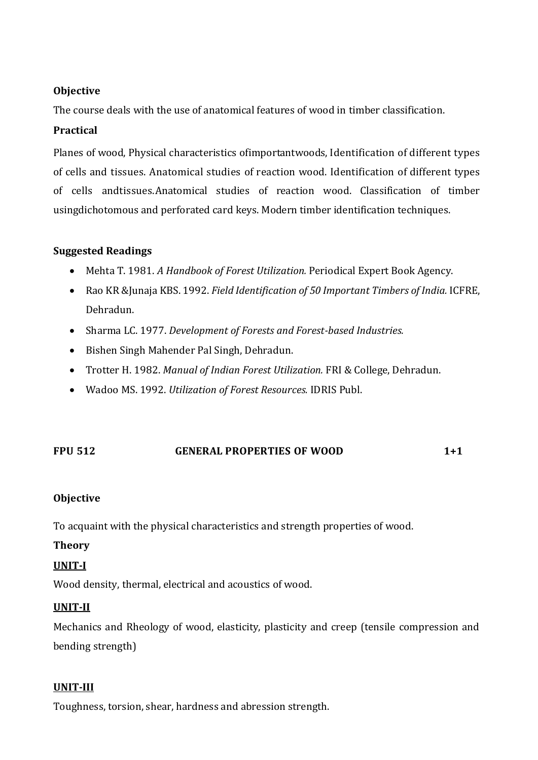**Objective**

The course deals with the use of anatomical features of wood in timber classification.

**Practical**

Planes of wood, Physical characteristics ofimportantwoods, Identification of different types of cells and tissues. Anatomical studies of reaction wood. Identification of different types of cells andtissues.Anatomical studies of reaction wood. Classification of timber usingdichotomous and perforated card keys. Modern timber identification techniques.

**Suggested Readings**

- Mehta T. 1981. *A Handbook of Forest Utilization.* Periodical Expert Book Agency.
- Rao KR &Junaja KBS. 1992. *Field Identification of 50 Important Timbers of India.* ICFRE, Dehradun.
- Sharma LC. 1977. *Development of Forests and Forest-based Industries.*
- Bishen Singh Mahender Pal Singh, Dehradun.
- Trotter H. 1982. *Manual of Indian Forest Utilization.* FRI & College, Dehradun.
- Wadoo MS. 1992. *Utilization of Forest Resources.* IDRIS Publ.

**FPU 512 GENERAL PROPERTIES OF WOOD 1+1**

**Objective**

To acquaint with the physical characteristics and strength properties of wood.

**Theory**

**UNIT-I**

Wood density, thermal, electrical and acoustics of wood.

**UNIT-II**

Mechanics and Rheology of wood, elasticity, plasticity and creep (tensile compression and bending strength)

**UNIT-III**

Toughness, torsion, shear, hardness and abression strength.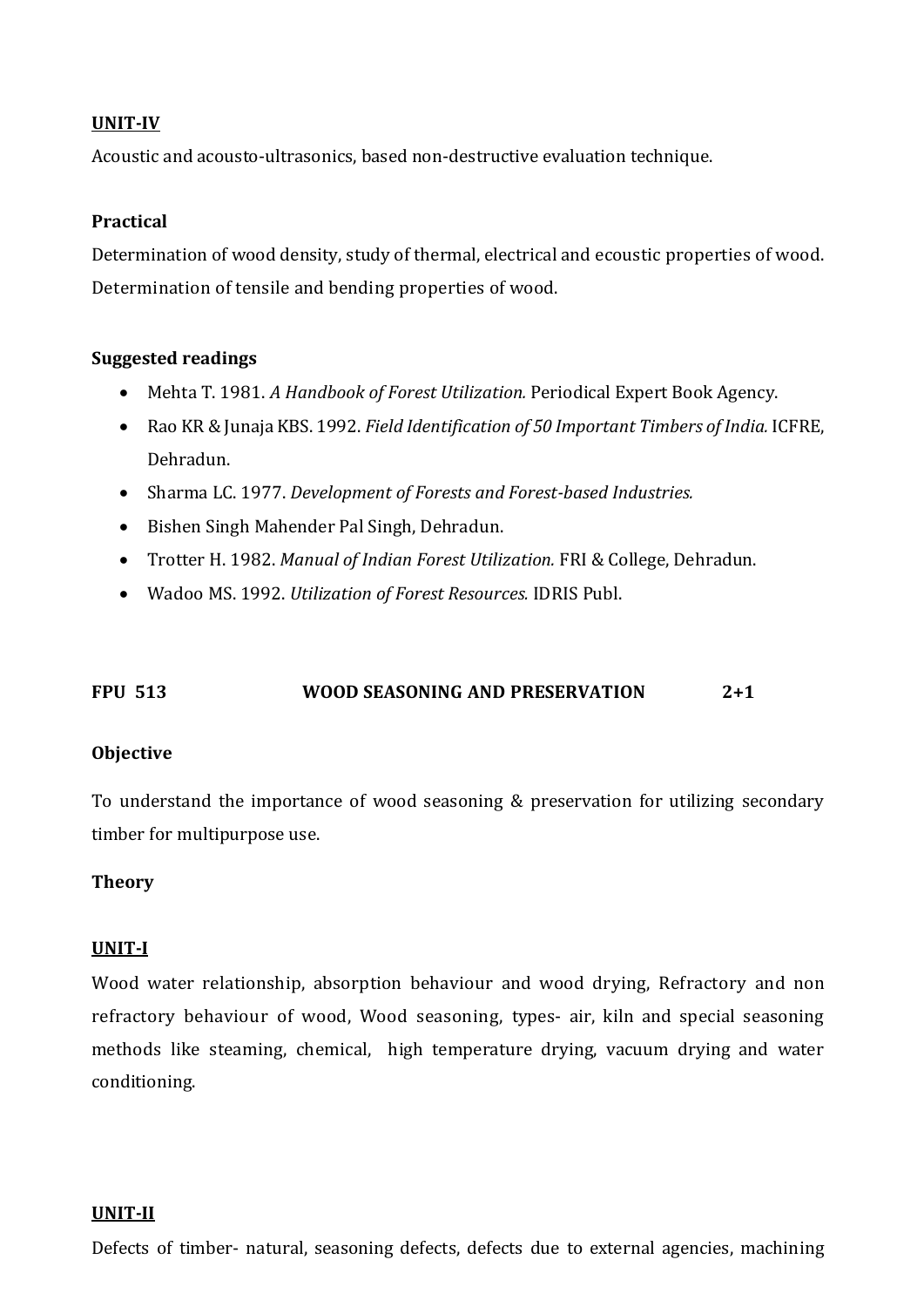**UNIT-IV**

Acoustic and acousto-ultrasonics, based non-destructive evaluation technique.

**Practical**

Determination of wood density, study of thermal, electrical and ecoustic properties of wood. Determination of tensile and bending properties of wood.

**Suggested readings**

- Mehta T. 1981. *A Handbook of Forest Utilization.* Periodical Expert Book Agency.
- Rao KR & Junaja KBS. 1992. *Field Identification of 50 Important Timbers of India.* ICFRE, Dehradun.
- Sharma LC. 1977. *Development of Forests and Forest-based Industries.*
- Bishen Singh Mahender Pal Singh, Dehradun.
- Trotter H. 1982. *Manual of Indian Forest Utilization.* FRI & College, Dehradun.
- Wadoo MS. 1992. *Utilization of Forest Resources.* IDRIS Publ.

**FPU 513 WOOD SEASONING AND PRESERVATION 2+1**

**Objective**

To understand the importance of wood seasoning & preservation for utilizing secondary timber for multipurpose use.

**Theory**

**UNIT-I**

Wood water relationship, absorption behaviour and wood drying, Refractory and non refractory behaviour of wood, Wood seasoning, types- air, kiln and special seasoning methods like steaming, chemical, high temperature drying, vacuum drying and water conditioning.

**UNIT-II**

Defects of timber- natural, seasoning defects, defects due to external agencies, machining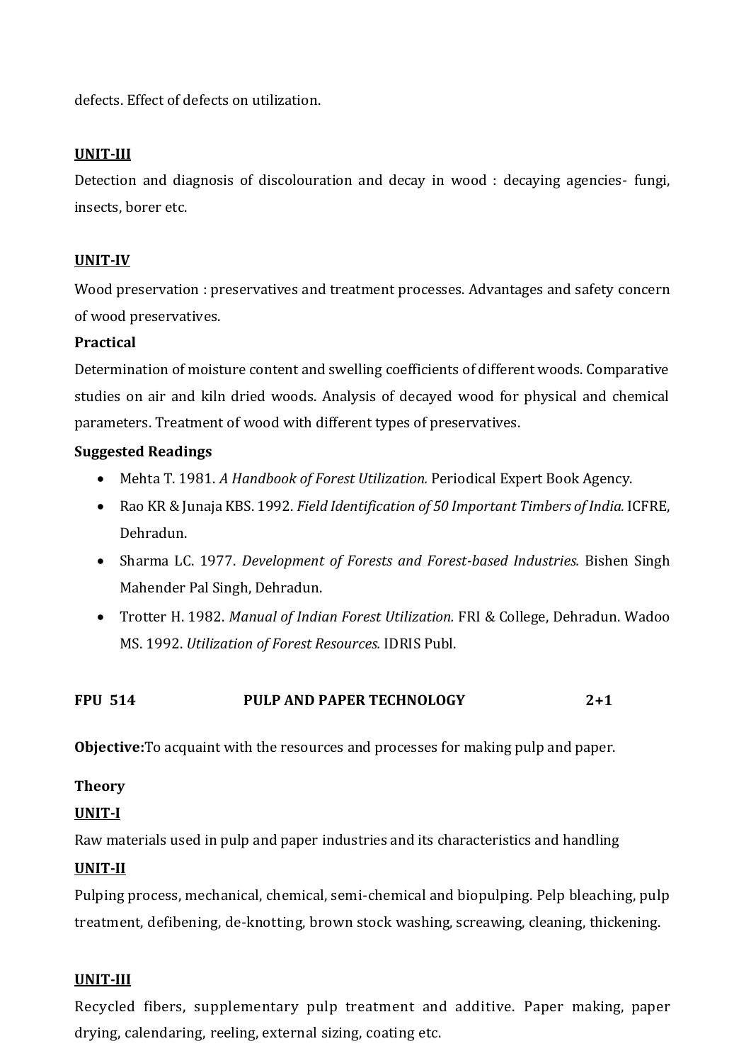defects. Effect of defects on utilization.

**UNIT-III**

Detection and diagnosis of discolouration and decay in wood : decaying agencies- fungi, insects, borer etc.

**UNIT-IV**

Wood preservation : preservatives and treatment processes. Advantages and safety concern of wood preservatives.

**Practical**

Determination of moisture content and swelling coefficients of different woods. Comparative studies on air and kiln dried woods. Analysis of decayed wood for physical and chemical parameters. Treatment of wood with different types of preservatives.

**Suggested Readings**

- Mehta T. 1981. *A Handbook of Forest Utilization.* Periodical Expert Book Agency.
- Rao KR & Junaja KBS. 1992. *Field Identification of 50 Important Timbers of India.* ICFRE, Dehradun.
- Sharma LC. 1977. *Development of Forests and Forest-based Industries.* Bishen Singh Mahender Pal Singh, Dehradun.
- Trotter H. 1982. *Manual of Indian Forest Utilization.* FRI & College, Dehradun. Wadoo MS. 1992. *Utilization of Forest Resources.* IDRIS Publ.

**FPU 514 PULP AND PAPER TECHNOLOGY 2+1**

**Objective:**To acquaint with the resources and processes for making pulp and paper.

**Theory**

**UNIT-I**

Raw materials used in pulp and paper industries and its characteristics and handling

**UNIT-II**

Pulping process, mechanical, chemical, semi-chemical and biopulping. Pelp bleaching, pulp treatment, defibening, de-knotting, brown stock washing, screawing, cleaning, thickening.

**UNIT-III**

Recycled fibers, supplementary pulp treatment and additive. Paper making, paper drying, calendaring, reeling, external sizing, coating etc.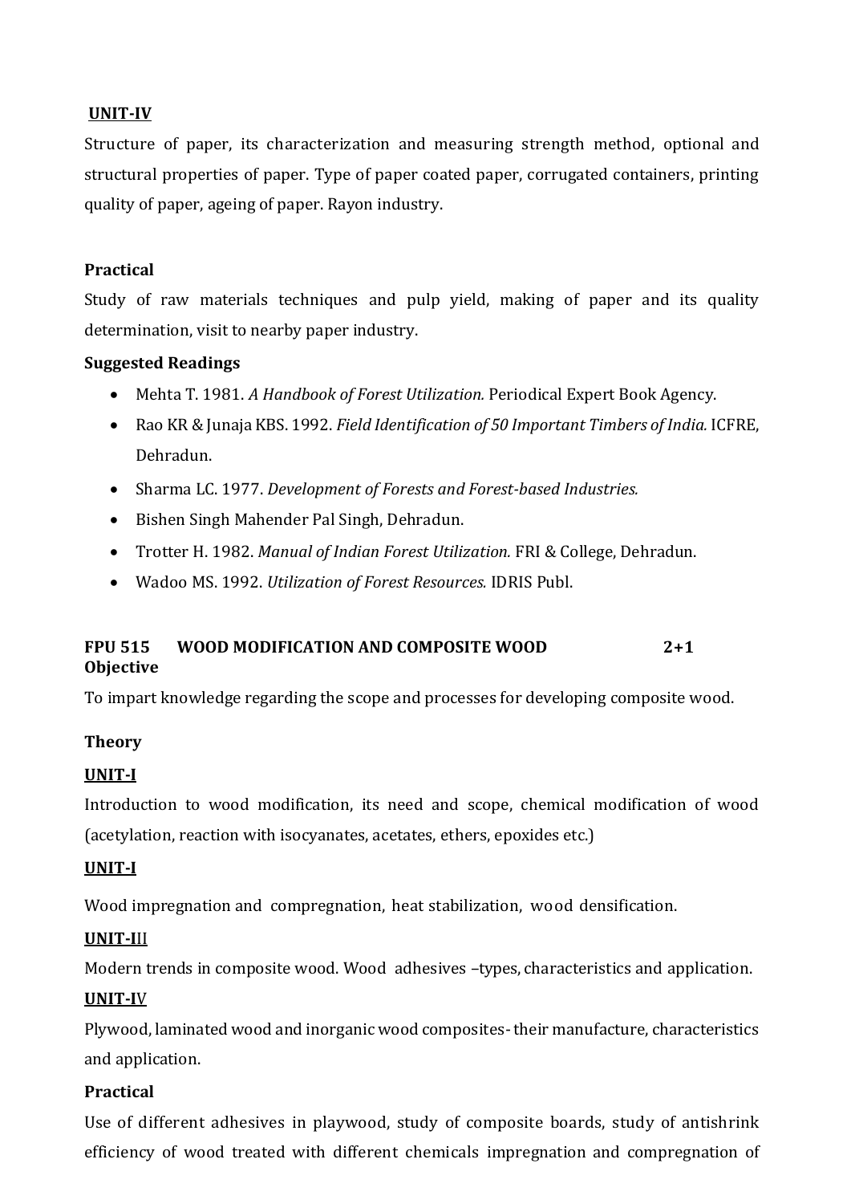**UNIT-IV**

Structure of paper, its characterization and measuring strength method, optional and structural properties of paper. Type of paper coated paper, corrugated containers, printing quality of paper, ageing of paper. Rayon industry.

**Practical**

Study of raw materials techniques and pulp yield, making of paper and its quality determination, visit to nearby paper industry.

**Suggested Readings**

- Mehta T. 1981. *A Handbook of Forest Utilization.* Periodical Expert Book Agency.
- Rao KR & Junaja KBS. 1992. *Field Identification of 50 Important Timbers of India.* ICFRE, Dehradun.
- Sharma LC. 1977. *Development of Forests and Forest-based Industries.*
- Bishen Singh Mahender Pal Singh, Dehradun.
- Trotter H. 1982. *Manual of Indian Forest Utilization.* FRI & College, Dehradun.
- Wadoo MS. 1992. *Utilization of Forest Resources.* IDRIS Publ.

**FPU 515 WOOD MODIFICATION AND COMPOSITE WOOD 2+1**

**Objective**

To impart knowledge regarding the scope and processes for developing composite wood.

**Theory**

**UNIT-I**

Introduction to wood modification, its need and scope, chemical modification of wood (acetylation, reaction with isocyanates, acetates, ethers, epoxides etc.)

**UNIT-I**

Wood impregnation and compregnation, heat stabilization, wood densification.

**UNIT-III**

Modern trends in composite wood. Wood adhesives –types, characteristics and application.

**UNIT-IV**

Plywood, laminated wood and inorganic wood composites- their manufacture, characteristics and application.

**Practical**

Use of different adhesives in playwood, study of composite boards, study of antishrink efficiency of wood treated with different chemicals impregnation and compregnation of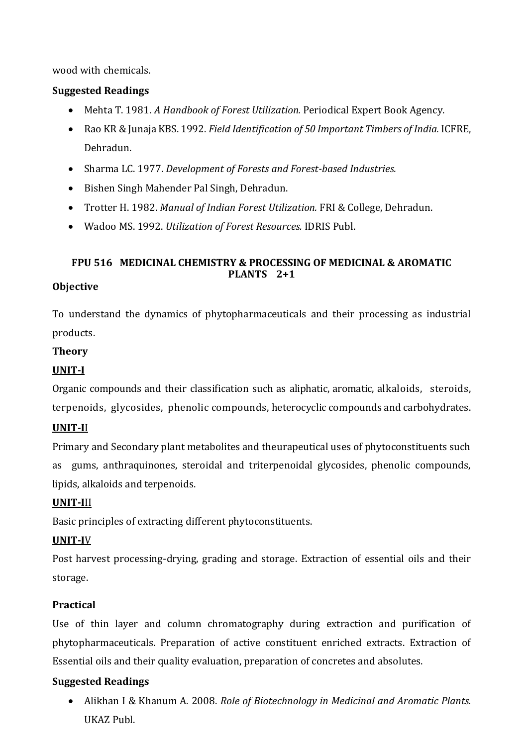wood with chemicals.

**Suggested Readings**

- Mehta T. 1981. *A Handbook of Forest Utilization.* Periodical Expert Book Agency.
- Rao KR & Junaja KBS. 1992. *Field Identification of 50 Important Timbers of India.* ICFRE, Dehradun.
- Sharma LC. 1977. *Development of Forests and Forest-based Industries.*
- Bishen Singh Mahender Pal Singh, Dehradun.
- Trotter H. 1982. *Manual of Indian Forest Utilization.* FRI & College, Dehradun.
- Wadoo MS. 1992. *Utilization of Forest Resources.* IDRIS Publ.

## FPU 516 MEDICINAL CHEMISTRY & PROCESSING OF MEDICINAL & AROMATIC PLANTS 2+1

**Objective**

To understand the dynamics of phytopharmaceuticals and their processing as industrial products.

**Theory**

**UNIT-I**

Organic compounds and their classification such as aliphatic, aromatic, alkaloids, steroids, terpenoids, glycosides, phenolic compounds, heterocyclic compounds and carbohydrates.

**UNIT-II**

Primary and Secondary plant metabolites and theurapeutical uses of phytoconstituents such as gums, anthraquinones, steroidal and triterpenoidal glycosides, phenolic compounds, lipids, alkaloids and terpenoids.

**UNIT-III**

Basic principles of extracting different phytoconstituents.

**UNIT-IV**

Post harvest processing-drying, grading and storage. Extraction of essential oils and their storage.

**Practical**

Use of thin layer and column chromatography during extraction and purification of phytopharmaceuticals. Preparation of active constituent enriched extracts. Extraction of Essential oils and their quality evaluation, preparation of concretes and absolutes.

**Suggested Readings**

- Alikhan I & Khanum A. 2008. *Role of Biotechnology in Medicinal and Aromatic Plants.* UKAZ Publ.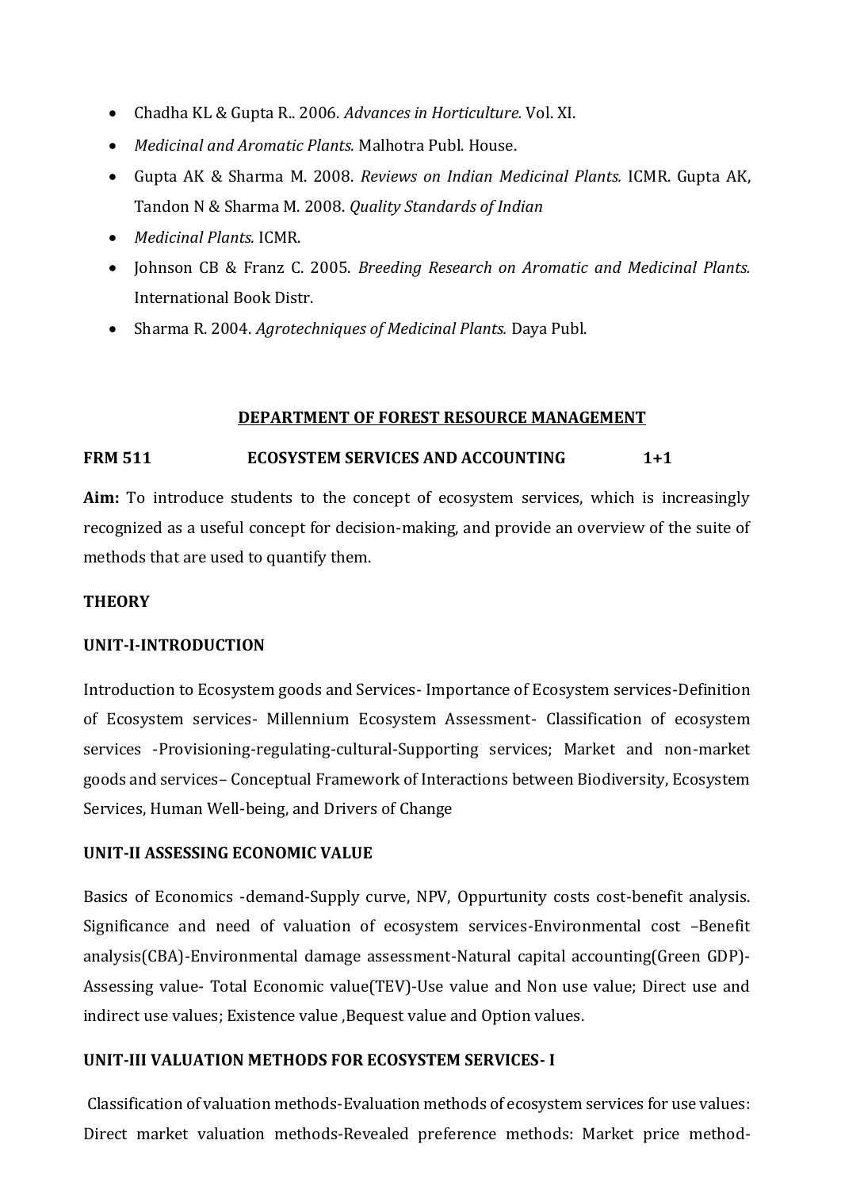- Chadha KL & Gupta R.. 2006. *Advances in Horticulture.* Vol. XI.
- *Medicinal and Aromatic Plants.* Malhotra Publ. House.
- Gupta AK & Sharma M. 2008. *Reviews on Indian Medicinal Plants.* ICMR. Gupta AK, Tandon N & Sharma M. 2008. *Quality Standards of Indian*
- *Medicinal Plants.* ICMR.
- Johnson CB & Franz C. 2005. *Breeding Research on Aromatic and Medicinal Plants.* International Book Distr.
- Sharma R. 2004. *Agrotechniques of Medicinal Plants.* Daya Publ.

## DEPARTMENT OF FOREST RESOURCE MANAGEMENT

**FRM 511 ECOSYSTEM SERVICES AND ACCOUNTING 1+1**

**Aim:** To introduce students to the concept of ecosystem services, which is increasingly recognized as a useful concept for decision-making, and provide an overview of the suite of methods that are used to quantify them.

**THEORY**

**UNIT-I-INTRODUCTION**

Introduction to Ecosystem goods and Services- Importance of Ecosystem services-Definition of Ecosystem services- Millennium Ecosystem Assessment- Classification of ecosystem services -Provisioning-regulating-cultural-Supporting services; Market and non-market goods and services– Conceptual Framework of Interactions between Biodiversity, Ecosystem Services, Human Well-being, and Drivers of Change

**UNIT-II ASSESSING ECONOMIC VALUE**

Basics of Economics -demand-Supply curve, NPV, Oppurtunity costs cost-benefit analysis. Significance and need of valuation of ecosystem services-Environmental cost –Benefit analysis(CBA)-Environmental damage assessment-Natural capital accounting(Green GDP)-Assessing value- Total Economic value(TEV)-Use value and Non use value; Direct use and indirect use values; Existence value ,Bequest value and Option values.

**UNIT-III VALUATION METHODS FOR ECOSYSTEM SERVICES- I**

Classification of valuation methods-Evaluation methods of ecosystem services for use values: Direct market valuation methods-Revealed preference methods: Market price method-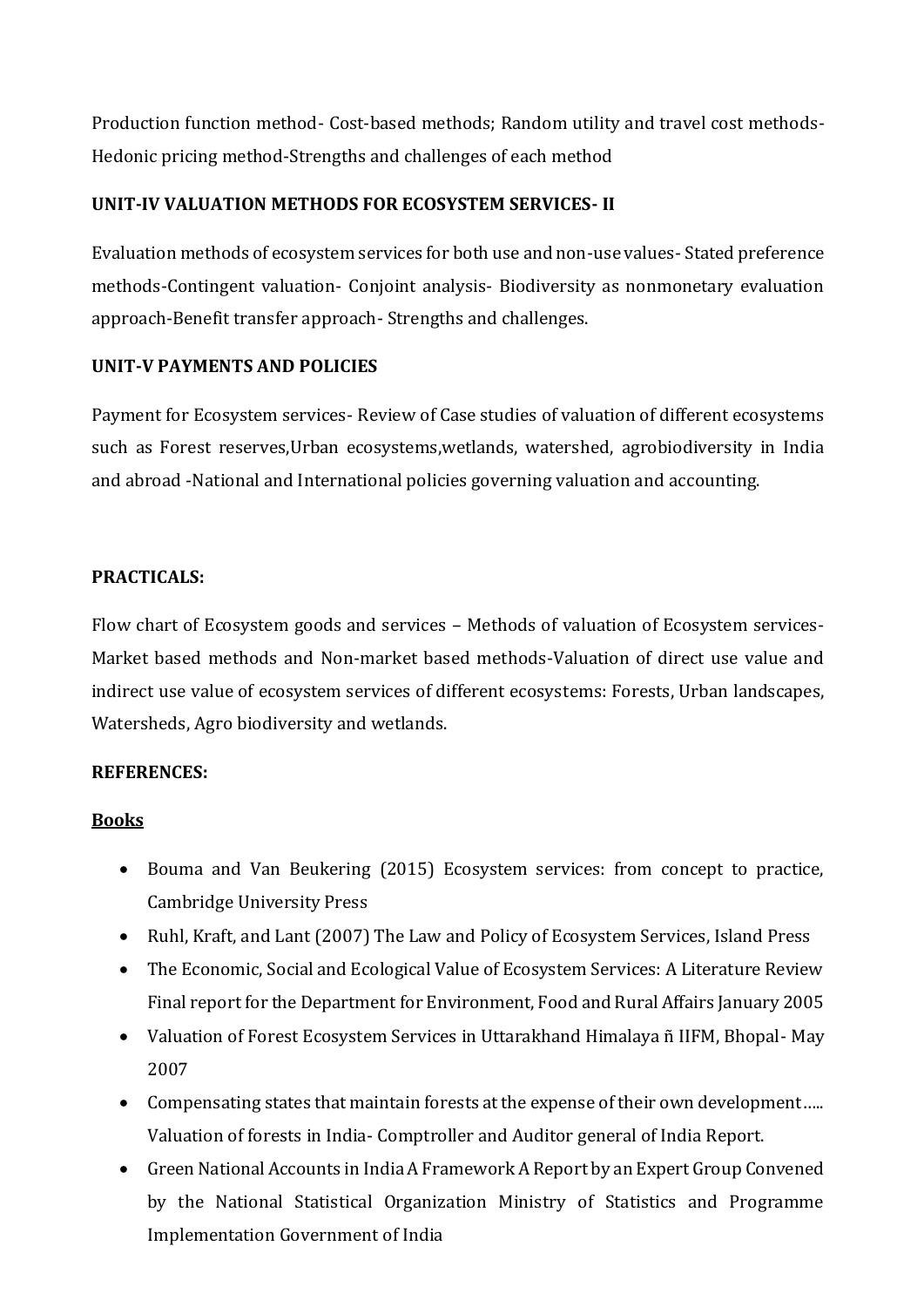Production function method- Cost-based methods; Random utility and travel cost methods-Hedonic pricing method-Strengths and challenges of each method

**UNIT-IV VALUATION METHODS FOR ECOSYSTEM SERVICES- II**

Evaluation methods of ecosystem services for both use and non-use values- Stated preference methods-Contingent valuation- Conjoint analysis- Biodiversity as nonmonetary evaluation approach-Benefit transfer approach- Strengths and challenges.

**UNIT-V PAYMENTS AND POLICIES**

Payment for Ecosystem services- Review of Case studies of valuation of different ecosystems such as Forest reserves,Urban ecosystems,wetlands, watershed, agrobiodiversity in India and abroad -National and International policies governing valuation and accounting.

**PRACTICALS:**

Flow chart of Ecosystem goods and services – Methods of valuation of Ecosystem services-Market based methods and Non-market based methods-Valuation of direct use value and indirect use value of ecosystem services of different ecosystems: Forests, Urban landscapes, Watersheds, Agro biodiversity and wetlands.

**REFERENCES:**

**<u>Books</u>**

- Bouma and Van Beukering (2015) Ecosystem services: from concept to practice, Cambridge University Press
- Ruhl, Kraft, and Lant (2007) The Law and Policy of Ecosystem Services, Island Press
- The Economic, Social and Ecological Value of Ecosystem Services: A Literature Review Final report for the Department for Environment, Food and Rural Affairs January 2005
- Valuation of Forest Ecosystem Services in Uttarakhand Himalaya ñ IIFM, Bhopal- May 2007
- Compensating states that maintain forests at the expense of their own development….. Valuation of forests in India- Comptroller and Auditor general of India Report.
- Green National Accounts in India A Framework A Report by an Expert Group Convened by the National Statistical Organization Ministry of Statistics and Programme Implementation Government of India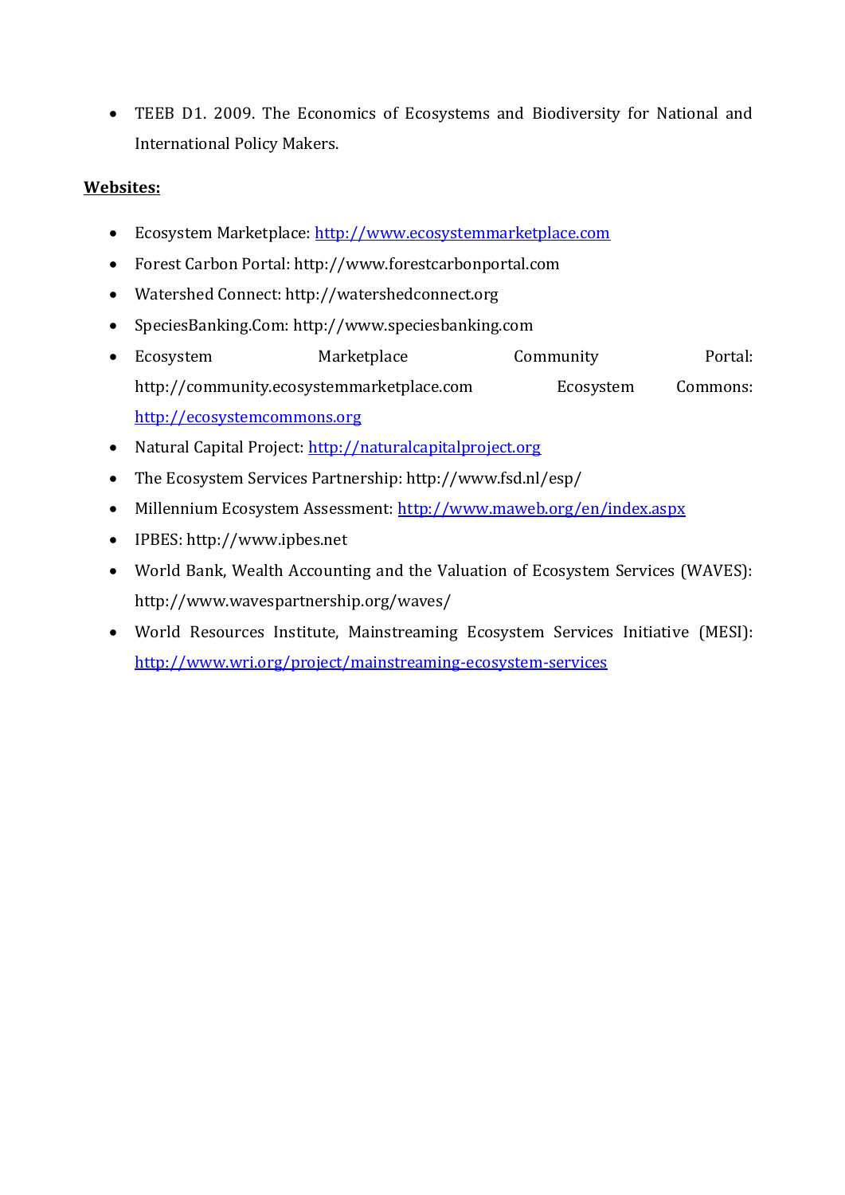- TEEB D1. 2009. The Economics of Ecosystems and Biodiversity for National and International Policy Makers.

**Websites:**

- Ecosystem Marketplace: http://www.ecosystemmarketplace.com
- Forest Carbon Portal: http://www.forestcarbonportal.com
- Watershed Connect: http://watershedconnect.org
- SpeciesBanking.Com: http://www.speciesbanking.com
- Ecosystem Marketplace Community Portal: http://community.ecosystemmarketplace.com Ecosystem Commons: http://ecosystemcommons.org
- Natural Capital Project: http://naturalcapitalproject.org
- The Ecosystem Services Partnership: http://www.fsd.nl/esp/
- Millennium Ecosystem Assessment: http://www.maweb.org/en/index.aspx
- IPBES: http://www.ipbes.net
- World Bank, Wealth Accounting and the Valuation of Ecosystem Services (WAVES): http://www.wavespartnership.org/waves/
- World Resources Institute, Mainstreaming Ecosystem Services Initiative (MESI): http://www.wri.org/project/mainstreaming-ecosystem-services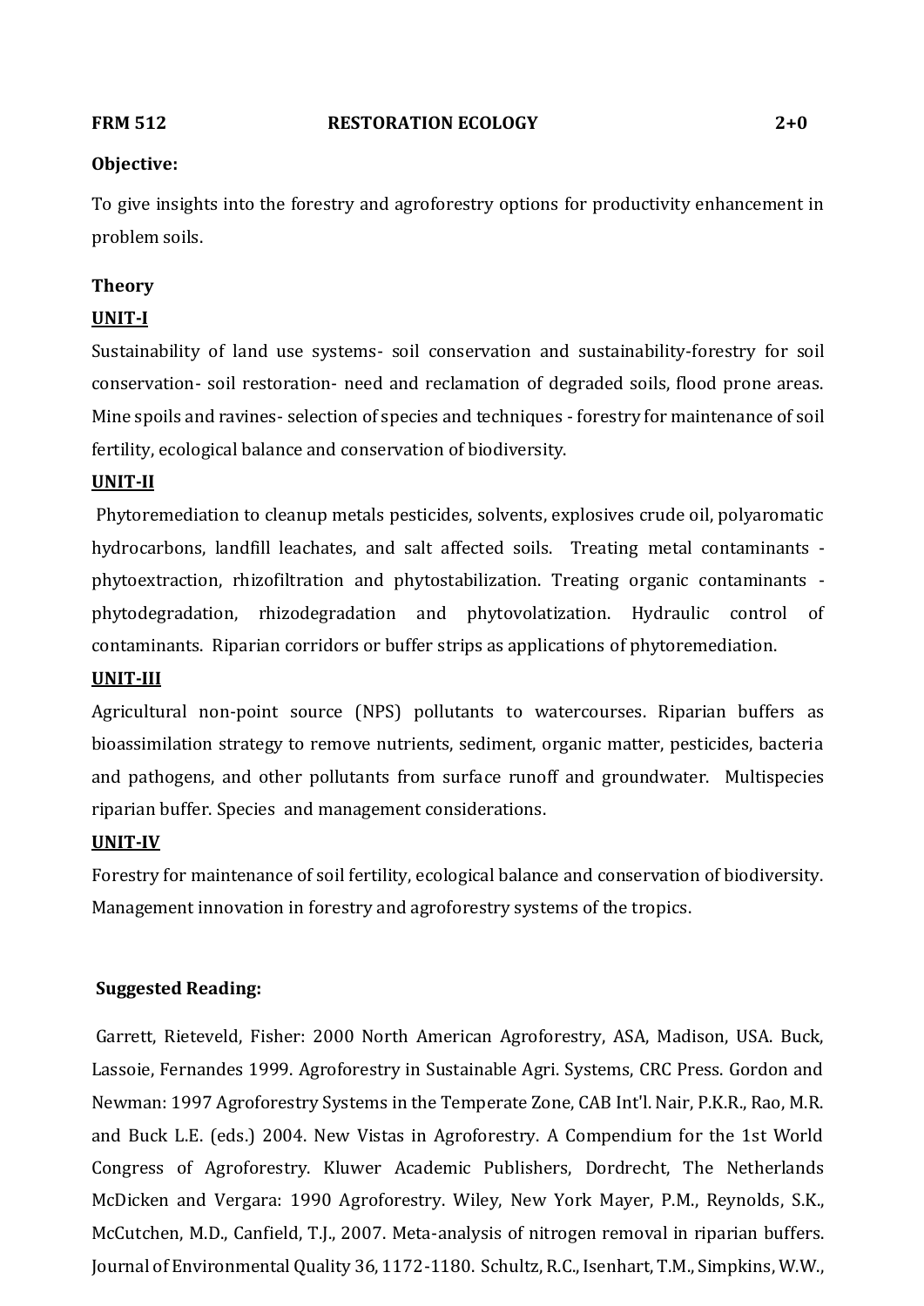**FRM 512 RESTORATION ECOLOGY 2+0**

**Objective:**

To give insights into the forestry and agroforestry options for productivity enhancement in problem soils.

**Theory**

**UNIT-I**

Sustainability of land use systems- soil conservation and sustainability-forestry for soil conservation- soil restoration- need and reclamation of degraded soils, flood prone areas. Mine spoils and ravines- selection of species and techniques - forestry for maintenance of soil fertility, ecological balance and conservation of biodiversity.

**UNIT-II**

Phytoremediation to cleanup metals pesticides, solvents, explosives crude oil, polyaromatic hydrocarbons, landfill leachates, and salt affected soils. Treating metal contaminants - phytoextraction, rhizofiltration and phytostabilization. Treating organic contaminants - phytodegradation, rhizodegradation and phytovolatization. Hydraulic control of contaminants. Riparian corridors or buffer strips as applications of phytoremediation.

**UNIT-III**

Agricultural non-point source (NPS) pollutants to watercourses. Riparian buffers as bioassimilation strategy to remove nutrients, sediment, organic matter, pesticides, bacteria and pathogens, and other pollutants from surface runoff and groundwater. Multispecies riparian buffer. Species and management considerations.

**UNIT-IV**

Forestry for maintenance of soil fertility, ecological balance and conservation of biodiversity. Management innovation in forestry and agroforestry systems of the tropics.

**Suggested Reading:**

Garrett, Rieteveld, Fisher: 2000 North American Agroforestry, ASA, Madison, USA. Buck, Lassoie, Fernandes 1999. Agroforestry in Sustainable Agri. Systems, CRC Press. Gordon and Newman: 1997 Agroforestry Systems in the Temperate Zone, CAB Int'l. Nair, P.K.R., Rao, M.R. and Buck L.E. (eds.) 2004. New Vistas in Agroforestry. A Compendium for the 1st World Congress of Agroforestry. Kluwer Academic Publishers, Dordrecht, The Netherlands McDicken and Vergara: 1990 Agroforestry. Wiley, New York Mayer, P.M., Reynolds, S.K., McCutchen, M.D., Canfield, T.J., 2007. Meta-analysis of nitrogen removal in riparian buffers. Journal of Environmental Quality 36, 1172-1180. Schultz, R.C., Isenhart, T.M., Simpkins, W.W.,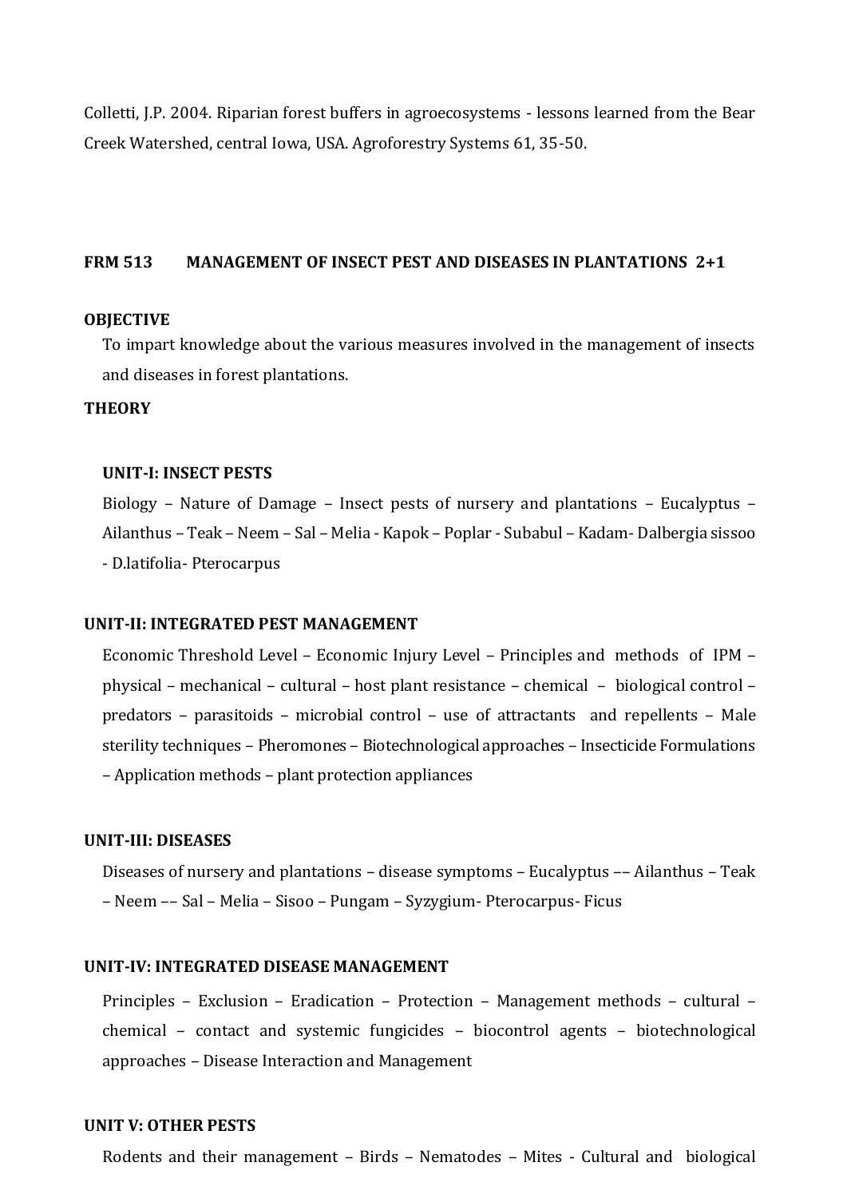Colletti, J.P. 2004. Riparian forest buffers in agroecosystems - lessons learned from the Bear Creek Watershed, central Iowa, USA. Agroforestry Systems 61, 35-50.

## FRM 513 MANAGEMENT OF INSECT PEST AND DISEASES IN PLANTATIONS 2+1

### OBJECTIVE

To impart knowledge about the various measures involved in the management of insects and diseases in forest plantations.

### THEORY

#### UNIT-I: INSECT PESTS

Biology – Nature of Damage – Insect pests of nursery and plantations – Eucalyptus – Ailanthus – Teak – Neem – Sal – Melia - Kapok – Poplar - Subabul – Kadam- Dalbergia sissoo - D.latifolia- Pterocarpus

#### UNIT-II: INTEGRATED PEST MANAGEMENT

Economic Threshold Level – Economic Injury Level – Principles and methods of IPM – physical – mechanical – cultural – host plant resistance – chemical – biological control – predators – parasitoids – microbial control – use of attractants and repellents – Male sterility techniques – Pheromones – Biotechnological approaches – Insecticide Formulations – Application methods – plant protection appliances

#### UNIT-III: DISEASES

Diseases of nursery and plantations – disease symptoms – Eucalyptus –– Ailanthus – Teak – Neem –– Sal – Melia – Sisoo – Pungam – Syzygium- Pterocarpus- Ficus

#### UNIT-IV: INTEGRATED DISEASE MANAGEMENT

Principles – Exclusion – Eradication – Protection – Management methods – cultural – chemical – contact and systemic fungicides – biocontrol agents – biotechnological approaches – Disease Interaction and Management

#### UNIT V: OTHER PESTS

Rodents and their management – Birds – Nematodes – Mites - Cultural and biological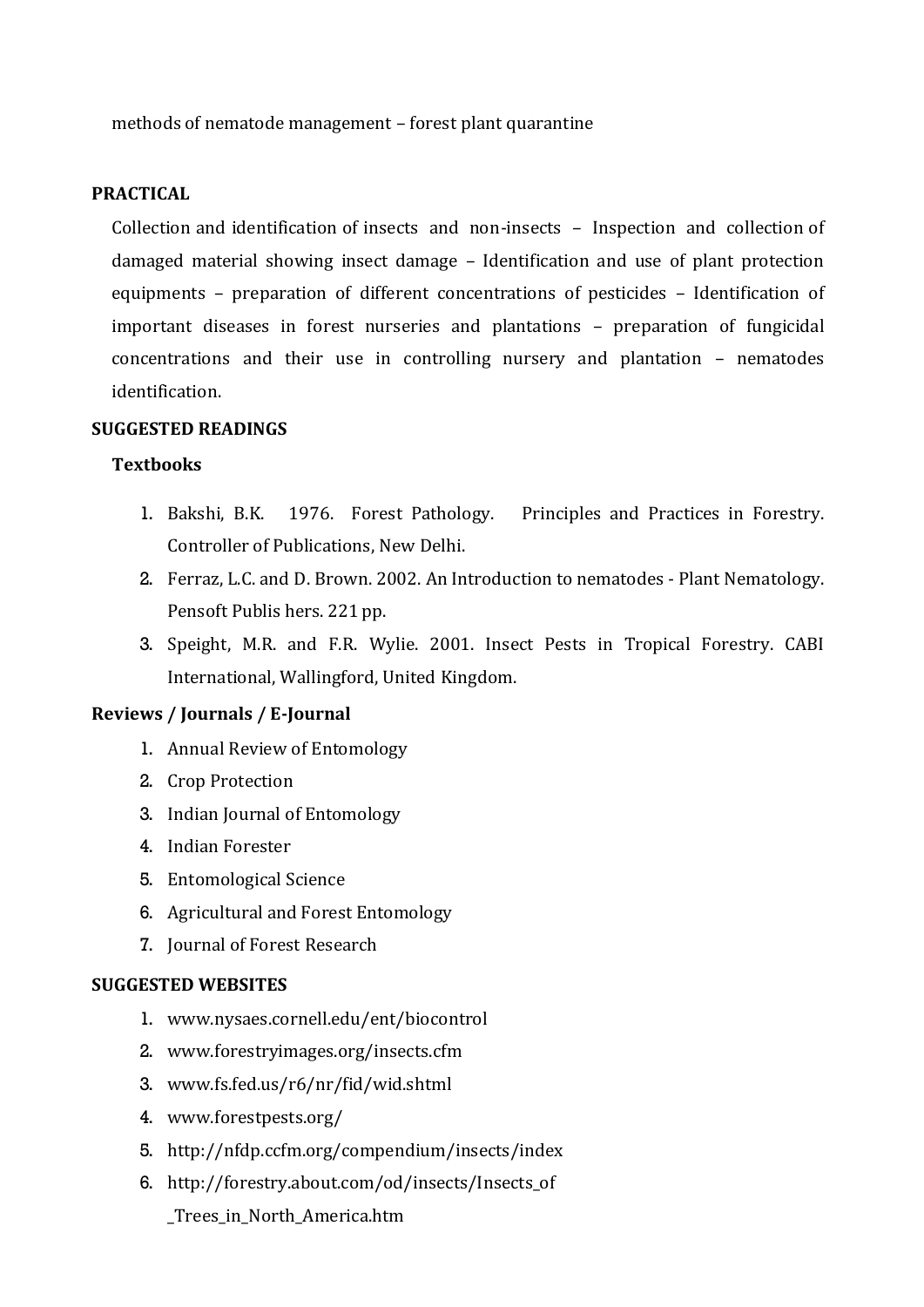methods of nematode management – forest plant quarantine

**PRACTICAL**

Collection and identification of insects and non-insects – Inspection and collection of damaged material showing insect damage – Identification and use of plant protection equipments – preparation of different concentrations of pesticides – Identification of important diseases in forest nurseries and plantations – preparation of fungicidal concentrations and their use in controlling nursery and plantation – nematodes identification.

**SUGGESTED READINGS**

**Textbooks**

1. Bakshi, B.K. 1976. Forest Pathology. Principles and Practices in Forestry. Controller of Publications, New Delhi.
2. Ferraz, L.C. and D. Brown. 2002. An Introduction to nematodes - Plant Nematology. Pensoft Publis hers. 221 pp.
3. Speight, M.R. and F.R. Wylie. 2001. Insect Pests in Tropical Forestry. CABI International, Wallingford, United Kingdom.

**Reviews / Journals / E-Journal**

1. Annual Review of Entomology
2. Crop Protection
3. Indian Journal of Entomology
4. Indian Forester
5. Entomological Science
6. Agricultural and Forest Entomology
7. Journal of Forest Research

**SUGGESTED WEBSITES**

1. www.nysaes.cornell.edu/ent/biocontrol
2. www.forestryimages.org/insects.cfm
3. www.fs.fed.us/r6/nr/fid/wid.shtml
4. www.forestpests.org/
5. http://nfdp.ccfm.org/compendium/insects/index
6. http://forestry.about.com/od/insects/Insects_of _Trees_in_North_America.htm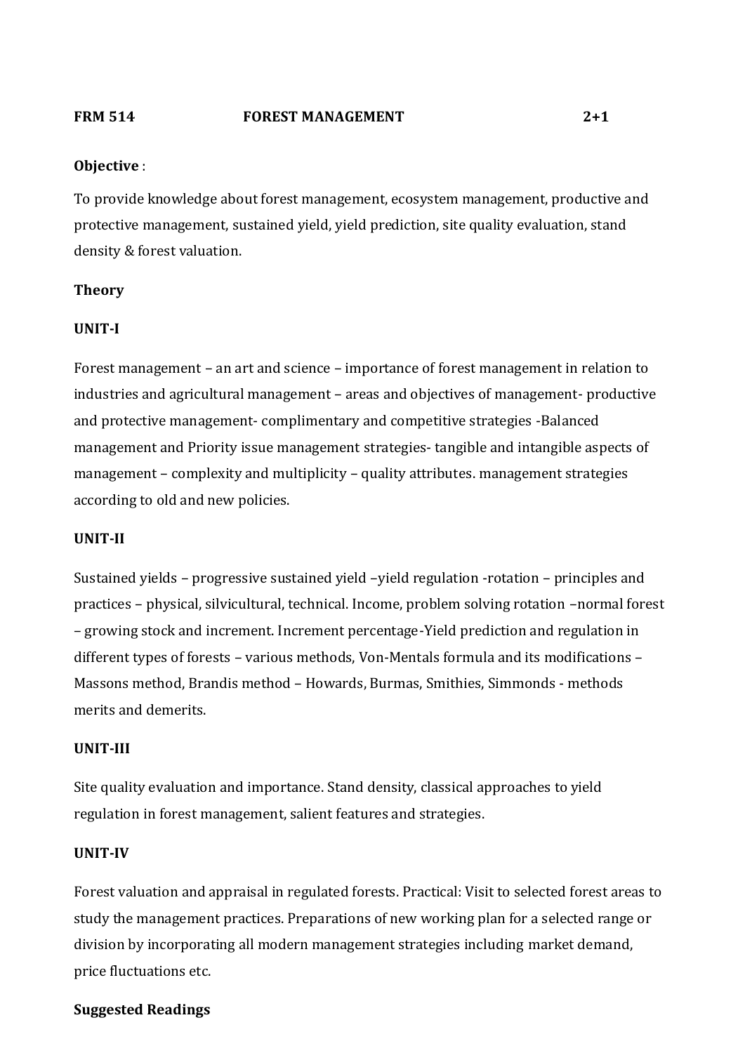**FRM 514 FOREST MANAGEMENT 2+1**

**Objective** :

To provide knowledge about forest management, ecosystem management, productive and protective management, sustained yield, yield prediction, site quality evaluation, stand density & forest valuation.

**Theory**

**UNIT-I**

Forest management – an art and science – importance of forest management in relation to industries and agricultural management – areas and objectives of management- productive and protective management- complimentary and competitive strategies -Balanced management and Priority issue management strategies- tangible and intangible aspects of management – complexity and multiplicity – quality attributes. management strategies according to old and new policies.

**UNIT-II**

Sustained yields – progressive sustained yield –yield regulation -rotation – principles and practices – physical, silvicultural, technical. Income, problem solving rotation –normal forest – growing stock and increment. Increment percentage-Yield prediction and regulation in different types of forests – various methods, Von-Mentals formula and its modifications – Massons method, Brandis method – Howards, Burmas, Smithies, Simmonds - methods merits and demerits.

**UNIT-III**

Site quality evaluation and importance. Stand density, classical approaches to yield regulation in forest management, salient features and strategies.

**UNIT-IV**

Forest valuation and appraisal in regulated forests. Practical: Visit to selected forest areas to study the management practices. Preparations of new working plan for a selected range or division by incorporating all modern management strategies including market demand, price fluctuations etc.

**Suggested Readings**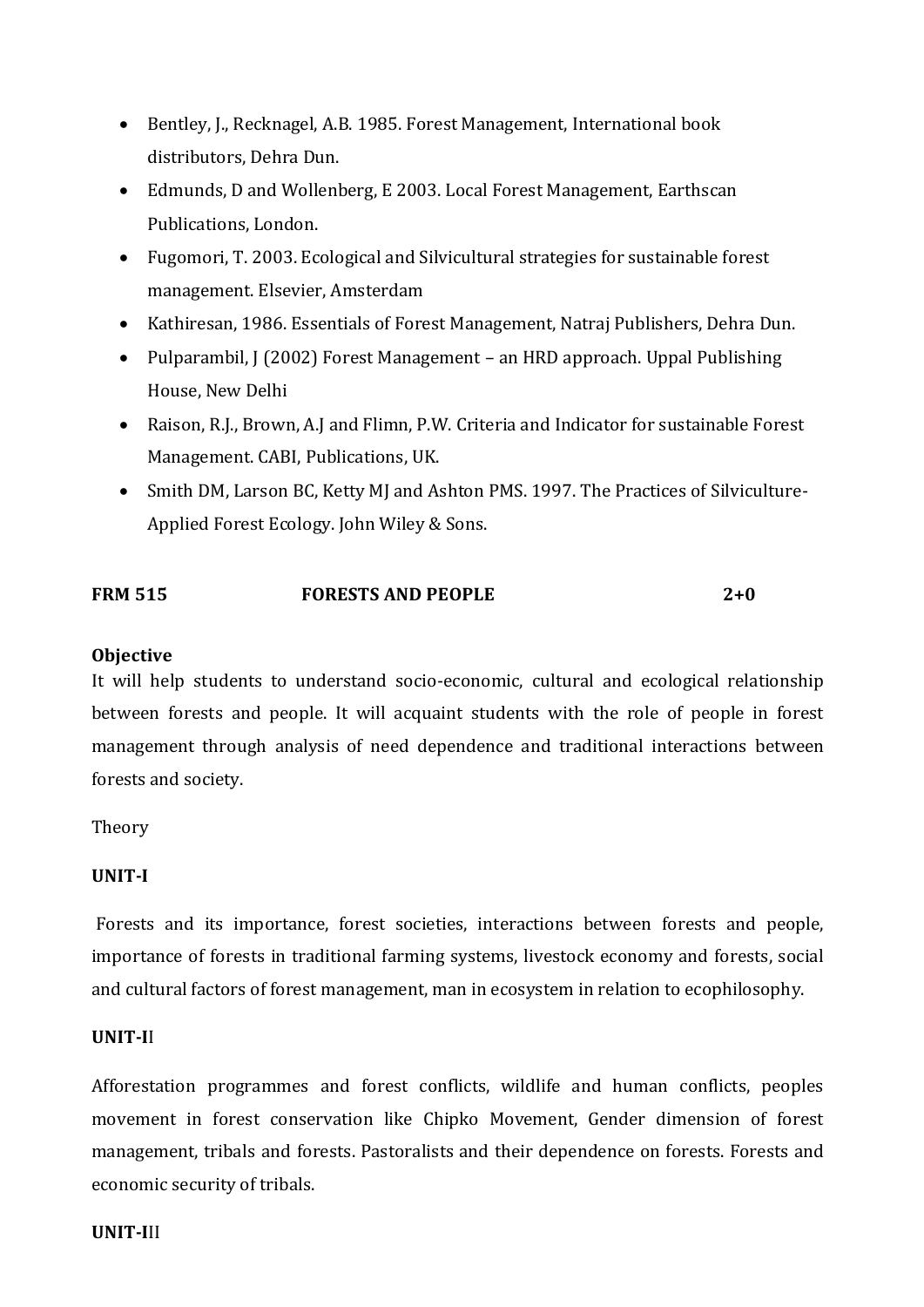- Bentley, J., Recknagel, A.B. 1985. Forest Management, International book distributors, Dehra Dun.
- Edmunds, D and Wollenberg, E 2003. Local Forest Management, Earthscan Publications, London.
- Fugomori, T. 2003. Ecological and Silvicultural strategies for sustainable forest management. Elsevier, Amsterdam
- Kathiresan, 1986. Essentials of Forest Management, Natraj Publishers, Dehra Dun.
- Pulparambil, J (2002) Forest Management – an HRD approach. Uppal Publishing House, New Delhi
- Raison, R.J., Brown, A.J and Flimn, P.W. Criteria and Indicator for sustainable Forest Management. CABI, Publications, UK.
- Smith DM, Larson BC, Ketty MJ and Ashton PMS. 1997. The Practices of Silviculture-Applied Forest Ecology. John Wiley & Sons.

**FRM 515 FORESTS AND PEOPLE 2+0**

**Objective**

It will help students to understand socio-economic, cultural and ecological relationship between forests and people. It will acquaint students with the role of people in forest management through analysis of need dependence and traditional interactions between forests and society.

Theory

**UNIT-I**

Forests and its importance, forest societies, interactions between forests and people, importance of forests in traditional farming systems, livestock economy and forests, social and cultural factors of forest management, man in ecosystem in relation to ecophilosophy.

**UNIT-II**

Afforestation programmes and forest conflicts, wildlife and human conflicts, peoples movement in forest conservation like Chipko Movement, Gender dimension of forest management, tribals and forests. Pastoralists and their dependence on forests. Forests and economic security of tribals.

**UNIT-III**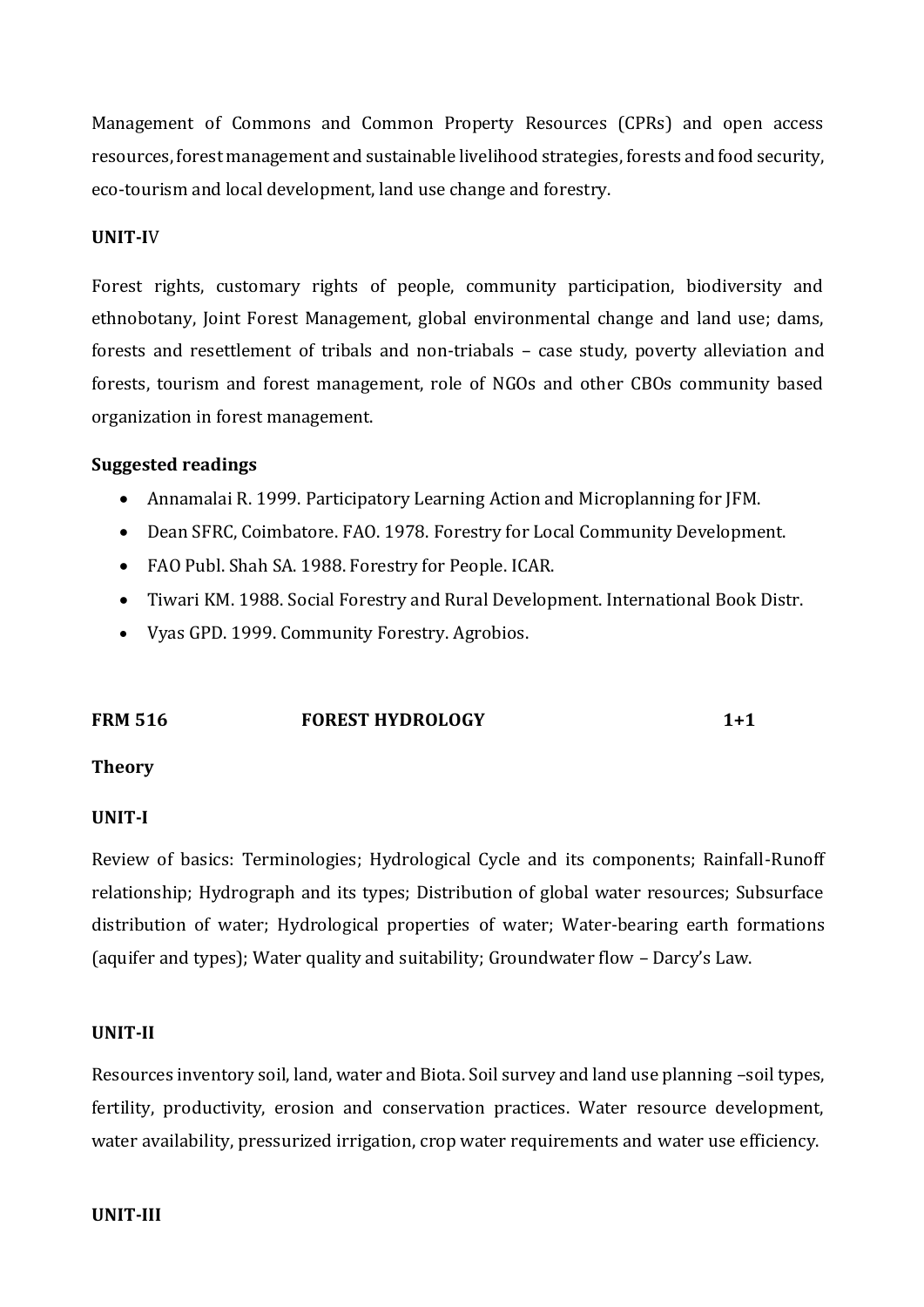Management of Commons and Common Property Resources (CPRs) and open access resources, forest management and sustainable livelihood strategies, forests and food security, eco-tourism and local development, land use change and forestry.

**UNIT-IV**

Forest rights, customary rights of people, community participation, biodiversity and ethnobotany, Joint Forest Management, global environmental change and land use; dams, forests and resettlement of tribals and non-triabals – case study, poverty alleviation and forests, tourism and forest management, role of NGOs and other CBOs community based organization in forest management.

**Suggested readings**

- Annamalai R. 1999. Participatory Learning Action and Microplanning for JFM.
- Dean SFRC, Coimbatore. FAO. 1978. Forestry for Local Community Development.
- FAO Publ. Shah SA. 1988. Forestry for People. ICAR.
- Tiwari KM. 1988. Social Forestry and Rural Development. International Book Distr.
- Vyas GPD. 1999. Community Forestry. Agrobios.

## FRM 516 FOREST HYDROLOGY 1+1

**Theory**

**UNIT-I**

Review of basics: Terminologies; Hydrological Cycle and its components; Rainfall-Runoff relationship; Hydrograph and its types; Distribution of global water resources; Subsurface distribution of water; Hydrological properties of water; Water-bearing earth formations (aquifer and types); Water quality and suitability; Groundwater flow – Darcy's Law.

**UNIT-II**

Resources inventory soil, land, water and Biota. Soil survey and land use planning –soil types, fertility, productivity, erosion and conservation practices. Water resource development, water availability, pressurized irrigation, crop water requirements and water use efficiency.

**UNIT-III**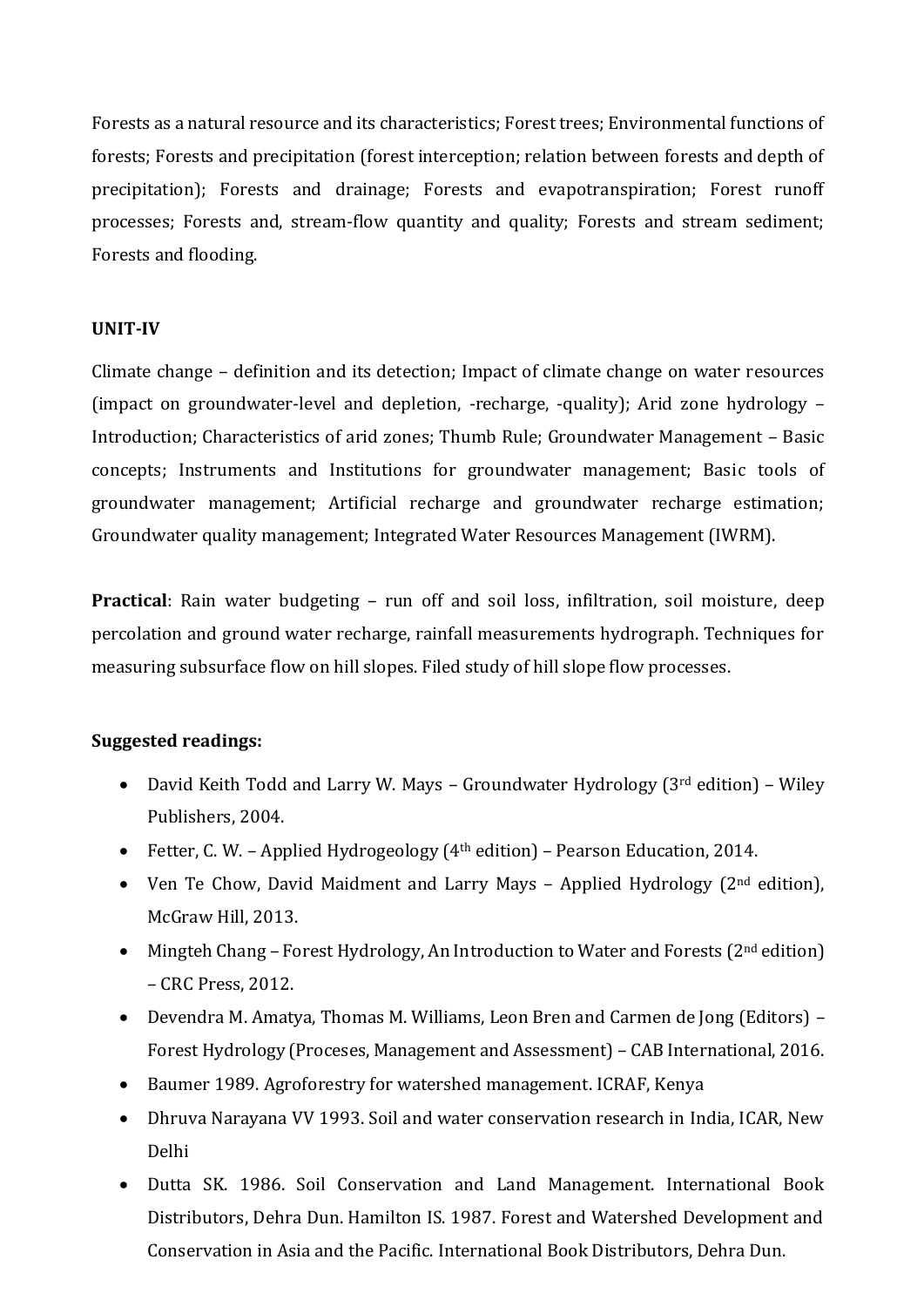Forests as a natural resource and its characteristics; Forest trees; Environmental functions of forests; Forests and precipitation (forest interception; relation between forests and depth of precipitation); Forests and drainage; Forests and evapotranspiration; Forest runoff processes; Forests and, stream-flow quantity and quality; Forests and stream sediment; Forests and flooding.

**UNIT-IV**

Climate change – definition and its detection; Impact of climate change on water resources (impact on groundwater-level and depletion, -recharge, -quality); Arid zone hydrology – Introduction; Characteristics of arid zones; Thumb Rule; Groundwater Management – Basic concepts; Instruments and Institutions for groundwater management; Basic tools of groundwater management; Artificial recharge and groundwater recharge estimation; Groundwater quality management; Integrated Water Resources Management (IWRM).

**Practical**: Rain water budgeting – run off and soil loss, infiltration, soil moisture, deep percolation and ground water recharge, rainfall measurements hydrograph. Techniques for measuring subsurface flow on hill slopes. Filed study of hill slope flow processes.

**Suggested readings:**

- David Keith Todd and Larry W. Mays – Groundwater Hydrology (3rd edition) – Wiley Publishers, 2004.
- Fetter, C. W. – Applied Hydrogeology (4th edition) – Pearson Education, 2014.
- Ven Te Chow, David Maidment and Larry Mays – Applied Hydrology (2nd edition), McGraw Hill, 2013.
- Mingteh Chang – Forest Hydrology, An Introduction to Water and Forests (2nd edition) – CRC Press, 2012.
- Devendra M. Amatya, Thomas M. Williams, Leon Bren and Carmen de Jong (Editors) – Forest Hydrology (Proceses, Management and Assessment) – CAB International, 2016.
- Baumer 1989. Agroforestry for watershed management. ICRAF, Kenya
- Dhruva Narayana VV 1993. Soil and water conservation research in India, ICAR, New Delhi
- Dutta SK. 1986. Soil Conservation and Land Management. International Book Distributors, Dehra Dun. Hamilton IS. 1987. Forest and Watershed Development and Conservation in Asia and the Pacific. International Book Distributors, Dehra Dun.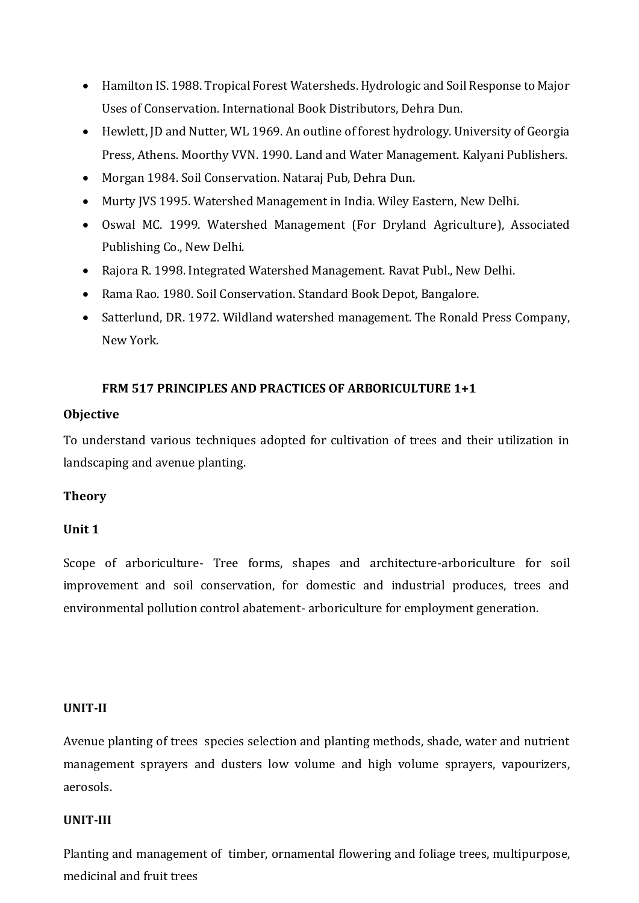- Hamilton IS. 1988. Tropical Forest Watersheds. Hydrologic and Soil Response to Major Uses of Conservation. International Book Distributors, Dehra Dun.
- Hewlett, JD and Nutter, WL 1969. An outline of forest hydrology. University of Georgia Press, Athens. Moorthy VVN. 1990. Land and Water Management. Kalyani Publishers.
- Morgan 1984. Soil Conservation. Nataraj Pub, Dehra Dun.
- Murty JVS 1995. Watershed Management in India. Wiley Eastern, New Delhi.
- Oswal MC. 1999. Watershed Management (For Dryland Agriculture), Associated Publishing Co., New Delhi.
- Rajora R. 1998. Integrated Watershed Management. Ravat Publ., New Delhi.
- Rama Rao. 1980. Soil Conservation. Standard Book Depot, Bangalore.
- Satterlund, DR. 1972. Wildland watershed management. The Ronald Press Company, New York.

## FRM 517 PRINCIPLES AND PRACTICES OF ARBORICULTURE 1+1

**Objective**

To understand various techniques adopted for cultivation of trees and their utilization in landscaping and avenue planting.

**Theory**

**Unit 1**

Scope of arboriculture- Tree forms, shapes and architecture-arboriculture for soil improvement and soil conservation, for domestic and industrial produces, trees and environmental pollution control abatement- arboriculture for employment generation.

**UNIT-II**

Avenue planting of trees species selection and planting methods, shade, water and nutrient management sprayers and dusters low volume and high volume sprayers, vapourizers, aerosols.

**UNIT-III**

Planting and management of timber, ornamental flowering and foliage trees, multipurpose, medicinal and fruit trees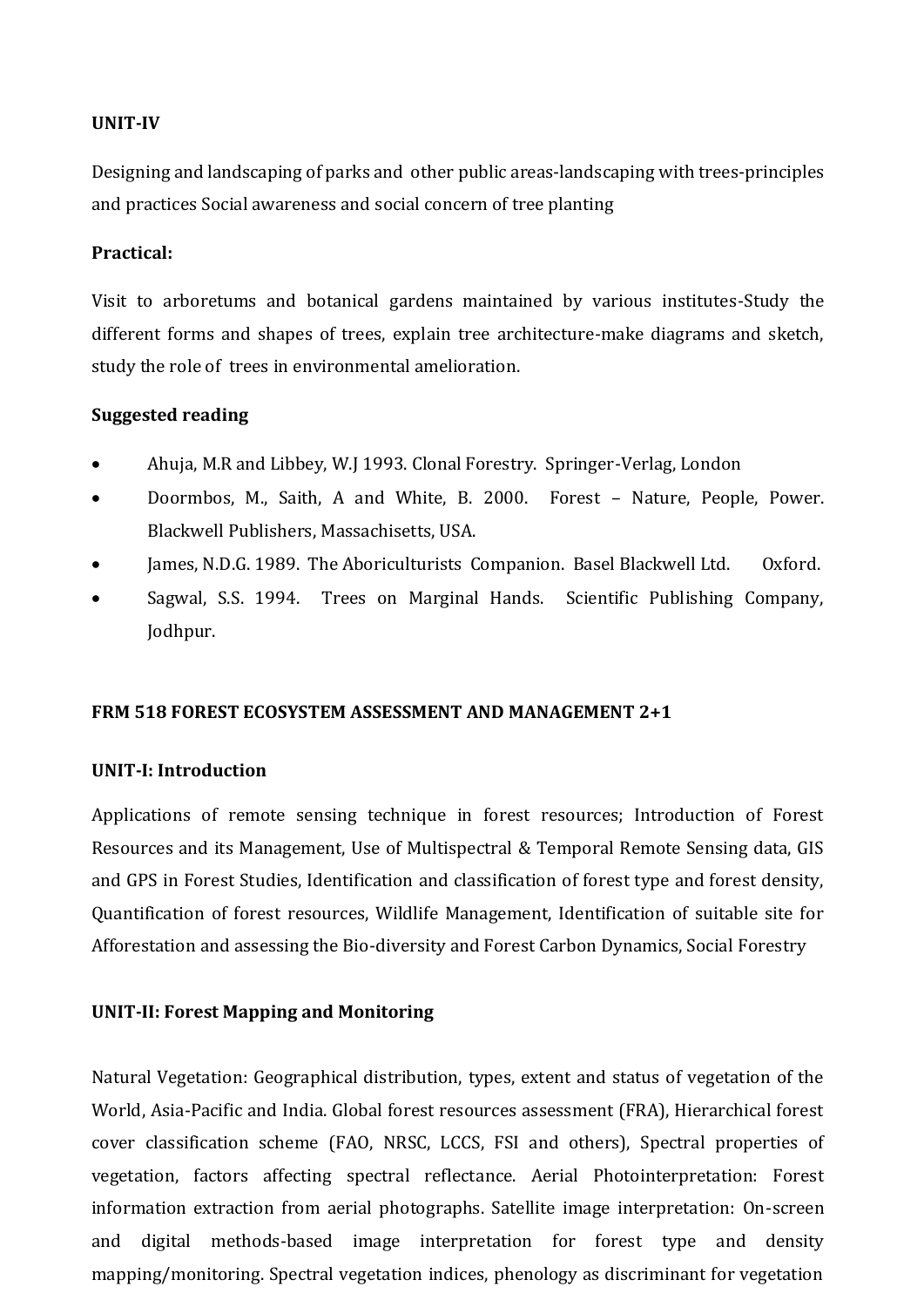**UNIT-IV**

Designing and landscaping of parks and other public areas-landscaping with trees-principles and practices Social awareness and social concern of tree planting

**Practical:**

Visit to arboretums and botanical gardens maintained by various institutes-Study the different forms and shapes of trees, explain tree architecture-make diagrams and sketch, study the role of trees in environmental amelioration.

**Suggested reading**

- Ahuja, M.R and Libbey, W.J 1993. Clonal Forestry. Springer-Verlag, London
- Doormbos, M., Saith, A and White, B. 2000. Forest – Nature, People, Power. Blackwell Publishers, Massachisetts, USA.
- James, N.D.G. 1989. The Aboriculturists Companion. Basel Blackwell Ltd. Oxford.
- Sagwal, S.S. 1994. Trees on Marginal Hands. Scientific Publishing Company, Jodhpur.

**FRM 518 FOREST ECOSYSTEM ASSESSMENT AND MANAGEMENT 2+1**

**UNIT-I: Introduction**

Applications of remote sensing technique in forest resources; Introduction of Forest Resources and its Management, Use of Multispectral & Temporal Remote Sensing data, GIS and GPS in Forest Studies, Identification and classification of forest type and forest density, Quantification of forest resources, Wildlife Management, Identification of suitable site for Afforestation and assessing the Bio-diversity and Forest Carbon Dynamics, Social Forestry

**UNIT-II: Forest Mapping and Monitoring**

Natural Vegetation: Geographical distribution, types, extent and status of vegetation of the World, Asia-Pacific and India. Global forest resources assessment (FRA), Hierarchical forest cover classification scheme (FAO, NRSC, LCCS, FSI and others), Spectral properties of vegetation, factors affecting spectral reflectance. Aerial Photointerpretation: Forest information extraction from aerial photographs. Satellite image interpretation: On-screen and digital methods-based image interpretation for forest type and density mapping/monitoring. Spectral vegetation indices, phenology as discriminant for vegetation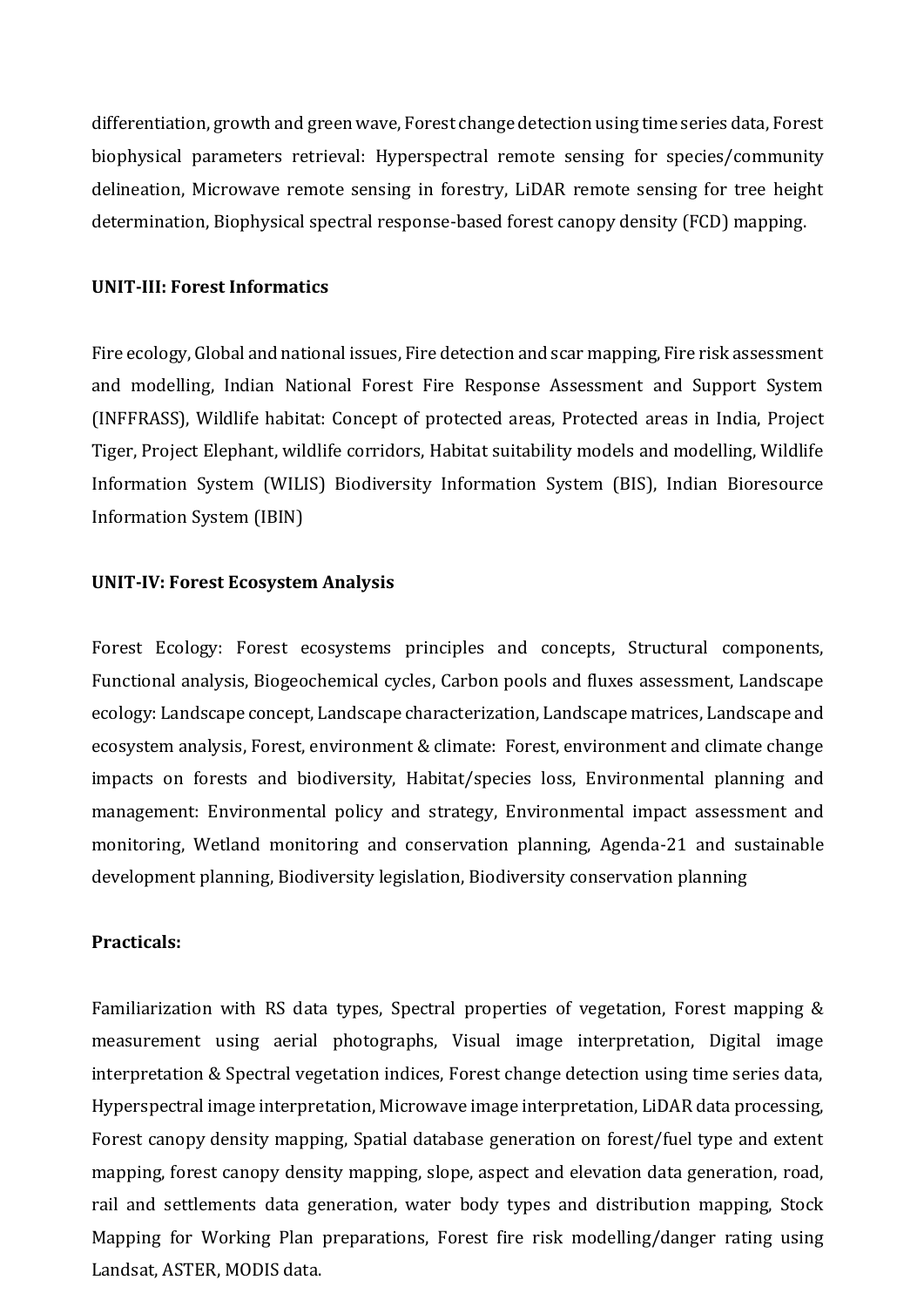differentiation, growth and green wave, Forest change detection using time series data, Forest biophysical parameters retrieval: Hyperspectral remote sensing for species/community delineation, Microwave remote sensing in forestry, LiDAR remote sensing for tree height determination, Biophysical spectral response-based forest canopy density (FCD) mapping.

**UNIT-III: Forest Informatics**

Fire ecology, Global and national issues, Fire detection and scar mapping, Fire risk assessment and modelling, Indian National Forest Fire Response Assessment and Support System (INFFRASS), Wildlife habitat: Concept of protected areas, Protected areas in India, Project Tiger, Project Elephant, wildlife corridors, Habitat suitability models and modelling, Wildlife Information System (WILIS) Biodiversity Information System (BIS), Indian Bioresource Information System (IBIN)

**UNIT-IV: Forest Ecosystem Analysis**

Forest Ecology: Forest ecosystems principles and concepts, Structural components, Functional analysis, Biogeochemical cycles, Carbon pools and fluxes assessment, Landscape ecology: Landscape concept, Landscape characterization, Landscape matrices, Landscape and ecosystem analysis, Forest, environment & climate: Forest, environment and climate change impacts on forests and biodiversity, Habitat/species loss, Environmental planning and management: Environmental policy and strategy, Environmental impact assessment and monitoring, Wetland monitoring and conservation planning, Agenda-21 and sustainable development planning, Biodiversity legislation, Biodiversity conservation planning

**Practicals:**

Familiarization with RS data types, Spectral properties of vegetation, Forest mapping & measurement using aerial photographs, Visual image interpretation, Digital image interpretation & Spectral vegetation indices, Forest change detection using time series data, Hyperspectral image interpretation, Microwave image interpretation, LiDAR data processing, Forest canopy density mapping, Spatial database generation on forest/fuel type and extent mapping, forest canopy density mapping, slope, aspect and elevation data generation, road, rail and settlements data generation, water body types and distribution mapping, Stock Mapping for Working Plan preparations, Forest fire risk modelling/danger rating using Landsat, ASTER, MODIS data.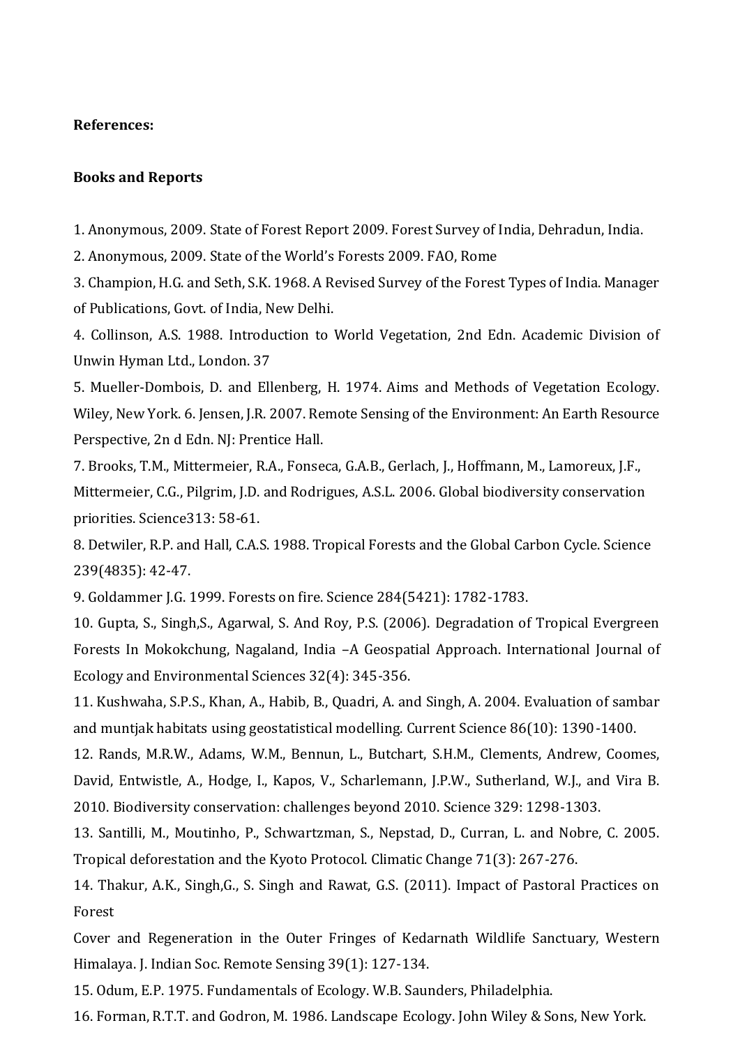**References:**

**Books and Reports**

1. Anonymous, 2009. State of Forest Report 2009. Forest Survey of India, Dehradun, India.
2. Anonymous, 2009. State of the World's Forests 2009. FAO, Rome
3. Champion, H.G. and Seth, S.K. 1968. A Revised Survey of the Forest Types of India. Manager of Publications, Govt. of India, New Delhi.
4. Collinson, A.S. 1988. Introduction to World Vegetation, 2nd Edn. Academic Division of Unwin Hyman Ltd., London. 37
5. Mueller-Dombois, D. and Ellenberg, H. 1974. Aims and Methods of Vegetation Ecology. Wiley, New York. 6. Jensen, J.R. 2007. Remote Sensing of the Environment: An Earth Resource Perspective, 2n d Edn. NJ: Prentice Hall.
7. Brooks, T.M., Mittermeier, R.A., Fonseca, G.A.B., Gerlach, J., Hoffmann, M., Lamoreux, J.F., Mittermeier, C.G., Pilgrim, J.D. and Rodrigues, A.S.L. 2006. Global biodiversity conservation priorities. Science313: 58-61.
8. Detwiler, R.P. and Hall, C.A.S. 1988. Tropical Forests and the Global Carbon Cycle. Science 239(4835): 42-47.
9. Goldammer J.G. 1999. Forests on fire. Science 284(5421): 1782-1783.
10. Gupta, S., Singh,S., Agarwal, S. And Roy, P.S. (2006). Degradation of Tropical Evergreen Forests In Mokokchung, Nagaland, India –A Geospatial Approach. International Journal of Ecology and Environmental Sciences 32(4): 345-356.
11. Kushwaha, S.P.S., Khan, A., Habib, B., Quadri, A. and Singh, A. 2004. Evaluation of sambar and muntjak habitats using geostatistical modelling. Current Science 86(10): 1390-1400.
12. Rands, M.R.W., Adams, W.M., Bennun, L., Butchart, S.H.M., Clements, Andrew, Coomes, David, Entwistle, A., Hodge, I., Kapos, V., Scharlemann, J.P.W., Sutherland, W.J., and Vira B. 2010. Biodiversity conservation: challenges beyond 2010. Science 329: 1298-1303.
13. Santilli, M., Moutinho, P., Schwartzman, S., Nepstad, D., Curran, L. and Nobre, C. 2005. Tropical deforestation and the Kyoto Protocol. Climatic Change 71(3): 267-276.
14. Thakur, A.K., Singh,G., S. Singh and Rawat, G.S. (2011). Impact of Pastoral Practices on Forest
Cover and Regeneration in the Outer Fringes of Kedarnath Wildlife Sanctuary, Western Himalaya. J. Indian Soc. Remote Sensing 39(1): 127-134.
15. Odum, E.P. 1975. Fundamentals of Ecology. W.B. Saunders, Philadelphia.
16. Forman, R.T.T. and Godron, M. 1986. Landscape Ecology. John Wiley & Sons, New York.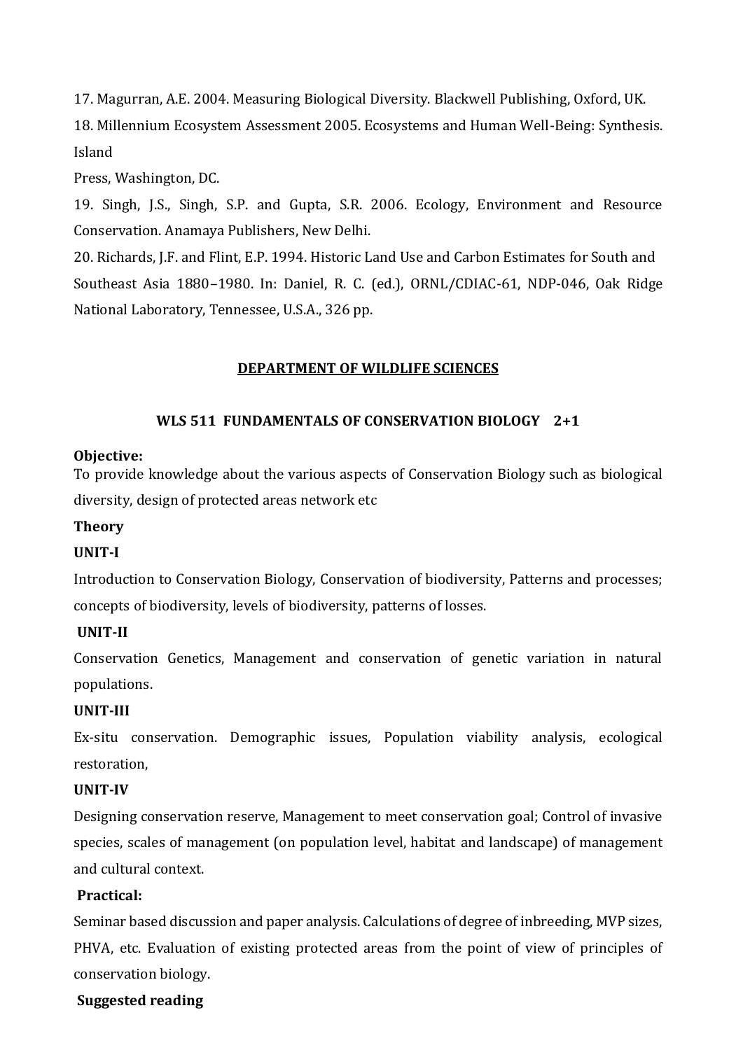17. Magurran, A.E. 2004. Measuring Biological Diversity. Blackwell Publishing, Oxford, UK.

18. Millennium Ecosystem Assessment 2005. Ecosystems and Human Well-Being: Synthesis. Island

Press, Washington, DC.

19. Singh, J.S., Singh, S.P. and Gupta, S.R. 2006. Ecology, Environment and Resource Conservation. Anamaya Publishers, New Delhi.

20. Richards, J.F. and Flint, E.P. 1994. Historic Land Use and Carbon Estimates for South and Southeast Asia 1880–1980. In: Daniel, R. C. (ed.), ORNL/CDIAC-61, NDP-046, Oak Ridge National Laboratory, Tennessee, U.S.A., 326 pp.

## DEPARTMENT OF WILDLIFE SCIENCES

### WLS 511 FUNDAMENTALS OF CONSERVATION BIOLOGY 2+1

**Objective:**

To provide knowledge about the various aspects of Conservation Biology such as biological diversity, design of protected areas network etc

**Theory**

**UNIT-I**

Introduction to Conservation Biology, Conservation of biodiversity, Patterns and processes; concepts of biodiversity, levels of biodiversity, patterns of losses.

**UNIT-II**

Conservation Genetics, Management and conservation of genetic variation in natural populations.

**UNIT-III**

Ex-situ conservation. Demographic issues, Population viability analysis, ecological restoration,

**UNIT-IV**

Designing conservation reserve, Management to meet conservation goal; Control of invasive species, scales of management (on population level, habitat and landscape) of management and cultural context.

**Practical:**

Seminar based discussion and paper analysis. Calculations of degree of inbreeding, MVP sizes, PHVA, etc. Evaluation of existing protected areas from the point of view of principles of conservation biology.

**Suggested reading**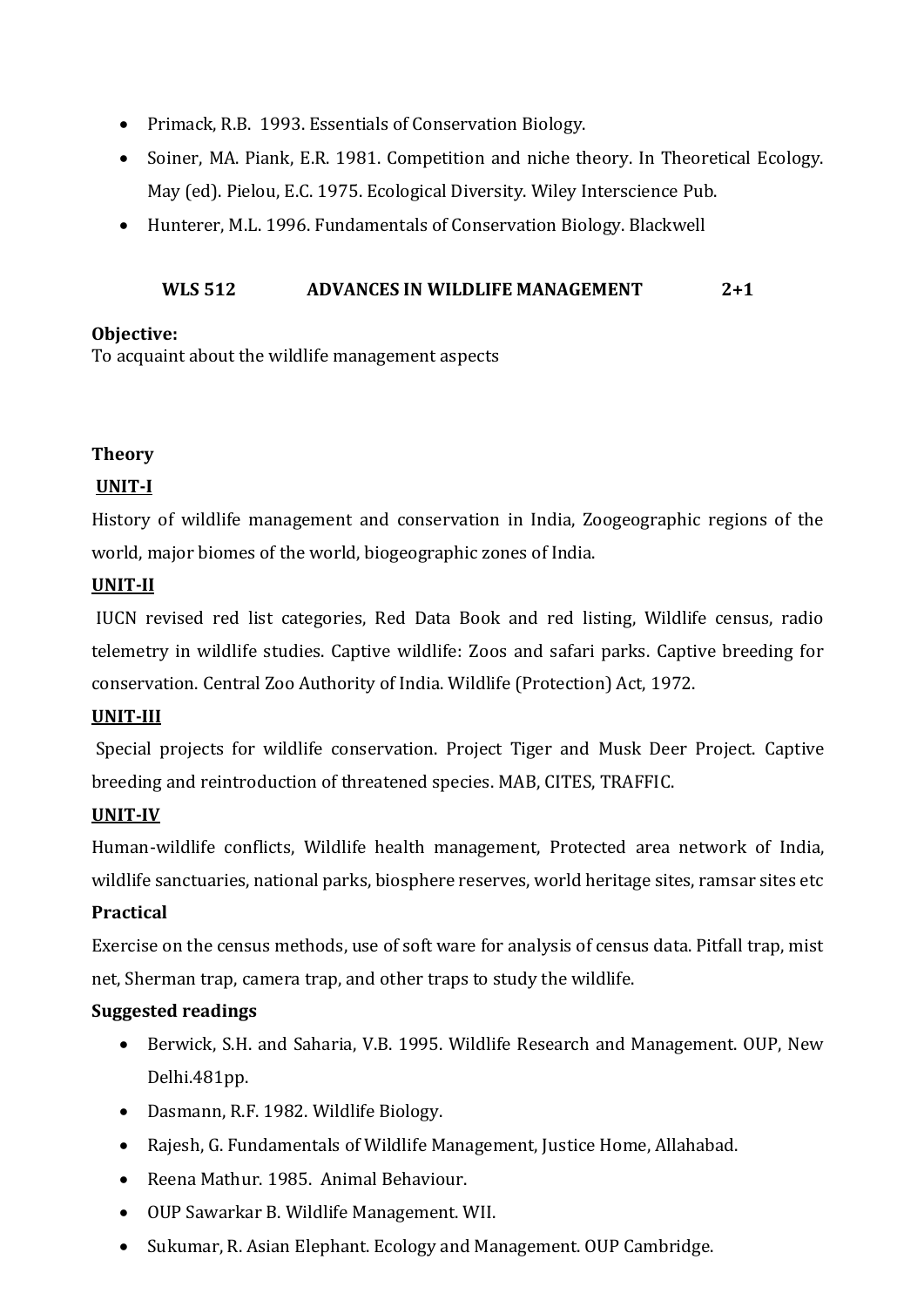- Primack, R.B. 1993. Essentials of Conservation Biology.
- Soiner, MA. Piank, E.R. 1981. Competition and niche theory. In Theoretical Ecology. May (ed). Pielou, E.C. 1975. Ecological Diversity. Wiley Interscience Pub.
- Hunterer, M.L. 1996. Fundamentals of Conservation Biology. Blackwell

## WLS 512 ADVANCES IN WILDLIFE MANAGEMENT 2+1

**Objective:**
To acquaint about the wildlife management aspects

**Theory**

**UNIT-I**

History of wildlife management and conservation in India, Zoogeographic regions of the world, major biomes of the world, biogeographic zones of India.

**UNIT-II**

IUCN revised red list categories, Red Data Book and red listing, Wildlife census, radio telemetry in wildlife studies. Captive wildlife: Zoos and safari parks. Captive breeding for conservation. Central Zoo Authority of India. Wildlife (Protection) Act, 1972.

**UNIT-III**

Special projects for wildlife conservation. Project Tiger and Musk Deer Project. Captive breeding and reintroduction of threatened species. MAB, CITES, TRAFFIC.

**UNIT-IV**

Human-wildlife conflicts, Wildlife health management, Protected area network of India, wildlife sanctuaries, national parks, biosphere reserves, world heritage sites, ramsar sites etc

**Practical**

Exercise on the census methods, use of soft ware for analysis of census data. Pitfall trap, mist net, Sherman trap, camera trap, and other traps to study the wildlife.

**Suggested readings**

- Berwick, S.H. and Saharia, V.B. 1995. Wildlife Research and Management. OUP, New Delhi.481pp.
- Dasmann, R.F. 1982. Wildlife Biology.
- Rajesh, G. Fundamentals of Wildlife Management, Justice Home, Allahabad.
- Reena Mathur. 1985. Animal Behaviour.
- OUP Sawarkar B. Wildlife Management. WII.
- Sukumar, R. Asian Elephant. Ecology and Management. OUP Cambridge.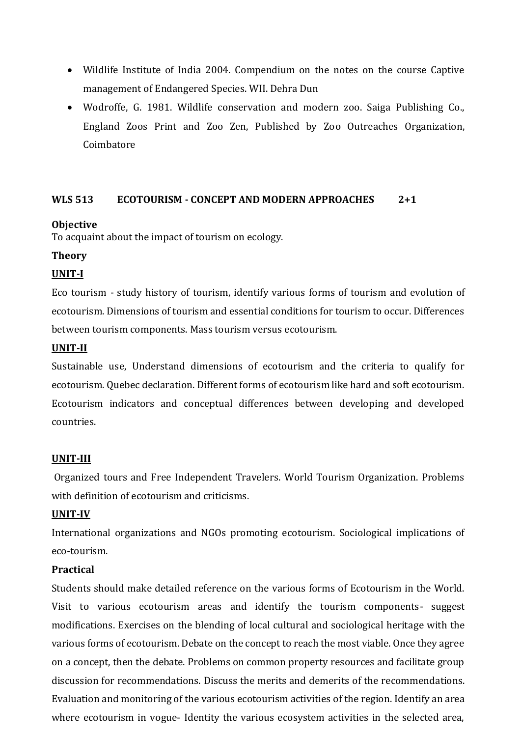- Wildlife Institute of India 2004. Compendium on the notes on the course Captive management of Endangered Species. WII. Dehra Dun
- Wodroffe, G. 1981. Wildlife conservation and modern zoo. Saiga Publishing Co., England Zoos Print and Zoo Zen, Published by Zoo Outreaches Organization, Coimbatore

## WLS 513 ECOTOURISM - CONCEPT AND MODERN APPROACHES 2+1

**Objective**

To acquaint about the impact of tourism on ecology.

**Theory**

**UNIT-I**

Eco tourism - study history of tourism, identify various forms of tourism and evolution of ecotourism. Dimensions of tourism and essential conditions for tourism to occur. Differences between tourism components. Mass tourism versus ecotourism.

**UNIT-II**

Sustainable use, Understand dimensions of ecotourism and the criteria to qualify for ecotourism. Quebec declaration. Different forms of ecotourism like hard and soft ecotourism. Ecotourism indicators and conceptual differences between developing and developed countries.

**UNIT-III**

Organized tours and Free Independent Travelers. World Tourism Organization. Problems with definition of ecotourism and criticisms.

**UNIT-IV**

International organizations and NGOs promoting ecotourism. Sociological implications of eco-tourism.

**Practical**

Students should make detailed reference on the various forms of Ecotourism in the World. Visit to various ecotourism areas and identify the tourism components- suggest modifications. Exercises on the blending of local cultural and sociological heritage with the various forms of ecotourism. Debate on the concept to reach the most viable. Once they agree on a concept, then the debate. Problems on common property resources and facilitate group discussion for recommendations. Discuss the merits and demerits of the recommendations. Evaluation and monitoring of the various ecotourism activities of the region. Identify an area where ecotourism in vogue- Identity the various ecosystem activities in the selected area,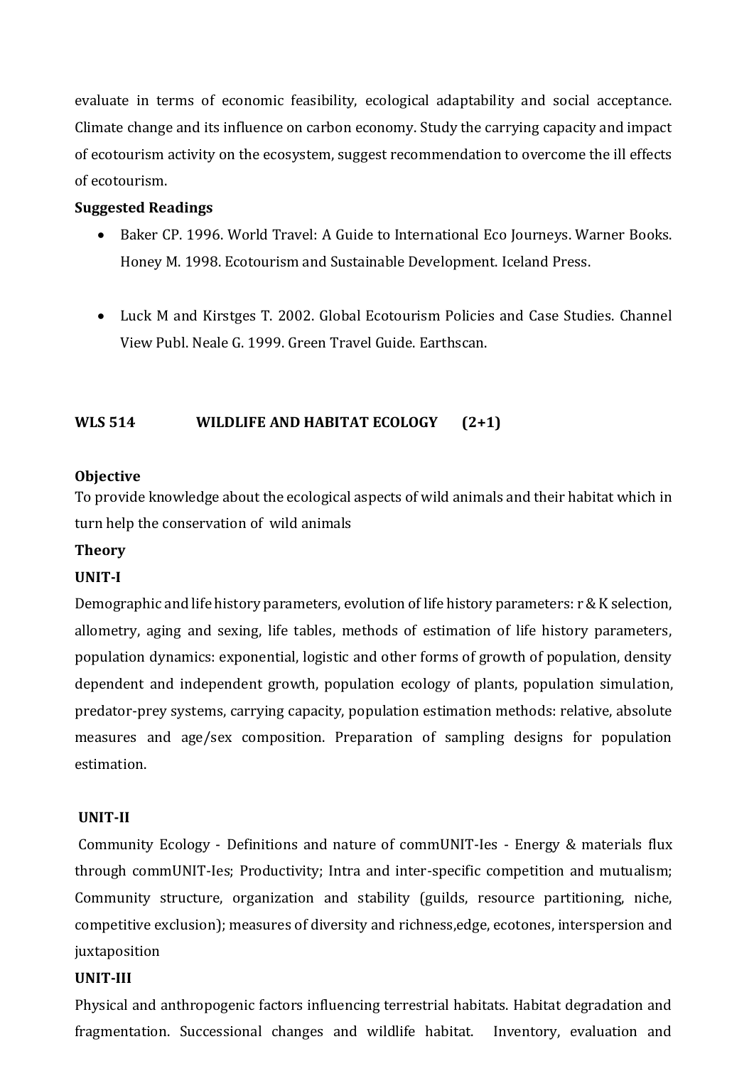evaluate in terms of economic feasibility, ecological adaptability and social acceptance. Climate change and its influence on carbon economy. Study the carrying capacity and impact of ecotourism activity on the ecosystem, suggest recommendation to overcome the ill effects of ecotourism.

**Suggested Readings**

- Baker CP. 1996. World Travel: A Guide to International Eco Journeys. Warner Books. Honey M. 1998. Ecotourism and Sustainable Development. Iceland Press.

- Luck M and Kirstges T. 2002. Global Ecotourism Policies and Case Studies. Channel View Publ. Neale G. 1999. Green Travel Guide. Earthscan.

## WLS 514 WILDLIFE AND HABITAT ECOLOGY (2+1)

**Objective**

To provide knowledge about the ecological aspects of wild animals and their habitat which in turn help the conservation of wild animals

**Theory**

**UNIT-I**

Demographic and life history parameters, evolution of life history parameters: r & K selection, allometry, aging and sexing, life tables, methods of estimation of life history parameters, population dynamics: exponential, logistic and other forms of growth of population, density dependent and independent growth, population ecology of plants, population simulation, predator-prey systems, carrying capacity, population estimation methods: relative, absolute measures and age/sex composition. Preparation of sampling designs for population estimation.

**UNIT-II**

Community Ecology - Definitions and nature of commUNIT-Ies - Energy & materials flux through commUNIT-Ies; Productivity; Intra and inter-specific competition and mutualism; Community structure, organization and stability (guilds, resource partitioning, niche, competitive exclusion); measures of diversity and richness,edge, ecotones, interspersion and juxtaposition

**UNIT-III**

Physical and anthropogenic factors influencing terrestrial habitats. Habitat degradation and fragmentation. Successional changes and wildlife habitat. Inventory, evaluation and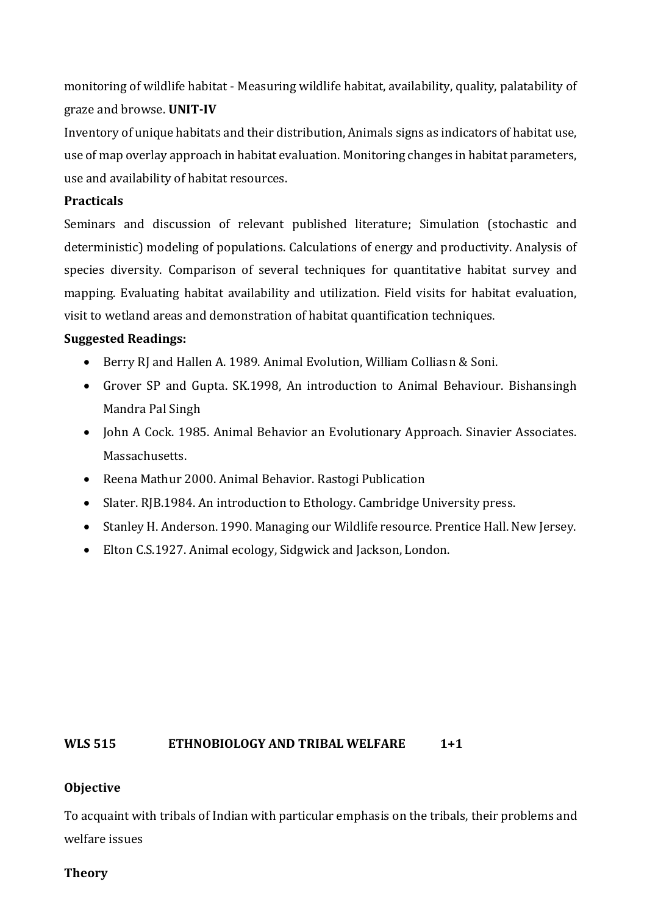monitoring of wildlife habitat - Measuring wildlife habitat, availability, quality, palatability of graze and browse. **UNIT-IV**

Inventory of unique habitats and their distribution, Animals signs as indicators of habitat use, use of map overlay approach in habitat evaluation. Monitoring changes in habitat parameters, use and availability of habitat resources.

**Practicals**

Seminars and discussion of relevant published literature; Simulation (stochastic and deterministic) modeling of populations. Calculations of energy and productivity. Analysis of species diversity. Comparison of several techniques for quantitative habitat survey and mapping. Evaluating habitat availability and utilization. Field visits for habitat evaluation, visit to wetland areas and demonstration of habitat quantification techniques.

**Suggested Readings:**

- Berry RJ and Hallen A. 1989. Animal Evolution, William Colliasn & Soni.
- Grover SP and Gupta. SK.1998, An introduction to Animal Behaviour. Bishansingh Mandra Pal Singh
- John A Cock. 1985. Animal Behavior an Evolutionary Approach. Sinavier Associates. Massachusetts.
- Reena Mathur 2000. Animal Behavior. Rastogi Publication
- Slater. RJB.1984. An introduction to Ethology. Cambridge University press.
- Stanley H. Anderson. 1990. Managing our Wildlife resource. Prentice Hall. New Jersey.
- Elton C.S.1927. Animal ecology, Sidgwick and Jackson, London.

## WLS 515 ETHNOBIOLOGY AND TRIBAL WELFARE 1+1

**Objective**

To acquaint with tribals of Indian with particular emphasis on the tribals, their problems and welfare issues

**Theory**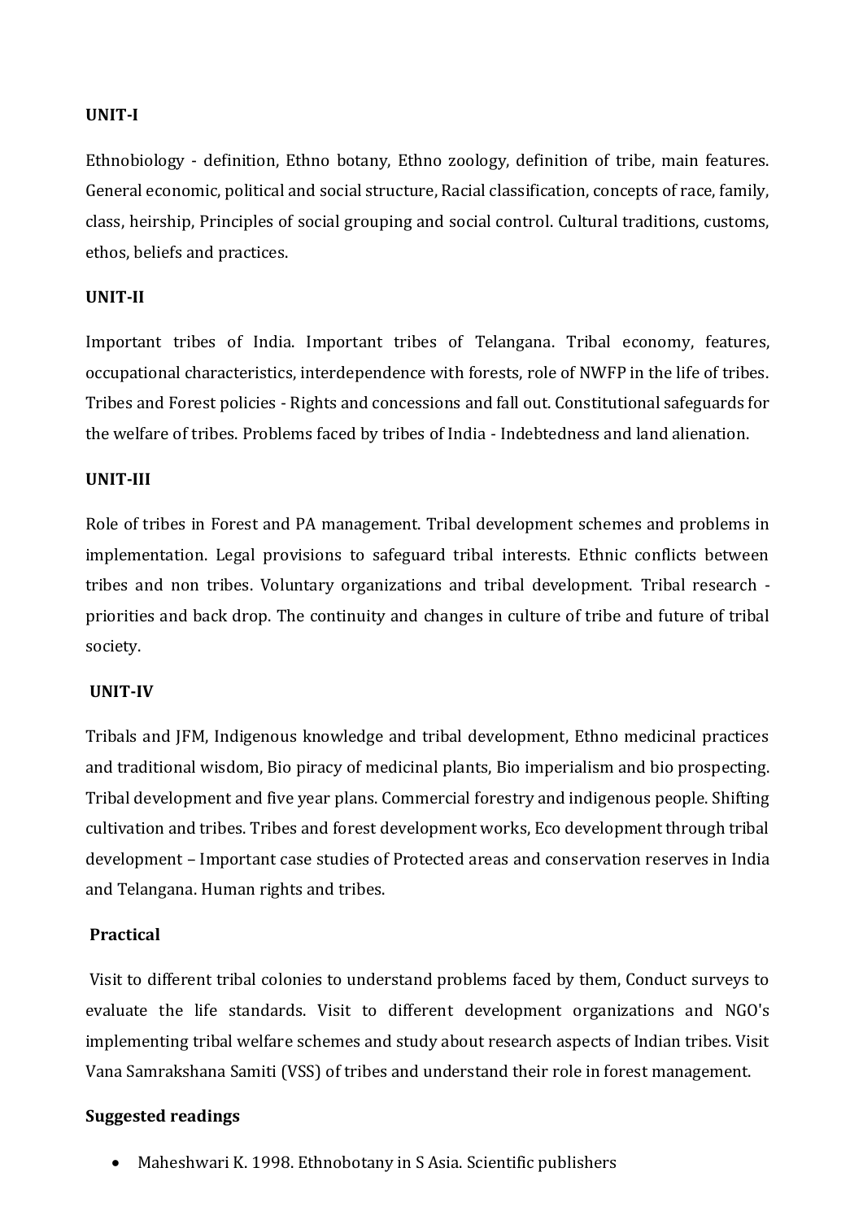**UNIT-I**

Ethnobiology - definition, Ethno botany, Ethno zoology, definition of tribe, main features. General economic, political and social structure, Racial classification, concepts of race, family, class, heirship, Principles of social grouping and social control. Cultural traditions, customs, ethos, beliefs and practices.

**UNIT-II**

Important tribes of India. Important tribes of Telangana. Tribal economy, features, occupational characteristics, interdependence with forests, role of NWFP in the life of tribes. Tribes and Forest policies - Rights and concessions and fall out. Constitutional safeguards for the welfare of tribes. Problems faced by tribes of India - Indebtedness and land alienation.

**UNIT-III**

Role of tribes in Forest and PA management. Tribal development schemes and problems in implementation. Legal provisions to safeguard tribal interests. Ethnic conflicts between tribes and non tribes. Voluntary organizations and tribal development. Tribal research - priorities and back drop. The continuity and changes in culture of tribe and future of tribal society.

**UNIT-IV**

Tribals and JFM, Indigenous knowledge and tribal development, Ethno medicinal practices and traditional wisdom, Bio piracy of medicinal plants, Bio imperialism and bio prospecting. Tribal development and five year plans. Commercial forestry and indigenous people. Shifting cultivation and tribes. Tribes and forest development works, Eco development through tribal development – Important case studies of Protected areas and conservation reserves in India and Telangana. Human rights and tribes.

**Practical**

Visit to different tribal colonies to understand problems faced by them, Conduct surveys to evaluate the life standards. Visit to different development organizations and NGO's implementing tribal welfare schemes and study about research aspects of Indian tribes. Visit Vana Samrakshana Samiti (VSS) of tribes and understand their role in forest management.

**Suggested readings**

- Maheshwari K. 1998. Ethnobotany in S Asia. Scientific publishers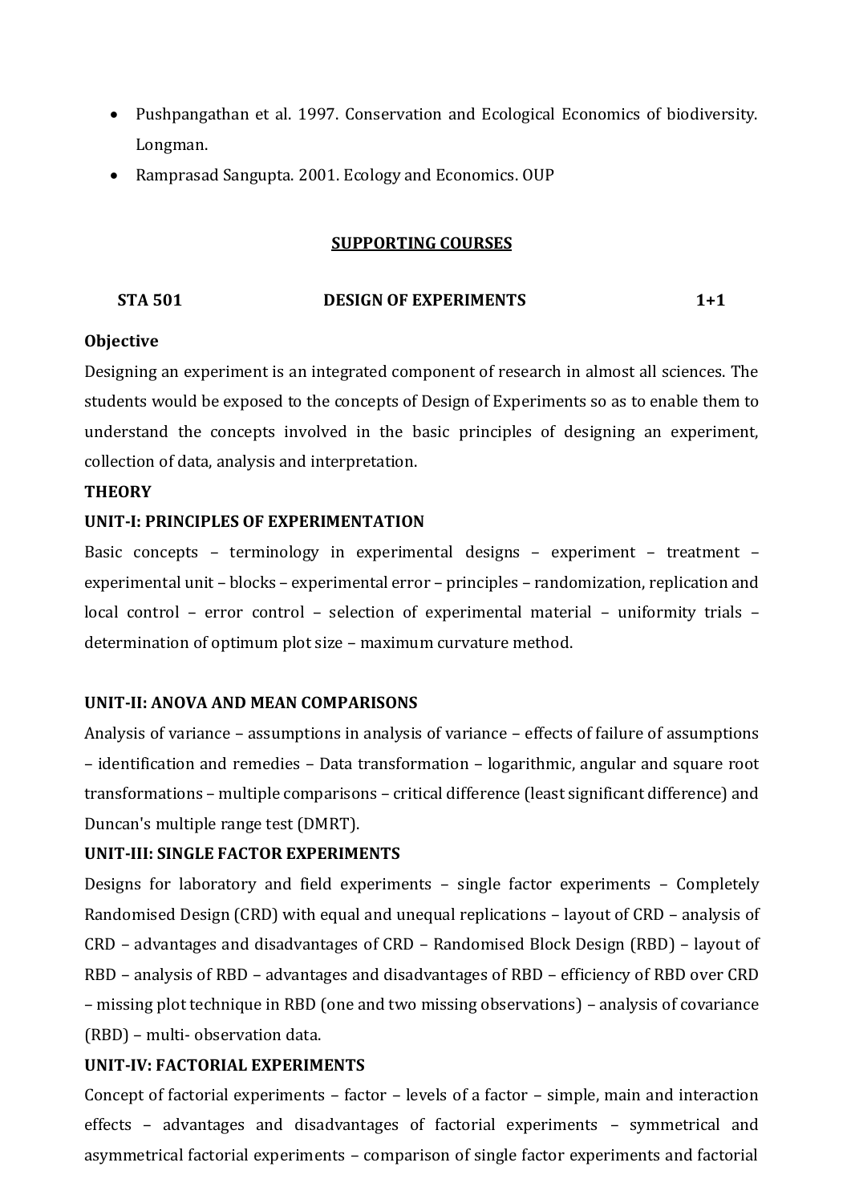- Pushpangathan et al. 1997. Conservation and Ecological Economics of biodiversity. Longman.
- Ramprasad Sangupta. 2001. Ecology and Economics. OUP

## SUPPORTING COURSES

### STA 501 DESIGN OF EXPERIMENTS 1+1

**Objective**

Designing an experiment is an integrated component of research in almost all sciences. The students would be exposed to the concepts of Design of Experiments so as to enable them to understand the concepts involved in the basic principles of designing an experiment, collection of data, analysis and interpretation.

**THEORY**

**UNIT-I: PRINCIPLES OF EXPERIMENTATION**

Basic concepts – terminology in experimental designs – experiment – treatment – experimental unit – blocks – experimental error – principles – randomization, replication and local control – error control – selection of experimental material – uniformity trials – determination of optimum plot size – maximum curvature method.

**UNIT-II: ANOVA AND MEAN COMPARISONS**

Analysis of variance – assumptions in analysis of variance – effects of failure of assumptions – identification and remedies – Data transformation – logarithmic, angular and square root transformations – multiple comparisons – critical difference (least significant difference) and Duncan's multiple range test (DMRT).

**UNIT-III: SINGLE FACTOR EXPERIMENTS**

Designs for laboratory and field experiments – single factor experiments – Completely Randomised Design (CRD) with equal and unequal replications – layout of CRD – analysis of CRD – advantages and disadvantages of CRD – Randomised Block Design (RBD) – layout of RBD – analysis of RBD – advantages and disadvantages of RBD – efficiency of RBD over CRD – missing plot technique in RBD (one and two missing observations) – analysis of covariance (RBD) – multi- observation data.

**UNIT-IV: FACTORIAL EXPERIMENTS**

Concept of factorial experiments – factor – levels of a factor – simple, main and interaction effects – advantages and disadvantages of factorial experiments – symmetrical and asymmetrical factorial experiments – comparison of single factor experiments and factorial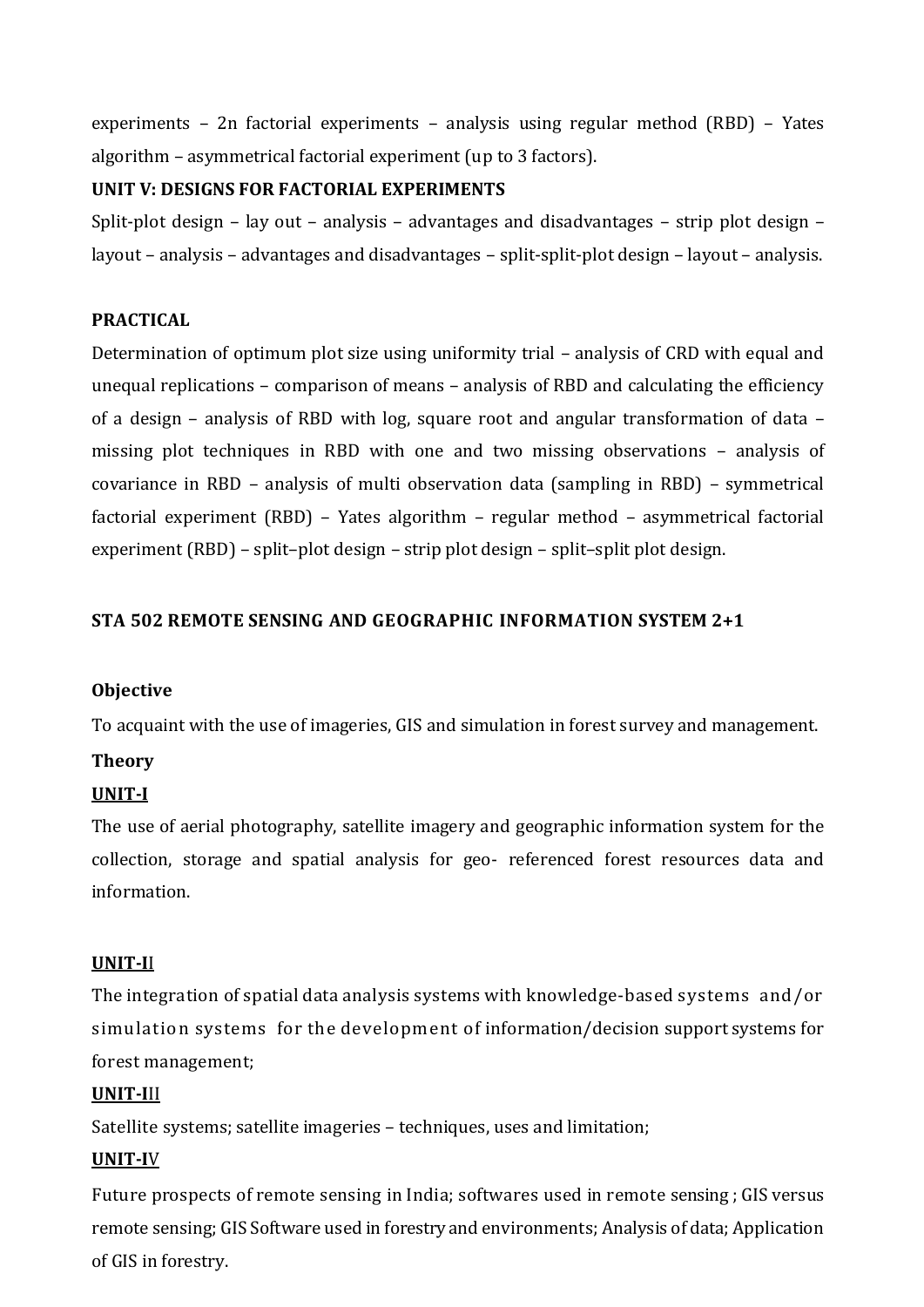experiments – 2n factorial experiments – analysis using regular method (RBD) – Yates algorithm – asymmetrical factorial experiment (up to 3 factors).

**UNIT V: DESIGNS FOR FACTORIAL EXPERIMENTS**

Split-plot design – lay out – analysis – advantages and disadvantages – strip plot design – layout – analysis – advantages and disadvantages – split-split-plot design – layout – analysis.

**PRACTICAL**

Determination of optimum plot size using uniformity trial – analysis of CRD with equal and unequal replications – comparison of means – analysis of RBD and calculating the efficiency of a design – analysis of RBD with log, square root and angular transformation of data – missing plot techniques in RBD with one and two missing observations – analysis of covariance in RBD – analysis of multi observation data (sampling in RBD) – symmetrical factorial experiment (RBD) – Yates algorithm – regular method – asymmetrical factorial experiment (RBD) – split–plot design – strip plot design – split–split plot design.

**STA 502 REMOTE SENSING AND GEOGRAPHIC INFORMATION SYSTEM 2+1**

**Objective**

To acquaint with the use of imageries, GIS and simulation in forest survey and management.

**Theory**

**UNIT-I**

The use of aerial photography, satellite imagery and geographic information system for the collection, storage and spatial analysis for geo- referenced forest resources data and information.

**UNIT-II**

The integration of spatial data analysis systems with knowledge-based systems and/or simulation systems for the development of information/decision support systems for forest management;

**UNIT-III**

Satellite systems; satellite imageries – techniques, uses and limitation;

**UNIT-IV**

Future prospects of remote sensing in India; softwares used in remote sensing ; GIS versus remote sensing; GIS Software used in forestry and environments; Analysis of data; Application of GIS in forestry.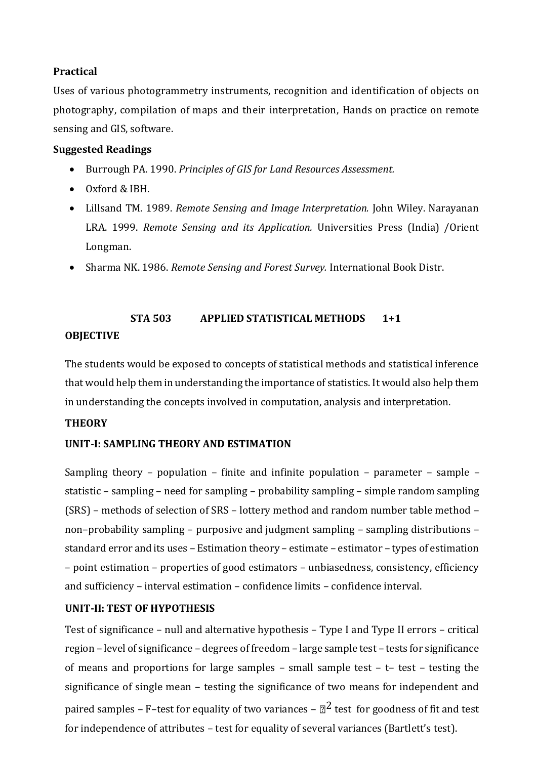**Practical**

Uses of various photogrammetry instruments, recognition and identification of objects on photography, compilation of maps and their interpretation, Hands on practice on remote sensing and GIS, software.

**Suggested Readings**

- Burrough PA. 1990. *Principles of GIS for Land Resources Assessment.*
- Oxford & IBH.
- Lillsand TM. 1989. *Remote Sensing and Image Interpretation.* John Wiley. Narayanan LRA. 1999. *Remote Sensing and its Application.* Universities Press (India) /Orient Longman.
- Sharma NK. 1986. *Remote Sensing and Forest Survey.* International Book Distr.

## STA 503 APPLIED STATISTICAL METHODS 1+1

**OBJECTIVE**

The students would be exposed to concepts of statistical methods and statistical inference that would help them in understanding the importance of statistics. It would also help them in understanding the concepts involved in computation, analysis and interpretation.

**THEORY**

**UNIT-I: SAMPLING THEORY AND ESTIMATION**

Sampling theory – population – finite and infinite population – parameter – sample – statistic – sampling – need for sampling – probability sampling – simple random sampling (SRS) – methods of selection of SRS – lottery method and random number table method – non–probability sampling – purposive and judgment sampling – sampling distributions – standard error and its uses – Estimation theory – estimate – estimator – types of estimation – point estimation – properties of good estimators – unbiasedness, consistency, efficiency and sufficiency – interval estimation – confidence limits – confidence interval.

**UNIT-II: TEST OF HYPOTHESIS**

Test of significance – null and alternative hypothesis – Type I and Type II errors – critical region – level of significance – degrees of freedom – large sample test – tests for significance of means and proportions for large samples – small sample test – t– test – testing the significance of single mean – testing the significance of two means for independent and paired samples – F–test for equality of two variances – $\chi^2$ test for goodness of fit and test for independence of attributes – test for equality of several variances (Bartlett's test).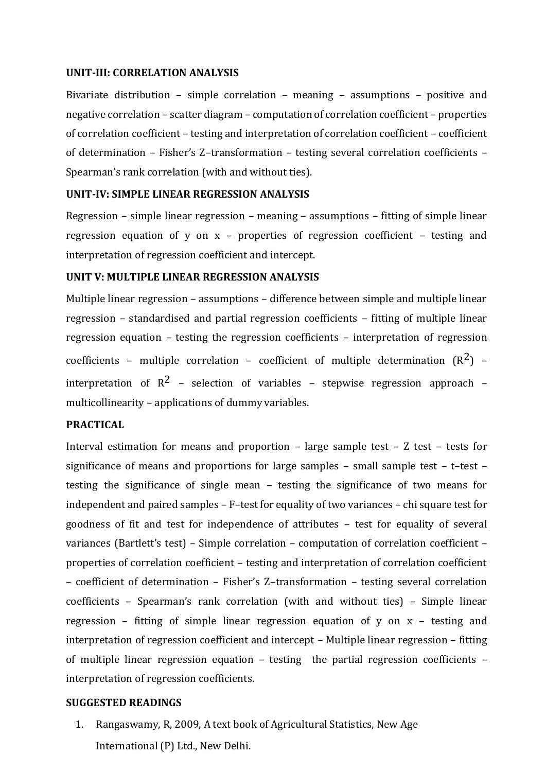**UNIT-III: CORRELATION ANALYSIS**

Bivariate distribution – simple correlation – meaning – assumptions – positive and negative correlation – scatter diagram – computation of correlation coefficient – properties of correlation coefficient – testing and interpretation of correlation coefficient – coefficient of determination – Fisher's Z–transformation – testing several correlation coefficients – Spearman's rank correlation (with and without ties).

**UNIT-IV: SIMPLE LINEAR REGRESSION ANALYSIS**

Regression – simple linear regression – meaning – assumptions – fitting of simple linear regression equation of y on x – properties of regression coefficient – testing and interpretation of regression coefficient and intercept.

**UNIT V: MULTIPLE LINEAR REGRESSION ANALYSIS**

Multiple linear regression – assumptions – difference between simple and multiple linear regression – standardised and partial regression coefficients – fitting of multiple linear regression equation – testing the regression coefficients – interpretation of regression coefficients – multiple correlation – coefficient of multiple determination ($R^2$) – interpretation of $R^2$ – selection of variables – stepwise regression approach – multicollinearity – applications of dummy variables.

**PRACTICAL**

Interval estimation for means and proportion – large sample test – Z test – tests for significance of means and proportions for large samples – small sample test – t–test – testing the significance of single mean – testing the significance of two means for independent and paired samples – F–test for equality of two variances – chi square test for goodness of fit and test for independence of attributes – test for equality of several variances (Bartlett's test) – Simple correlation – computation of correlation coefficient – properties of correlation coefficient – testing and interpretation of correlation coefficient – coefficient of determination – Fisher's Z–transformation – testing several correlation coefficients – Spearman's rank correlation (with and without ties) – Simple linear regression – fitting of simple linear regression equation of y on x – testing and interpretation of regression coefficient and intercept – Multiple linear regression – fitting of multiple linear regression equation – testing the partial regression coefficients – interpretation of regression coefficients.

**SUGGESTED READINGS**

1. Rangaswamy, R, 2009, A text book of Agricultural Statistics, New Age International (P) Ltd., New Delhi.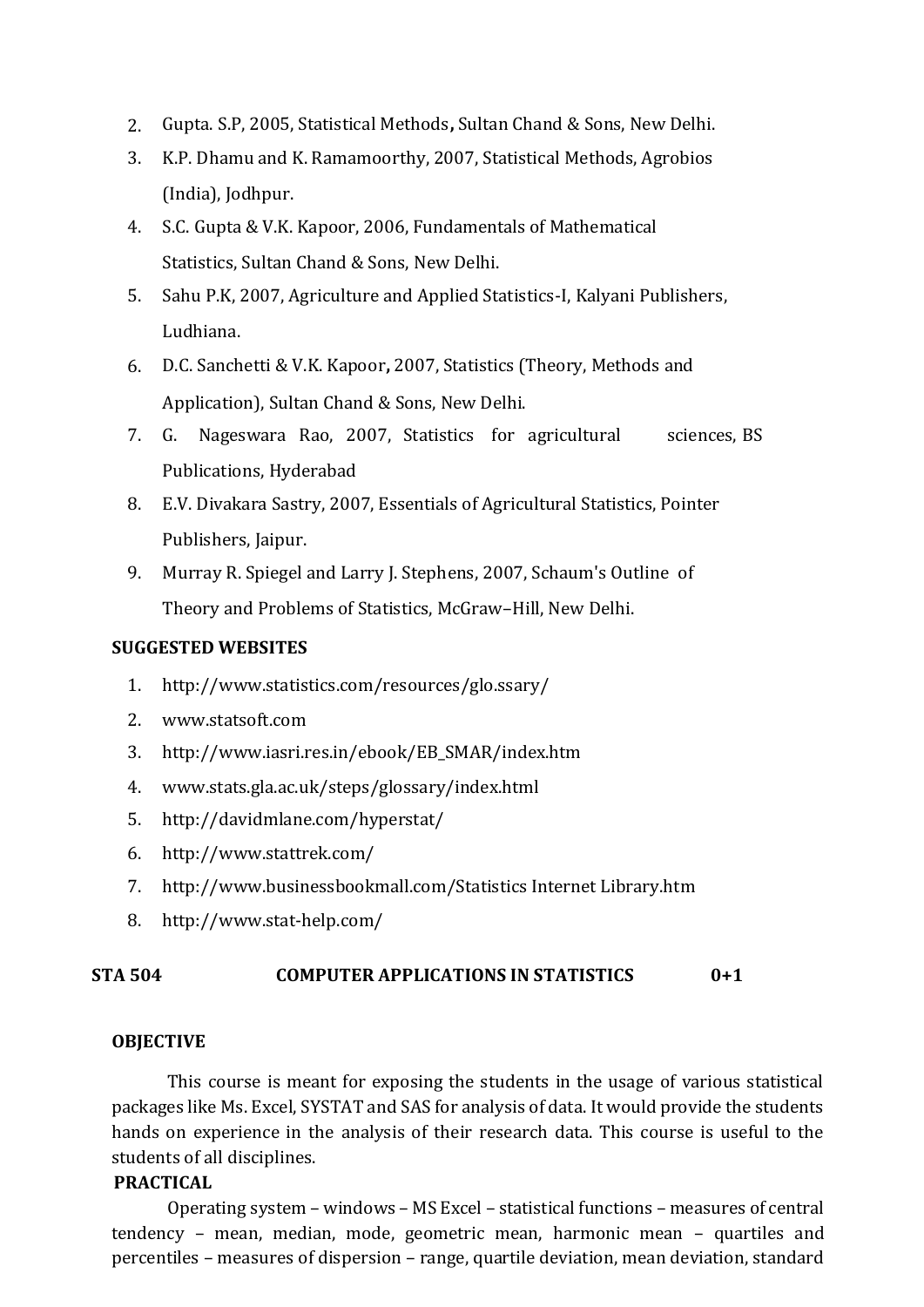2. Gupta. S.P, 2005, Statistical Methods**,** Sultan Chand & Sons, New Delhi.
3. K.P. Dhamu and K. Ramamoorthy, 2007, Statistical Methods, Agrobios (India), Jodhpur.
4. S.C. Gupta & V.K. Kapoor, 2006, Fundamentals of Mathematical Statistics, Sultan Chand & Sons, New Delhi.
5. Sahu P.K, 2007, Agriculture and Applied Statistics-I, Kalyani Publishers, Ludhiana.
6. D.C. Sanchetti & V.K. Kapoor**,** 2007, Statistics (Theory, Methods and Application), Sultan Chand & Sons, New Delhi.
7. G. Nageswara Rao, 2007, Statistics for agricultural sciences, BS Publications, Hyderabad
8. E.V. Divakara Sastry, 2007, Essentials of Agricultural Statistics, Pointer Publishers, Jaipur.
9. Murray R. Spiegel and Larry J. Stephens, 2007, Schaum's Outline of Theory and Problems of Statistics, McGraw–Hill, New Delhi.

**SUGGESTED WEBSITES**

1. http://www.statistics.com/resources/glo.ssary/
2. www.statsoft.com
3. http://www.iasri.res.in/ebook/EB_SMAR/index.htm
4. www.stats.gla.ac.uk/steps/glossary/index.html
5. http://davidmlane.com/hyperstat/
6. http://www.stattrek.com/
7. http://www.businessbookmall.com/Statistics Internet Library.htm
8. http://www.stat-help.com/

## STA 504 COMPUTER APPLICATIONS IN STATISTICS 0+1

**OBJECTIVE**

This course is meant for exposing the students in the usage of various statistical packages like Ms. Excel, SYSTAT and SAS for analysis of data. It would provide the students hands on experience in the analysis of their research data. This course is useful to the students of all disciplines.

**PRACTICAL**

Operating system – windows – MS Excel – statistical functions – measures of central tendency – mean, median, mode, geometric mean, harmonic mean – quartiles and percentiles – measures of dispersion – range, quartile deviation, mean deviation, standard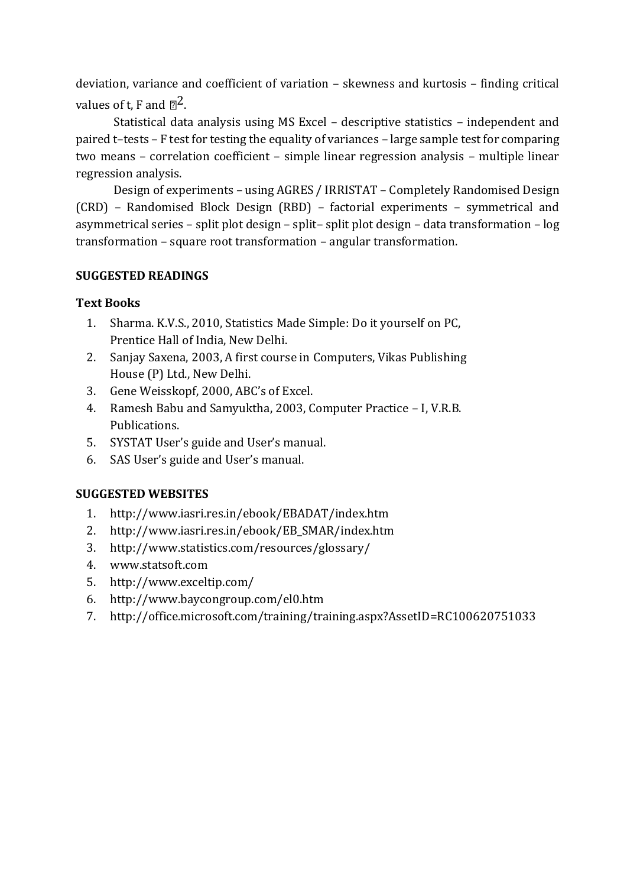deviation, variance and coefficient of variation – skewness and kurtosis – finding critical values of t, F and $\chi^2$.

Statistical data analysis using MS Excel – descriptive statistics – independent and paired t–tests – F test for testing the equality of variances – large sample test for comparing two means – correlation coefficient – simple linear regression analysis – multiple linear regression analysis.

Design of experiments – using AGRES / IRRISTAT – Completely Randomised Design (CRD) – Randomised Block Design (RBD) – factorial experiments – symmetrical and asymmetrical series – split plot design – split– split plot design – data transformation – log transformation – square root transformation – angular transformation.

## SUGGESTED READINGS

### Text Books

1. Sharma. K.V.S., 2010, Statistics Made Simple: Do it yourself on PC, Prentice Hall of India, New Delhi.
2. Sanjay Saxena, 2003, A first course in Computers, Vikas Publishing House (P) Ltd., New Delhi.
3. Gene Weisskopf, 2000, ABC's of Excel.
4. Ramesh Babu and Samyuktha, 2003, Computer Practice – I, V.R.B. Publications.
5. SYSTAT User's guide and User's manual.
6. SAS User's guide and User's manual.

## SUGGESTED WEBSITES

1. http://www.iasri.res.in/ebook/EBADAT/index.htm
2. http://www.iasri.res.in/ebook/EB_SMAR/index.htm
3. http://www.statistics.com/resources/glossary/
4. www.statsoft.com
5. http://www.exceltip.com/
6. http://www.baycongroup.com/el0.htm
7. http://office.microsoft.com/training/training.aspx?AssetID=RC100620751033